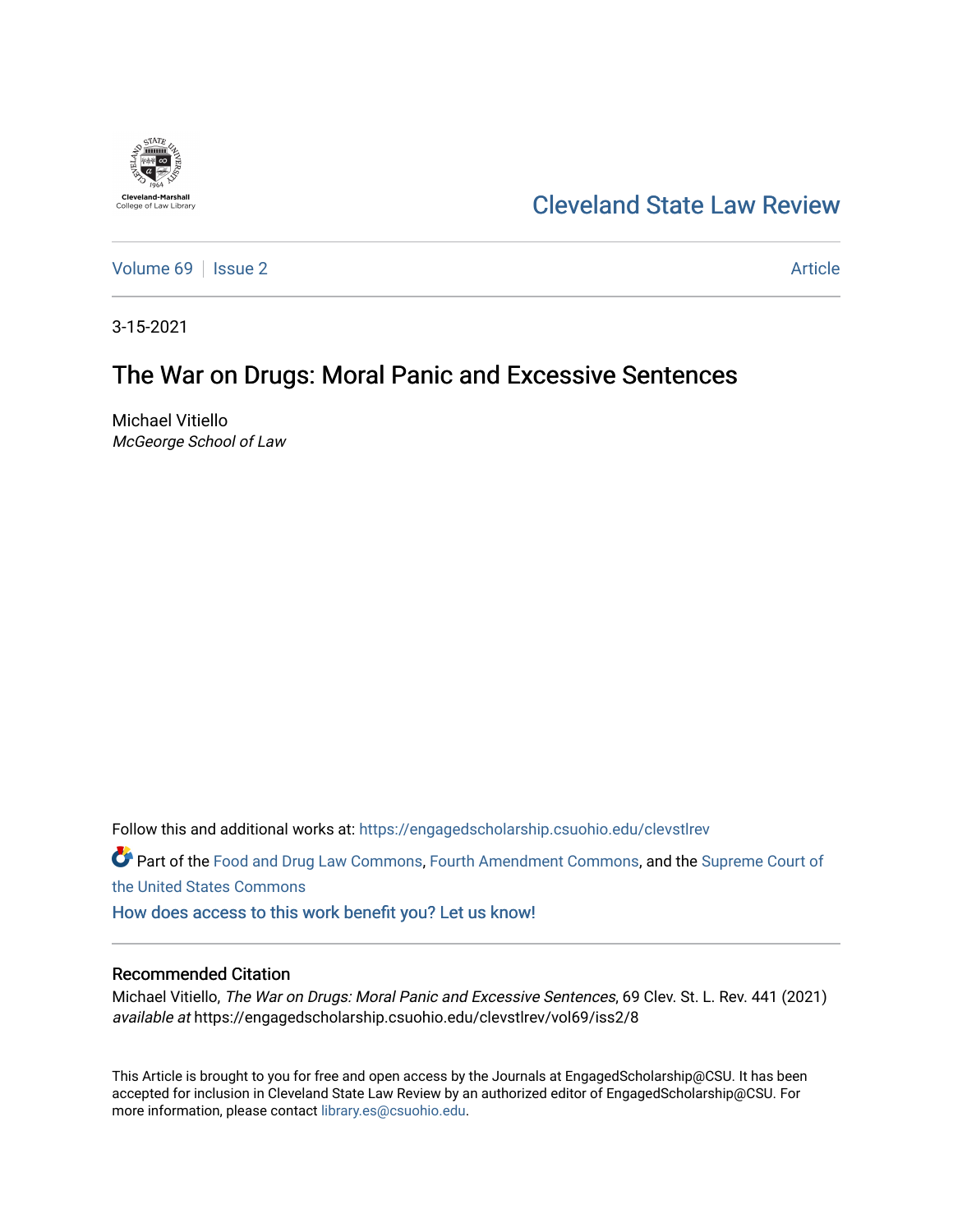Cleveland-Marshall College of Law Library

# Cleveland State Law Review

Volume 69 | Issue 2 | Article

3-15-2021

## The War on Drugs: Moral Panic and Excessive Sentences

Michael Vitiello
*McGeorge School of Law*

Follow this and additional works at: https://engagedscholarship.csuohio.edu/clevstlrev

Part of the Food and Drug Law Commons, Fourth Amendment Commons, and the Supreme Court of the United States Commons

How does access to this work benefit you? Let us know!

### Recommended Citation

Michael Vitiello, *The War on Drugs: Moral Panic and Excessive Sentences*, 69 Clev. St. L. Rev. 441 (2021) *available at* https://engagedscholarship.csuohio.edu/clevstlrev/vol69/iss2/8

This Article is brought to you for free and open access by the Journals at EngagedScholarship@CSU. It has been accepted for inclusion in Cleveland State Law Review by an authorized editor of EngagedScholarship@CSU. For more information, please contact library.es@csuohio.edu.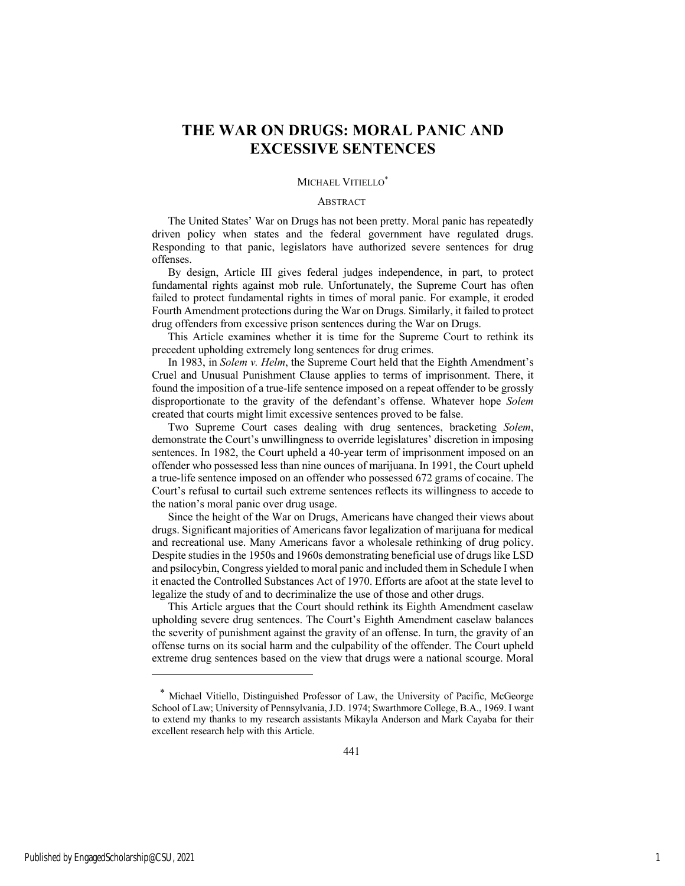# THE WAR ON DRUGS: MORAL PANIC AND EXCESSIVE SENTENCES

MICHAEL VITIELLO[*]

ABSTRACT

The United States' War on Drugs has not been pretty. Moral panic has repeatedly driven policy when states and the federal government have regulated drugs. Responding to that panic, legislators have authorized severe sentences for drug offenses.

By design, Article III gives federal judges independence, in part, to protect fundamental rights against mob rule. Unfortunately, the Supreme Court has often failed to protect fundamental rights in times of moral panic. For example, it eroded Fourth Amendment protections during the War on Drugs. Similarly, it failed to protect drug offenders from excessive prison sentences during the War on Drugs.

This Article examines whether it is time for the Supreme Court to rethink its precedent upholding extremely long sentences for drug crimes.

In 1983, in *Solem v. Helm*, the Supreme Court held that the Eighth Amendment's Cruel and Unusual Punishment Clause applies to terms of imprisonment. There, it found the imposition of a true-life sentence imposed on a repeat offender to be grossly disproportionate to the gravity of the defendant's offense. Whatever hope *Solem* created that courts might limit excessive sentences proved to be false.

Two Supreme Court cases dealing with drug sentences, bracketing *Solem*, demonstrate the Court's unwillingness to override legislatures' discretion in imposing sentences. In 1982, the Court upheld a 40-year term of imprisonment imposed on an offender who possessed less than nine ounces of marijuana. In 1991, the Court upheld a true-life sentence imposed on an offender who possessed 672 grams of cocaine. The Court's refusal to curtail such extreme sentences reflects its willingness to accede to the nation's moral panic over drug usage.

Since the height of the War on Drugs, Americans have changed their views about drugs. Significant majorities of Americans favor legalization of marijuana for medical and recreational use. Many Americans favor a wholesale rethinking of drug policy. Despite studies in the 1950s and 1960s demonstrating beneficial use of drugs like LSD and psilocybin, Congress yielded to moral panic and included them in Schedule I when it enacted the Controlled Substances Act of 1970. Efforts are afoot at the state level to legalize the study of and to decriminalize the use of those and other drugs.

This Article argues that the Court should rethink its Eighth Amendment caselaw upholding severe drug sentences. The Court's Eighth Amendment caselaw balances the severity of punishment against the gravity of an offense. In turn, the gravity of an offense turns on its social harm and the culpability of the offender. The Court upheld extreme drug sentences based on the view that drugs were a national scourge. Moral

[*] Michael Vitiello, Distinguished Professor of Law, the University of Pacific, McGeorge School of Law; University of Pennsylvania, J.D. 1974; Swarthmore College, B.A., 1969. I want to extend my thanks to my research assistants Mikayla Anderson and Mark Cayaba for their excellent research help with this Article.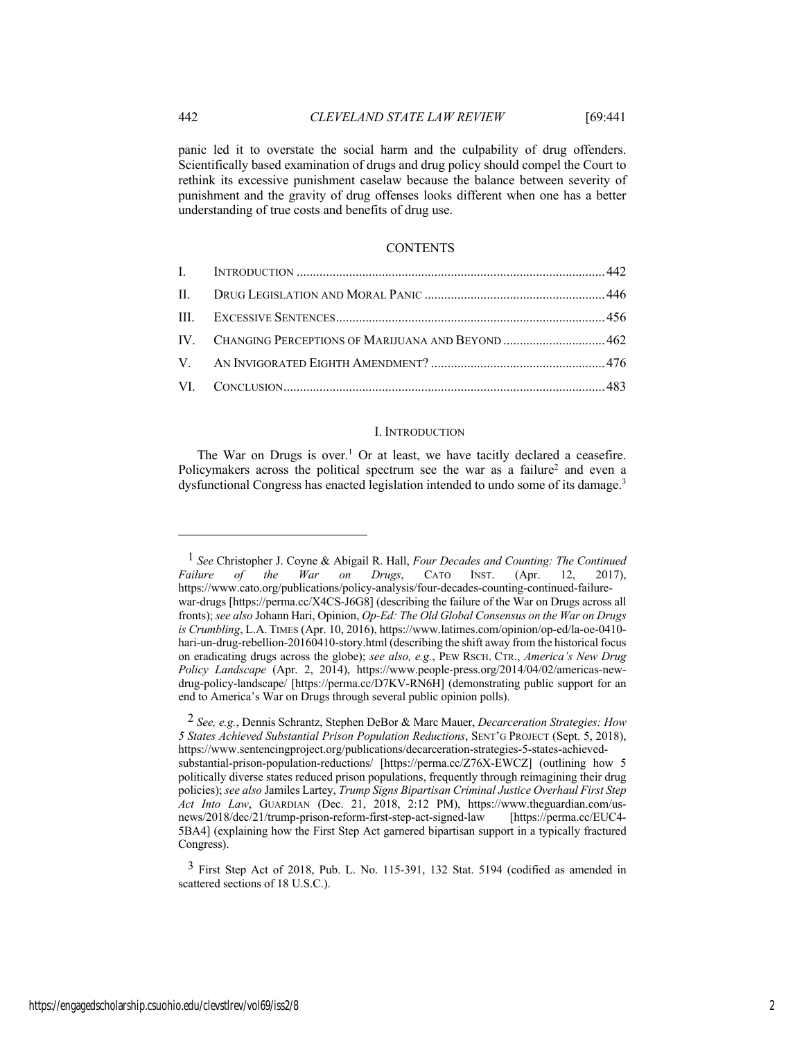panic led it to overstate the social harm and the culpability of drug offenders. Scientifically based examination of drugs and drug policy should compel the Court to rethink its excessive punishment caselaw because the balance between severity of punishment and the gravity of drug offenses looks different when one has a better understanding of true costs and benefits of drug use.

## CONTENTS

| | | |
|---|---|---|
| I. | INTRODUCTION | 442 |
| II. | DRUG LEGISLATION AND MORAL PANIC | 446 |
| III. | EXCESSIVE SENTENCES | 456 |
| IV. | CHANGING PERCEPTIONS OF MARIJUANA AND BEYOND | 462 |
| V. | AN INVIGORATED EIGHTH AMENDMENT? | 476 |
| VI. | CONCLUSION | 483 |

## I. INTRODUCTION

The War on Drugs is over.[1] Or at least, we have tacitly declared a ceasefire. Policymakers across the political spectrum see the war as a failure[2] and even a dysfunctional Congress has enacted legislation intended to undo some of its damage.[3]

---

[1] *See* Christopher J. Coyne & Abigail R. Hall, *Four Decades and Counting: The Continued Failure of the War on Drugs*, CATO INST. (Apr. 12, 2017), https://www.cato.org/publications/policy-analysis/four-decades-counting-continued-failure-war-drugs [https://perma.cc/X4CS-J6G8] (describing the failure of the War on Drugs across all fronts); *see also* Johann Hari, Opinion, *Op-Ed: The Old Global Consensus on the War on Drugs is Crumbling*, L.A. TIMES (Apr. 10, 2016), https://www.latimes.com/opinion/op-ed/la-oe-0410-hari-un-drug-rebellion-20160410-story.html (describing the shift away from the historical focus on eradicating drugs across the globe); *see also, e.g.*, PEW RSCH. CTR., *America's New Drug Policy Landscape* (Apr. 2, 2014), https://www.people-press.org/2014/04/02/americas-new-drug-policy-landscape/ [https://perma.cc/D7KV-RN6H] (demonstrating public support for an end to America's War on Drugs through several public opinion polls).

[2] *See, e.g.*, Dennis Schrantz, Stephen DeBor & Marc Mauer, *Decarceration Strategies: How 5 States Achieved Substantial Prison Population Reductions*, SENT'G PROJECT (Sept. 5, 2018), https://www.sentencingproject.org/publications/decarceration-strategies-5-states-achieved-substantial-prison-population-reductions/ [https://perma.cc/Z76X-EWCZ] (outlining how 5 politically diverse states reduced prison populations, frequently through reimagining their drug policies); *see also* Jamiles Lartey, *Trump Signs Bipartisan Criminal Justice Overhaul First Step Act Into Law*, GUARDIAN (Dec. 21, 2018, 2:12 PM), https://www.theguardian.com/us-news/2018/dec/21/trump-prison-reform-first-step-act-signed-law [https://perma.cc/EUC4-5BA4] (explaining how the First Step Act garnered bipartisan support in a typically fractured Congress).

[3] First Step Act of 2018, Pub. L. No. 115-391, 132 Stat. 5194 (codified as amended in scattered sections of 18 U.S.C.).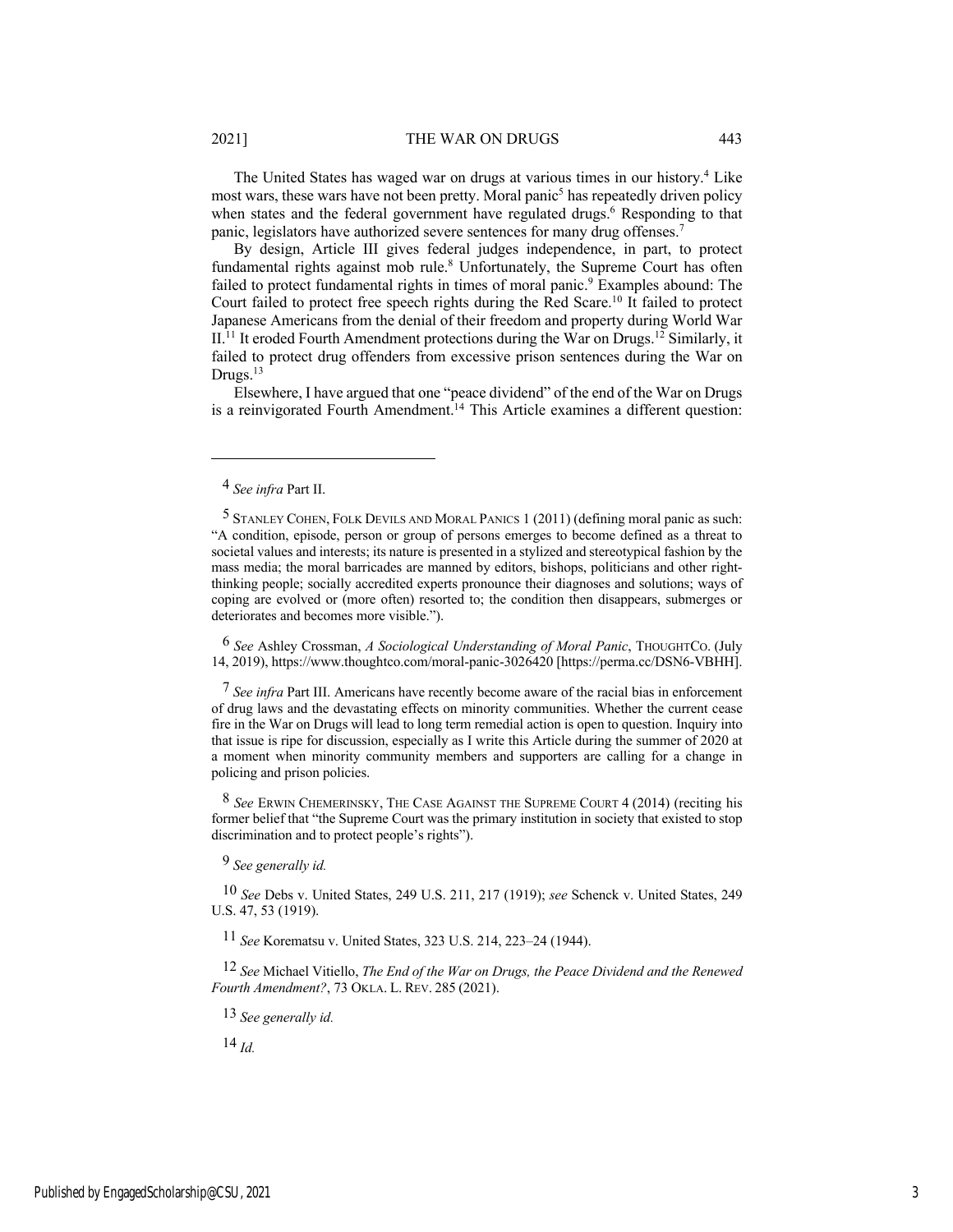The United States has waged war on drugs at various times in our history.[4] Like most wars, these wars have not been pretty. Moral panic[5] has repeatedly driven policy when states and the federal government have regulated drugs.[6] Responding to that panic, legislators have authorized severe sentences for many drug offenses.[7]

By design, Article III gives federal judges independence, in part, to protect fundamental rights against mob rule.[8] Unfortunately, the Supreme Court has often failed to protect fundamental rights in times of moral panic.[9] Examples abound: The Court failed to protect free speech rights during the Red Scare.[10] It failed to protect Japanese Americans from the denial of their freedom and property during World War II.[11] It eroded Fourth Amendment protections during the War on Drugs.[12] Similarly, it failed to protect drug offenders from excessive prison sentences during the War on Drugs.[13]

Elsewhere, I have argued that one "peace dividend" of the end of the War on Drugs is a reinvigorated Fourth Amendment.[14] This Article examines a different question:

---

4 *See infra* Part II.

5 STANLEY COHEN, FOLK DEVILS AND MORAL PANICS 1 (2011) (defining moral panic as such: "A condition, episode, person or group of persons emerges to become defined as a threat to societal values and interests; its nature is presented in a stylized and stereotypical fashion by the mass media; the moral barricades are manned by editors, bishops, politicians and other right-thinking people; socially accredited experts pronounce their diagnoses and solutions; ways of coping are evolved or (more often) resorted to; the condition then disappears, submerges or deteriorates and becomes more visible.").

6 *See* Ashley Crossman, *A Sociological Understanding of Moral Panic*, THOUGHTCO. (July 14, 2019), https://www.thoughtco.com/moral-panic-3026420 [https://perma.cc/DSN6-VBHH].

7 *See infra* Part III. Americans have recently become aware of the racial bias in enforcement of drug laws and the devastating effects on minority communities. Whether the current cease fire in the War on Drugs will lead to long term remedial action is open to question. Inquiry into that issue is ripe for discussion, especially as I write this Article during the summer of 2020 at a moment when minority community members and supporters are calling for a change in policing and prison policies.

8 *See* ERWIN CHEMERINSKY, THE CASE AGAINST THE SUPREME COURT 4 (2014) (reciting his former belief that "the Supreme Court was the primary institution in society that existed to stop discrimination and to protect people's rights").

9 *See generally id.*

10 *See* Debs v. United States, 249 U.S. 211, 217 (1919); *see* Schenck v. United States, 249 U.S. 47, 53 (1919).

11 *See* Korematsu v. United States, 323 U.S. 214, 223–24 (1944).

12 *See* Michael Vitiello, *The End of the War on Drugs, the Peace Dividend and the Renewed Fourth Amendment?*, 73 OKLA. L. REV. 285 (2021).

13 *See generally id.*

14 *Id.*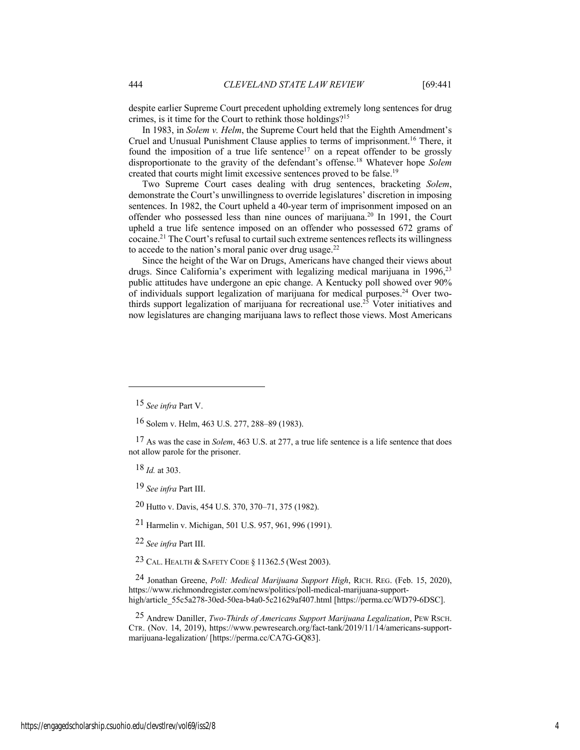despite earlier Supreme Court precedent upholding extremely long sentences for drug crimes, is it time for the Court to rethink those holdings?[15]

In 1983, in *Solem v. Helm*, the Supreme Court held that the Eighth Amendment's Cruel and Unusual Punishment Clause applies to terms of imprisonment.[16] There, it found the imposition of a true life sentence[17] on a repeat offender to be grossly disproportionate to the gravity of the defendant's offense.[18] Whatever hope *Solem* created that courts might limit excessive sentences proved to be false.[19]

Two Supreme Court cases dealing with drug sentences, bracketing *Solem*, demonstrate the Court's unwillingness to override legislatures' discretion in imposing sentences. In 1982, the Court upheld a 40-year term of imprisonment imposed on an offender who possessed less than nine ounces of marijuana.[20] In 1991, the Court upheld a true life sentence imposed on an offender who possessed 672 grams of cocaine.[21] The Court's refusal to curtail such extreme sentences reflects its willingness to accede to the nation's moral panic over drug usage.[22]

Since the height of the War on Drugs, Americans have changed their views about drugs. Since California's experiment with legalizing medical marijuana in 1996,[23] public attitudes have undergone an epic change. A Kentucky poll showed over 90% of individuals support legalization of marijuana for medical purposes.[24] Over two-thirds support legalization of marijuana for recreational use.[25] Voter initiatives and now legislatures are changing marijuana laws to reflect those views. Most Americans

---

15 *See infra* Part V.

16 Solem v. Helm, 463 U.S. 277, 288–89 (1983).

17 As was the case in *Solem*, 463 U.S. at 277, a true life sentence is a life sentence that does not allow parole for the prisoner.

18 *Id.* at 303.

19 *See infra* Part III.

20 Hutto v. Davis, 454 U.S. 370, 370–71, 375 (1982).

21 Harmelin v. Michigan, 501 U.S. 957, 961, 996 (1991).

22 *See infra* Part III.

23 CAL. HEALTH & SAFETY CODE § 11362.5 (West 2003).

24 Jonathan Greene, *Poll: Medical Marijuana Support High*, RICH. REG. (Feb. 15, 2020), https://www.richmondregister.com/news/politics/poll-medical-marijuana-support-high/article_55c5a278-30ed-50ea-b4a0-5c21629af407.html [https://perma.cc/WD79-6DSC].

25 Andrew Daniller, *Two-Thirds of Americans Support Marijuana Legalization*, PEW RSCH. CTR. (Nov. 14, 2019), https://www.pewresearch.org/fact-tank/2019/11/14/americans-support-marijuana-legalization/ [https://perma.cc/CA7G-GQ83].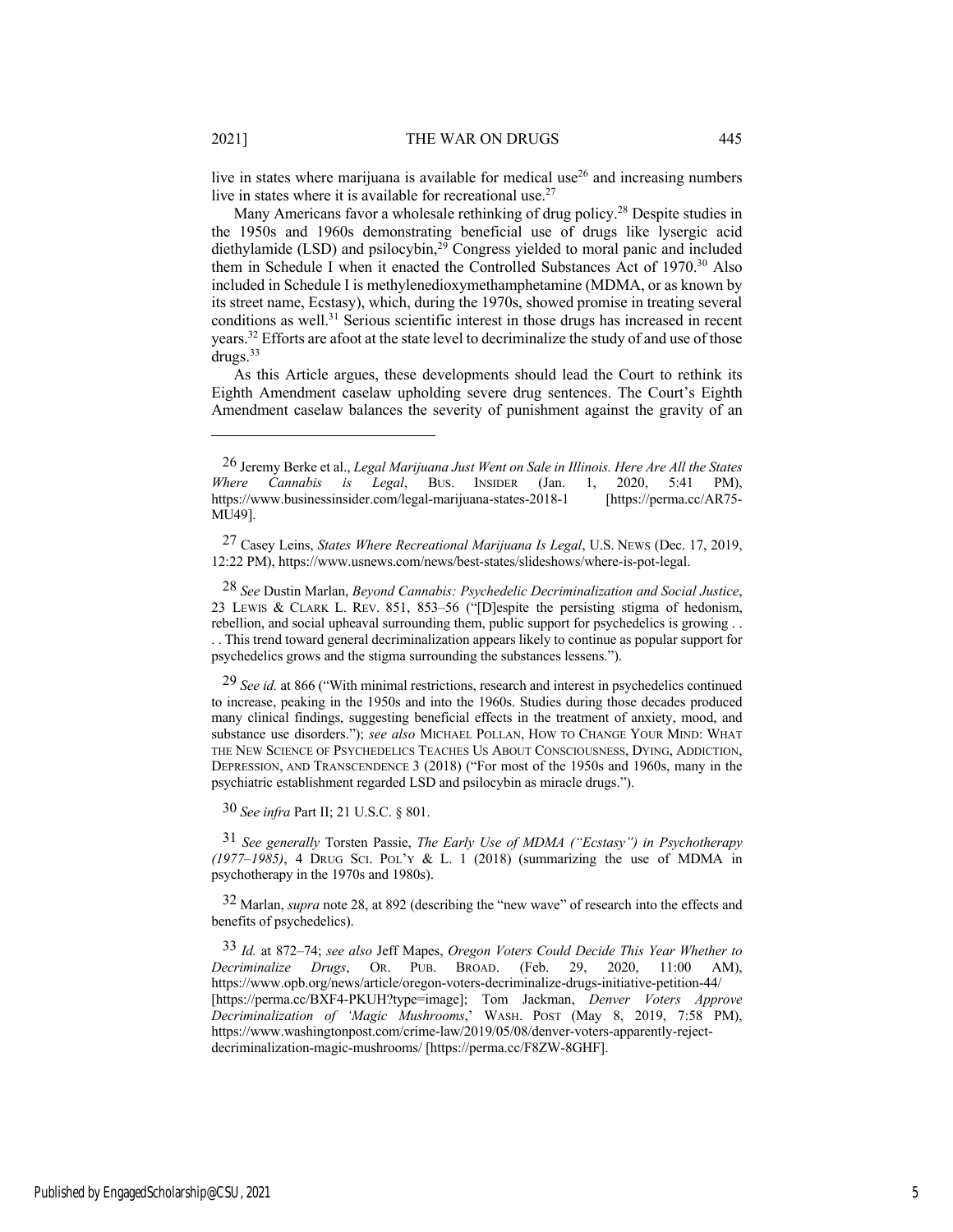live in states where marijuana is available for medical use[26] and increasing numbers live in states where it is available for recreational use.[27]

Many Americans favor a wholesale rethinking of drug policy.[28] Despite studies in the 1950s and 1960s demonstrating beneficial use of drugs like lysergic acid diethylamide (LSD) and psilocybin,[29] Congress yielded to moral panic and included them in Schedule I when it enacted the Controlled Substances Act of 1970.[30] Also included in Schedule I is methylenedioxymethamphetamine (MDMA, or as known by its street name, Ecstasy), which, during the 1970s, showed promise in treating several conditions as well.[31] Serious scientific interest in those drugs has increased in recent years.[32] Efforts are afoot at the state level to decriminalize the study of and use of those drugs.[33]

As this Article argues, these developments should lead the Court to rethink its Eighth Amendment caselaw upholding severe drug sentences. The Court's Eighth Amendment caselaw balances the severity of punishment against the gravity of an

---

26 Jeremy Berke et al., *Legal Marijuana Just Went on Sale in Illinois. Here Are All the States Where Cannabis is Legal*, BUS. INSIDER (Jan. 1, 2020, 5:41 PM), https://www.businessinsider.com/legal-marijuana-states-2018-1 [https://perma.cc/AR75-MU49].

27 Casey Leins, *States Where Recreational Marijuana Is Legal*, U.S. NEWS (Dec. 17, 2019, 12:22 PM), https://www.usnews.com/news/best-states/slideshows/where-is-pot-legal.

28 *See* Dustin Marlan, *Beyond Cannabis: Psychedelic Decriminalization and Social Justice*, 23 LEWIS & CLARK L. REV. 851, 853–56 ("[D]espite the persisting stigma of hedonism, rebellion, and social upheaval surrounding them, public support for psychedelics is growing . . . . This trend toward general decriminalization appears likely to continue as popular support for psychedelics grows and the stigma surrounding the substances lessens.").

29 *See id.* at 866 ("With minimal restrictions, research and interest in psychedelics continued to increase, peaking in the 1950s and into the 1960s. Studies during those decades produced many clinical findings, suggesting beneficial effects in the treatment of anxiety, mood, and substance use disorders."); *see also* MICHAEL POLLAN, HOW TO CHANGE YOUR MIND: WHAT THE NEW SCIENCE OF PSYCHEDELICS TEACHES US ABOUT CONSCIOUSNESS, DYING, ADDICTION, DEPRESSION, AND TRANSCENDENCE 3 (2018) ("For most of the 1950s and 1960s, many in the psychiatric establishment regarded LSD and psilocybin as miracle drugs.").

30 *See infra* Part II; 21 U.S.C. § 801.

31 *See generally* Torsten Passie, *The Early Use of MDMA ("Ecstasy") in Psychotherapy (1977–1985)*, 4 DRUG SCI. POL'Y & L. 1 (2018) (summarizing the use of MDMA in psychotherapy in the 1970s and 1980s).

32 Marlan, *supra* note 28, at 892 (describing the "new wave" of research into the effects and benefits of psychedelics).

33 *Id.* at 872–74; *see also* Jeff Mapes, *Oregon Voters Could Decide This Year Whether to Decriminalize Drugs*, OR. PUB. BROAD. (Feb. 29, 2020, 11:00 AM), https://www.opb.org/news/article/oregon-voters-decriminalize-drugs-initiative-petition-44/ [https://perma.cc/BXF4-PKUH?type=image]; Tom Jackman, *Denver Voters Approve Decriminalization of 'Magic Mushrooms*,' WASH. POST (May 8, 2019, 7:58 PM), https://www.washingtonpost.com/crime-law/2019/05/08/denver-voters-apparently-reject-decriminalization-magic-mushrooms/ [https://perma.cc/F8ZW-8GHF].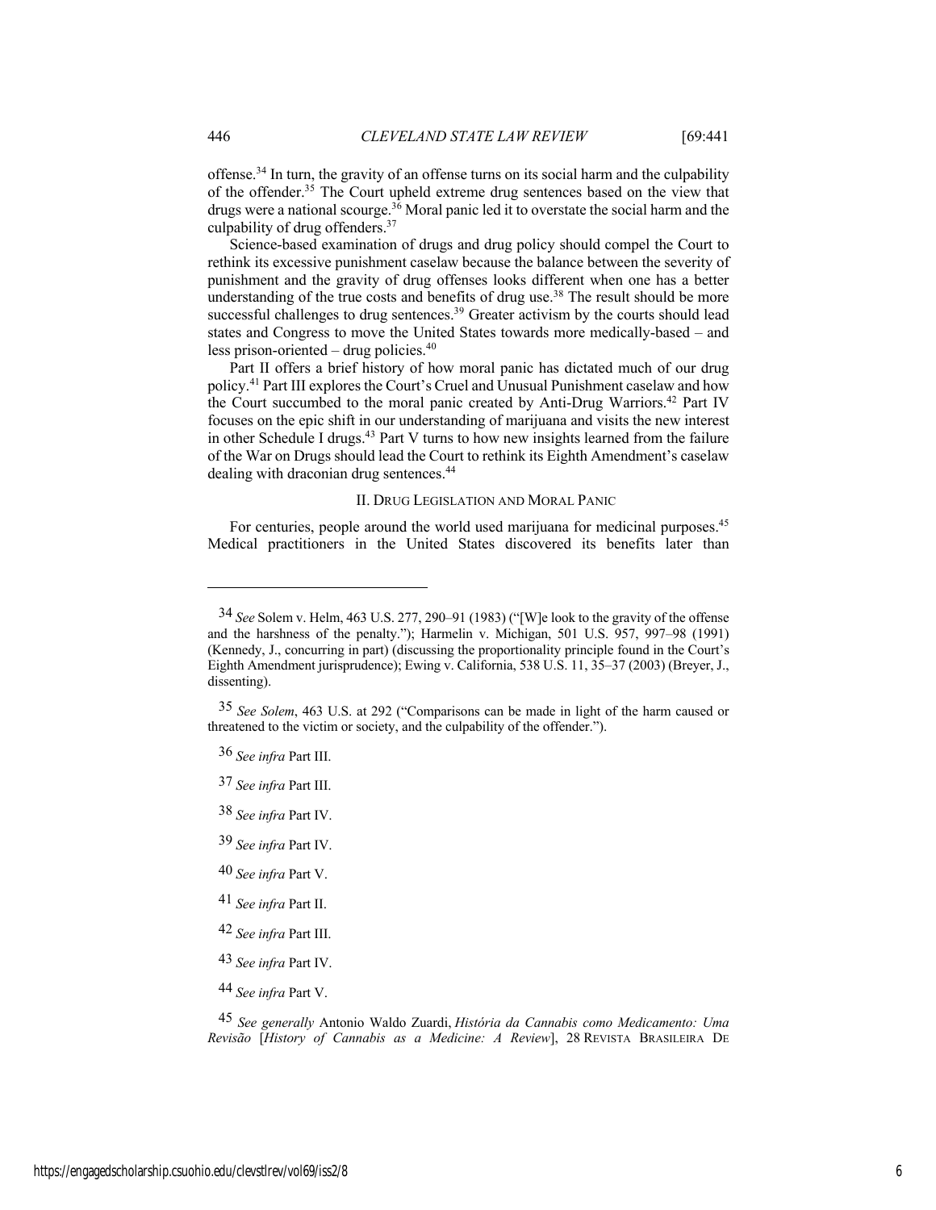offense.[34] In turn, the gravity of an offense turns on its social harm and the culpability of the offender.[35] The Court upheld extreme drug sentences based on the view that drugs were a national scourge.[36] Moral panic led it to overstate the social harm and the culpability of drug offenders.[37]

Science-based examination of drugs and drug policy should compel the Court to rethink its excessive punishment caselaw because the balance between the severity of punishment and the gravity of drug offenses looks different when one has a better understanding of the true costs and benefits of drug use.[38] The result should be more successful challenges to drug sentences.[39] Greater activism by the courts should lead states and Congress to move the United States towards more medically-based – and less prison-oriented – drug policies.[40]

Part II offers a brief history of how moral panic has dictated much of our drug policy.[41] Part III explores the Court's Cruel and Unusual Punishment caselaw and how the Court succumbed to the moral panic created by Anti-Drug Warriors.[42] Part IV focuses on the epic shift in our understanding of marijuana and visits the new interest in other Schedule I drugs.[43] Part V turns to how new insights learned from the failure of the War on Drugs should lead the Court to rethink its Eighth Amendment's caselaw dealing with draconian drug sentences.[44]

## II. Drug Legislation and Moral Panic

For centuries, people around the world used marijuana for medicinal purposes.[45] Medical practitioners in the United States discovered its benefits later than

---

34 *See* Solem v. Helm, 463 U.S. 277, 290–91 (1983) ("[W]e look to the gravity of the offense and the harshness of the penalty."); Harmelin v. Michigan, 501 U.S. 957, 997–98 (1991) (Kennedy, J., concurring in part) (discussing the proportionality principle found in the Court's Eighth Amendment jurisprudence); Ewing v. California, 538 U.S. 11, 35–37 (2003) (Breyer, J., dissenting).

35 *See Solem*, 463 U.S. at 292 ("Comparisons can be made in light of the harm caused or threatened to the victim or society, and the culpability of the offender.").

36 *See infra* Part III.

37 *See infra* Part III.

38 *See infra* Part IV.

39 *See infra* Part IV.

40 *See infra* Part V.

41 *See infra* Part II.

42 *See infra* Part III.

43 *See infra* Part IV.

44 *See infra* Part V.

45 *See generally* Antonio Waldo Zuardi, *História da Cannabis como Medicamento: Uma Revisão* [*History of Cannabis as a Medicine: A Review*], 28 REVISTA BRASILEIRA DE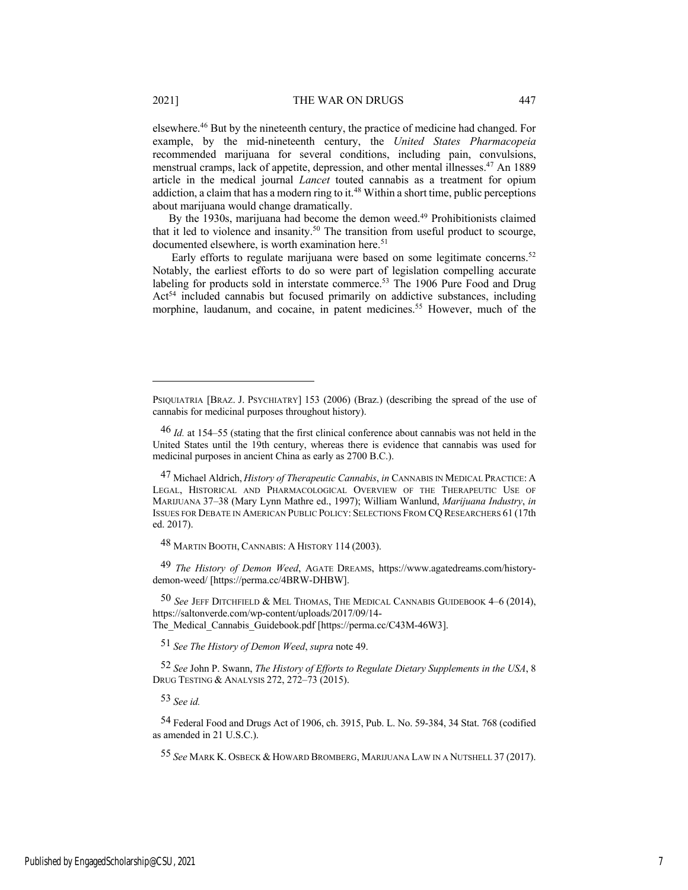elsewhere.[46] But by the nineteenth century, the practice of medicine had changed. For example, by the mid-nineteenth century, the *United States Pharmacopeia* recommended marijuana for several conditions, including pain, convulsions, menstrual cramps, lack of appetite, depression, and other mental illnesses.[47] An 1889 article in the medical journal *Lancet* touted cannabis as a treatment for opium addiction, a claim that has a modern ring to it.[48] Within a short time, public perceptions about marijuana would change dramatically.

By the 1930s, marijuana had become the demon weed.[49] Prohibitionists claimed that it led to violence and insanity.[50] The transition from useful product to scourge, documented elsewhere, is worth examination here.[51]

Early efforts to regulate marijuana were based on some legitimate concerns.[52] Notably, the earliest efforts to do so were part of legislation compelling accurate labeling for products sold in interstate commerce.[53] The 1906 Pure Food and Drug Act[54] included cannabis but focused primarily on addictive substances, including morphine, laudanum, and cocaine, in patent medicines.[55] However, much of the

---

PSIQUIATRIA [BRAZ. J. PSYCHIATRY] 153 (2006) (Braz.) (describing the spread of the use of cannabis for medicinal purposes throughout history).

46 *Id.* at 154–55 (stating that the first clinical conference about cannabis was not held in the United States until the 19th century, whereas there is evidence that cannabis was used for medicinal purposes in ancient China as early as 2700 B.C.).

47 Michael Aldrich, *History of Therapeutic Cannabis*, *in* CANNABIS IN MEDICAL PRACTICE: A LEGAL, HISTORICAL AND PHARMACOLOGICAL OVERVIEW OF THE THERAPEUTIC USE OF MARIJUANA 37–38 (Mary Lynn Mathre ed., 1997); William Wanlund, *Marijuana Industry*, *in* ISSUES FOR DEBATE IN AMERICAN PUBLIC POLICY: SELECTIONS FROM CQ RESEARCHERS 61 (17th ed. 2017).

48 MARTIN BOOTH, CANNABIS: A HISTORY 114 (2003).

49 *The History of Demon Weed*, AGATE DREAMS, https://www.agatedreams.com/history-demon-weed/ [https://perma.cc/4BRW-DHBW].

50 *See* JEFF DITCHFIELD & MEL THOMAS, THE MEDICAL CANNABIS GUIDEBOOK 4–6 (2014), https://saltonverde.com/wp-content/uploads/2017/09/14-The_Medical_Cannabis_Guidebook.pdf [https://perma.cc/C43M-46W3].

51 *See The History of Demon Weed*, *supra* note 49.

52 *See* John P. Swann, *The History of Efforts to Regulate Dietary Supplements in the USA*, 8 DRUG TESTING & ANALYSIS 272, 272–73 (2015).

53 *See id.*

54 Federal Food and Drugs Act of 1906, ch. 3915, Pub. L. No. 59-384, 34 Stat. 768 (codified as amended in 21 U.S.C.).

55 *See* MARK K. OSBECK & HOWARD BROMBERG, MARIJUANA LAW IN A NUTSHELL 37 (2017).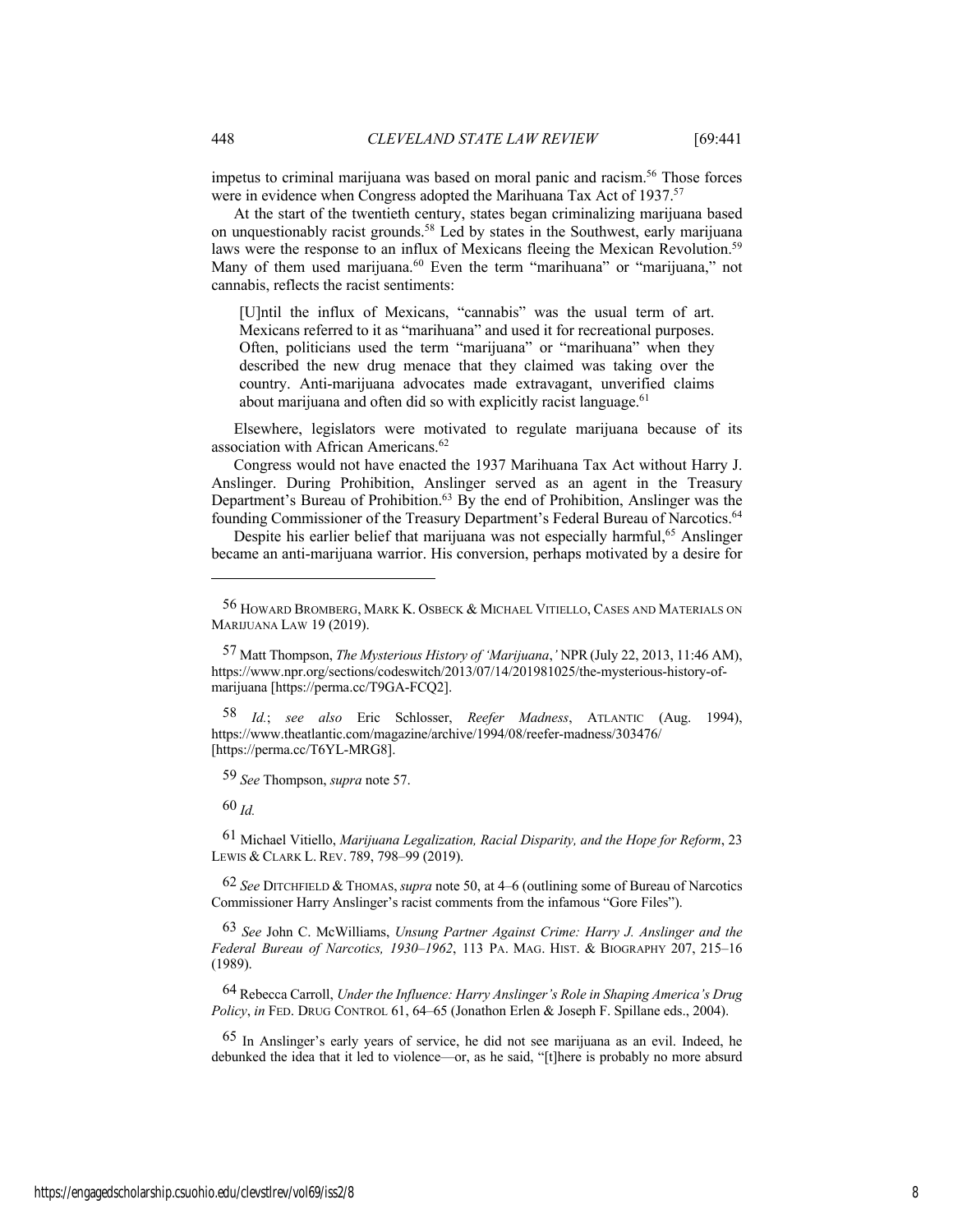impetus to criminal marijuana was based on moral panic and racism.[56] Those forces were in evidence when Congress adopted the Marihuana Tax Act of 1937.[57]

At the start of the twentieth century, states began criminalizing marijuana based on unquestionably racist grounds.[58] Led by states in the Southwest, early marijuana laws were the response to an influx of Mexicans fleeing the Mexican Revolution.[59] Many of them used marijuana.[60] Even the term "marihuana" or "marijuana," not cannabis, reflects the racist sentiments:

> [U]ntil the influx of Mexicans, "cannabis" was the usual term of art. Mexicans referred to it as "marihuana" and used it for recreational purposes. Often, politicians used the term "marijuana" or "marihuana" when they described the new drug menace that they claimed was taking over the country. Anti-marijuana advocates made extravagant, unverified claims about marijuana and often did so with explicitly racist language.[61]

Elsewhere, legislators were motivated to regulate marijuana because of its association with African Americans.[62]

Congress would not have enacted the 1937 Marihuana Tax Act without Harry J. Anslinger. During Prohibition, Anslinger served as an agent in the Treasury Department's Bureau of Prohibition.[63] By the end of Prohibition, Anslinger was the founding Commissioner of the Treasury Department's Federal Bureau of Narcotics.[64]

Despite his earlier belief that marijuana was not especially harmful,[65] Anslinger became an anti-marijuana warrior. His conversion, perhaps motivated by a desire for

---

56 HOWARD BROMBERG, MARK K. OSBECK & MICHAEL VITIELLO, CASES AND MATERIALS ON MARIJUANA LAW 19 (2019).

57 Matt Thompson, *The Mysterious History of 'Marijuana*,*'* NPR (July 22, 2013, 11:46 AM), https://www.npr.org/sections/codeswitch/2013/07/14/201981025/the-mysterious-history-of-marijuana [https://perma.cc/T9GA-FCQ2].

58 *Id.*; *see also* Eric Schlosser, *Reefer Madness*, ATLANTIC (Aug. 1994), https://www.theatlantic.com/magazine/archive/1994/08/reefer-madness/303476/ [https://perma.cc/T6YL-MRG8].

59 *See* Thompson, *supra* note 57.

60 *Id.*

61 Michael Vitiello, *Marijuana Legalization, Racial Disparity, and the Hope for Reform*, 23 LEWIS & CLARK L. REV. 789, 798–99 (2019).

62 *See* DITCHFIELD & THOMAS, *supra* note 50, at 4–6 (outlining some of Bureau of Narcotics Commissioner Harry Anslinger's racist comments from the infamous "Gore Files").

63 *See* John C. McWilliams, *Unsung Partner Against Crime: Harry J. Anslinger and the Federal Bureau of Narcotics, 1930–1962*, 113 PA. MAG. HIST. & BIOGRAPHY 207, 215–16 (1989).

64 Rebecca Carroll, *Under the Influence: Harry Anslinger's Role in Shaping America's Drug Policy*, *in* FED. DRUG CONTROL 61, 64–65 (Jonathon Erlen & Joseph F. Spillane eds., 2004).

65 In Anslinger's early years of service, he did not see marijuana as an evil. Indeed, he debunked the idea that it led to violence—or, as he said, "[t]here is probably no more absurd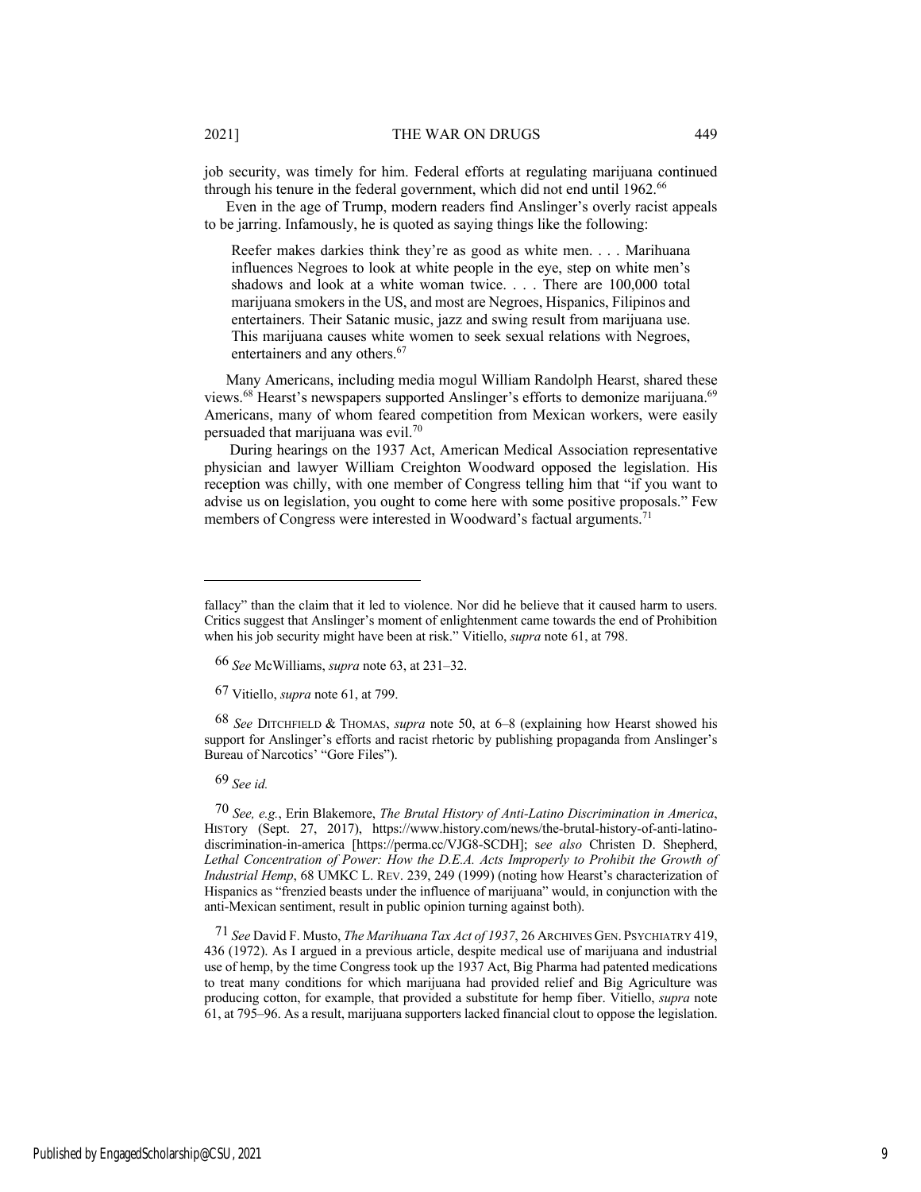job security, was timely for him. Federal efforts at regulating marijuana continued through his tenure in the federal government, which did not end until 1962.[66]

Even in the age of Trump, modern readers find Anslinger's overly racist appeals to be jarring. Infamously, he is quoted as saying things like the following:

> Reefer makes darkies think they're as good as white men. . . . Marihuana influences Negroes to look at white people in the eye, step on white men's shadows and look at a white woman twice. . . . There are 100,000 total marijuana smokers in the US, and most are Negroes, Hispanics, Filipinos and entertainers. Their Satanic music, jazz and swing result from marijuana use. This marijuana causes white women to seek sexual relations with Negroes, entertainers and any others.[67]

Many Americans, including media mogul William Randolph Hearst, shared these views.[68] Hearst's newspapers supported Anslinger's efforts to demonize marijuana.[69] Americans, many of whom feared competition from Mexican workers, were easily persuaded that marijuana was evil.[70]

During hearings on the 1937 Act, American Medical Association representative physician and lawyer William Creighton Woodward opposed the legislation. His reception was chilly, with one member of Congress telling him that "if you want to advise us on legislation, you ought to come here with some positive proposals." Few members of Congress were interested in Woodward's factual arguments.[71]

---

fallacy" than the claim that it led to violence. Nor did he believe that it caused harm to users. Critics suggest that Anslinger's moment of enlightenment came towards the end of Prohibition when his job security might have been at risk." Vitiello, *supra* note 61, at 798.

66 *See* McWilliams, *supra* note 63, at 231–32.

67 Vitiello, *supra* note 61, at 799.

68 *See* DITCHFIELD & THOMAS, *supra* note 50, at 6–8 (explaining how Hearst showed his support for Anslinger's efforts and racist rhetoric by publishing propaganda from Anslinger's Bureau of Narcotics' "Gore Files").

69 *See id.*

70 *See, e.g.*, Erin Blakemore, *The Brutal History of Anti-Latino Discrimination in America*, HISTory (Sept. 27, 2017), https://www.history.com/news/the-brutal-history-of-anti-latino-discrimination-in-america [https://perma.cc/VJG8-SCDH]; s*ee also* Christen D. Shepherd, *Lethal Concentration of Power: How the D.E.A. Acts Improperly to Prohibit the Growth of Industrial Hemp*, 68 UMKC L. REV. 239, 249 (1999) (noting how Hearst's characterization of Hispanics as "frenzied beasts under the influence of marijuana" would, in conjunction with the anti-Mexican sentiment, result in public opinion turning against both).

71 *See* David F. Musto, *The Marihuana Tax Act of 1937*, 26 ARCHIVES GEN. PSYCHIATRY 419, 436 (1972). As I argued in a previous article, despite medical use of marijuana and industrial use of hemp, by the time Congress took up the 1937 Act, Big Pharma had patented medications to treat many conditions for which marijuana had provided relief and Big Agriculture was producing cotton, for example, that provided a substitute for hemp fiber. Vitiello, *supra* note 61, at 795–96. As a result, marijuana supporters lacked financial clout to oppose the legislation.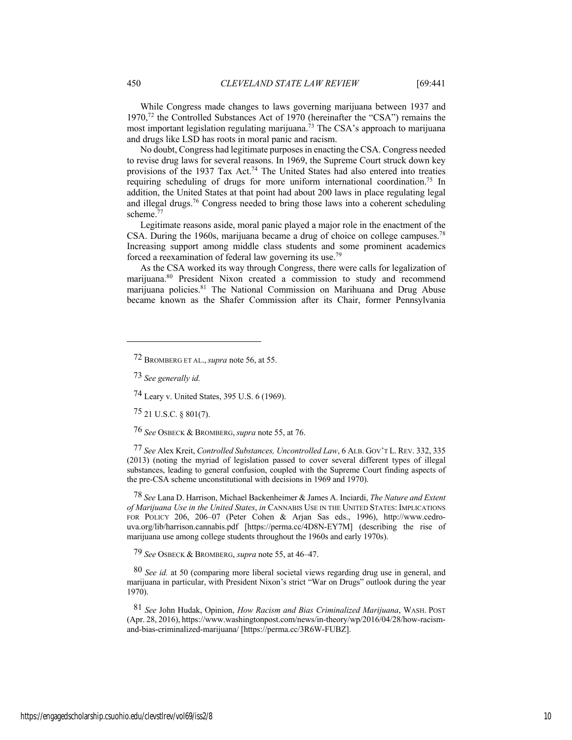While Congress made changes to laws governing marijuana between 1937 and 1970,[72] the Controlled Substances Act of 1970 (hereinafter the "CSA") remains the most important legislation regulating marijuana.[73] The CSA's approach to marijuana and drugs like LSD has roots in moral panic and racism.

No doubt, Congress had legitimate purposes in enacting the CSA. Congress needed to revise drug laws for several reasons. In 1969, the Supreme Court struck down key provisions of the 1937 Tax Act.[74] The United States had also entered into treaties requiring scheduling of drugs for more uniform international coordination.[75] In addition, the United States at that point had about 200 laws in place regulating legal and illegal drugs.[76] Congress needed to bring those laws into a coherent scheduling scheme.[77]

Legitimate reasons aside, moral panic played a major role in the enactment of the CSA. During the 1960s, marijuana became a drug of choice on college campuses.[78] Increasing support among middle class students and some prominent academics forced a reexamination of federal law governing its use.[79]

As the CSA worked its way through Congress, there were calls for legalization of marijuana.[80] President Nixon created a commission to study and recommend marijuana policies.[81] The National Commission on Marihuana and Drug Abuse became known as the Shafer Commission after its Chair, former Pennsylvania

---

72 BROMBERG ET AL., *supra* note 56, at 55.

73 *See generally id.*

74 Leary v. United States, 395 U.S. 6 (1969).

75 21 U.S.C. § 801(7).

76 *See* OSBECK & BROMBERG, *supra* note 55, at 76.

77 *See* Alex Kreit, *Controlled Substances, Uncontrolled Law*, 6 ALB. GOV'T L. REV. 332, 335 (2013) (noting the myriad of legislation passed to cover several different types of illegal substances, leading to general confusion, coupled with the Supreme Court finding aspects of the pre-CSA scheme unconstitutional with decisions in 1969 and 1970).

78 *See* Lana D. Harrison, Michael Backenheimer & James A. Inciardi, *The Nature and Extent of Marijuana Use in the United States*, *in* CANNABIS USE IN THE UNITED STATES: IMPLICATIONS FOR POLICY 206, 206–07 (Peter Cohen & Arjan Sas eds., 1996), http://www.cedro-uva.org/lib/harrison.cannabis.pdf [https://perma.cc/4D8N-EY7M] (describing the rise of marijuana use among college students throughout the 1960s and early 1970s).

79 *See* OSBECK & BROMBERG, *supra* note 55, at 46–47.

80 *See id.* at 50 (comparing more liberal societal views regarding drug use in general, and marijuana in particular, with President Nixon's strict "War on Drugs" outlook during the year 1970).

81 *See* John Hudak, Opinion, *How Racism and Bias Criminalized Marijuana*, WASH. POST (Apr. 28, 2016), https://www.washingtonpost.com/news/in-theory/wp/2016/04/28/how-racism-and-bias-criminalized-marijuana/ [https://perma.cc/3R6W-FUBZ].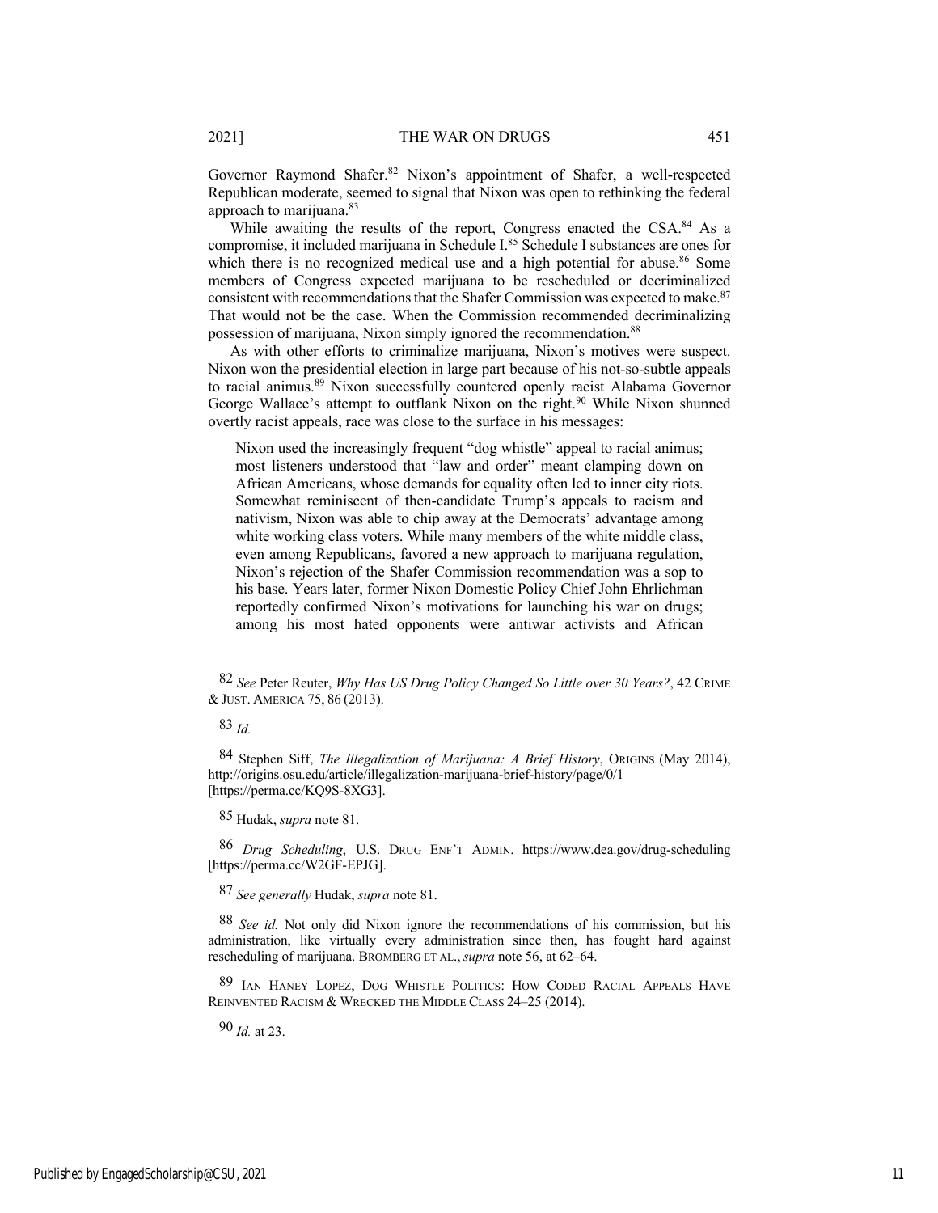Governor Raymond Shafer.[82] Nixon's appointment of Shafer, a well-respected Republican moderate, seemed to signal that Nixon was open to rethinking the federal approach to marijuana.[83]

While awaiting the results of the report, Congress enacted the CSA.[84] As a compromise, it included marijuana in Schedule I.[85] Schedule I substances are ones for which there is no recognized medical use and a high potential for abuse.[86] Some members of Congress expected marijuana to be rescheduled or decriminalized consistent with recommendations that the Shafer Commission was expected to make.[87] That would not be the case. When the Commission recommended decriminalizing possession of marijuana, Nixon simply ignored the recommendation.[88]

As with other efforts to criminalize marijuana, Nixon's motives were suspect. Nixon won the presidential election in large part because of his not-so-subtle appeals to racial animus.[89] Nixon successfully countered openly racist Alabama Governor George Wallace's attempt to outflank Nixon on the right.[90] While Nixon shunned overtly racist appeals, race was close to the surface in his messages:

> Nixon used the increasingly frequent "dog whistle" appeal to racial animus; most listeners understood that "law and order" meant clamping down on African Americans, whose demands for equality often led to inner city riots. Somewhat reminiscent of then-candidate Trump's appeals to racism and nativism, Nixon was able to chip away at the Democrats' advantage among white working class voters. While many members of the white middle class, even among Republicans, favored a new approach to marijuana regulation, Nixon's rejection of the Shafer Commission recommendation was a sop to his base. Years later, former Nixon Domestic Policy Chief John Ehrlichman reportedly confirmed Nixon's motivations for launching his war on drugs; among his most hated opponents were antiwar activists and African

---

82 *See* Peter Reuter, *Why Has US Drug Policy Changed So Little over 30 Years?*, 42 CRIME & JUST. AMERICA 75, 86 (2013).

83 *Id.*

84 Stephen Siff, *The Illegalization of Marijuana: A Brief History*, ORIGINS (May 2014), http://origins.osu.edu/article/illegalization-marijuana-brief-history/page/0/1 [https://perma.cc/KQ9S-8XG3].

85 Hudak, *supra* note 81.

86 *Drug Scheduling*, U.S. DRUG ENF'T ADMIN. https://www.dea.gov/drug-scheduling [https://perma.cc/W2GF-EPJG].

87 *See generally* Hudak, *supra* note 81.

88 *See id.* Not only did Nixon ignore the recommendations of his commission, but his administration, like virtually every administration since then, has fought hard against rescheduling of marijuana. BROMBERG ET AL., *supra* note 56, at 62–64.

89 IAN HANEY LOPEZ, DOG WHISTLE POLITICS: HOW CODED RACIAL APPEALS HAVE REINVENTED RACISM & WRECKED THE MIDDLE CLASS 24–25 (2014).

90 *Id.* at 23.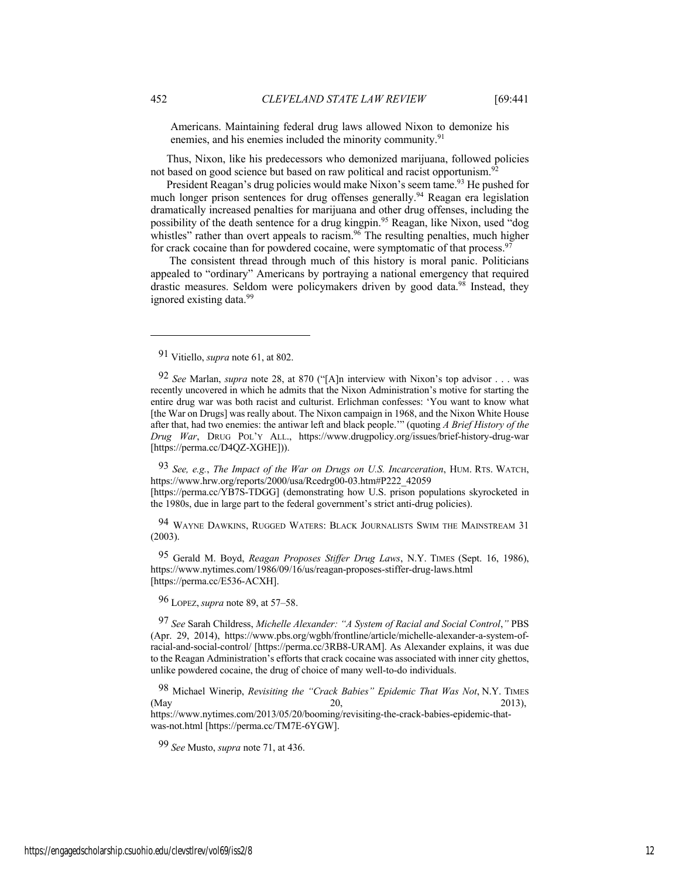Americans. Maintaining federal drug laws allowed Nixon to demonize his enemies, and his enemies included the minority community.[91]

Thus, Nixon, like his predecessors who demonized marijuana, followed policies not based on good science but based on raw political and racist opportunism.[92]

President Reagan's drug policies would make Nixon's seem tame.[93] He pushed for much longer prison sentences for drug offenses generally.[94] Reagan era legislation dramatically increased penalties for marijuana and other drug offenses, including the possibility of the death sentence for a drug kingpin.[95] Reagan, like Nixon, used "dog whistles" rather than overt appeals to racism.[96] The resulting penalties, much higher for crack cocaine than for powdered cocaine, were symptomatic of that process.[97]

The consistent thread through much of this history is moral panic. Politicians appealed to "ordinary" Americans by portraying a national emergency that required drastic measures. Seldom were policymakers driven by good data.[98] Instead, they ignored existing data.[99]

---

91 Vitiello, *supra* note 61, at 802.

92 *See* Marlan, *supra* note 28, at 870 ("[A]n interview with Nixon's top advisor . . . was recently uncovered in which he admits that the Nixon Administration's motive for starting the entire drug war was both racist and culturist. Erlichman confesses: 'You want to know what [the War on Drugs] was really about. The Nixon campaign in 1968, and the Nixon White House after that, had two enemies: the antiwar left and black people.'" (quoting *A Brief History of the Drug War*, DRUG POL'Y ALL., https://www.drugpolicy.org/issues/brief-history-drug-war [https://perma.cc/D4QZ-XGHE])).

93 *See, e.g.*, *The Impact of the War on Drugs on U.S. Incarceration*, HUM. RTS. WATCH, https://www.hrw.org/reports/2000/usa/Rcedrg00-03.htm#P222_42059 [https://perma.cc/YB7S-TDGG] (demonstrating how U.S. prison populations skyrocketed in the 1980s, due in large part to the federal government's strict anti-drug policies).

94 WAYNE DAWKINS, RUGGED WATERS: BLACK JOURNALISTS SWIM THE MAINSTREAM 31 (2003).

95 Gerald M. Boyd, *Reagan Proposes Stiffer Drug Laws*, N.Y. TIMES (Sept. 16, 1986), https://www.nytimes.com/1986/09/16/us/reagan-proposes-stiffer-drug-laws.html [https://perma.cc/E536-ACXH].

96 LOPEZ, *supra* note 89, at 57–58.

97 *See* Sarah Childress, *Michelle Alexander: "A System of Racial and Social Control*,*"* PBS (Apr. 29, 2014), https://www.pbs.org/wgbh/frontline/article/michelle-alexander-a-system-of-racial-and-social-control/ [https://perma.cc/3RB8-URAM]. As Alexander explains, it was due to the Reagan Administration's efforts that crack cocaine was associated with inner city ghettos, unlike powdered cocaine, the drug of choice of many well-to-do individuals.

98 Michael Winerip, *Revisiting the "Crack Babies" Epidemic That Was Not*, N.Y. TIMES (May 20, 2013), https://www.nytimes.com/2013/05/20/booming/revisiting-the-crack-babies-epidemic-that-was-not.html [https://perma.cc/TM7E-6YGW].

99 *See* Musto, *supra* note 71, at 436.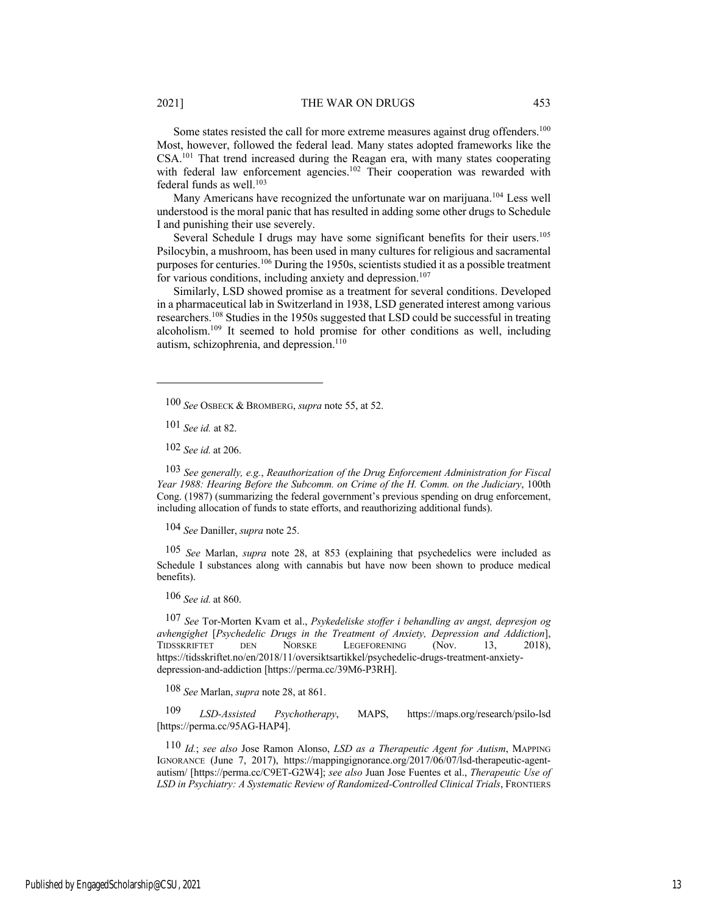Some states resisted the call for more extreme measures against drug offenders.[100] Most, however, followed the federal lead. Many states adopted frameworks like the CSA.[101] That trend increased during the Reagan era, with many states cooperating with federal law enforcement agencies.[102] Their cooperation was rewarded with federal funds as well.[103]

Many Americans have recognized the unfortunate war on marijuana.[104] Less well understood is the moral panic that has resulted in adding some other drugs to Schedule I and punishing their use severely.

Several Schedule I drugs may have some significant benefits for their users.[105] Psilocybin, a mushroom, has been used in many cultures for religious and sacramental purposes for centuries.[106] During the 1950s, scientists studied it as a possible treatment for various conditions, including anxiety and depression.[107]

Similarly, LSD showed promise as a treatment for several conditions. Developed in a pharmaceutical lab in Switzerland in 1938, LSD generated interest among various researchers.[108] Studies in the 1950s suggested that LSD could be successful in treating alcoholism.[109] It seemed to hold promise for other conditions as well, including autism, schizophrenia, and depression.[110]

---

100 *See* OSBECK & BROMBERG, *supra* note 55, at 52.

101 *See id.* at 82.

102 *See id.* at 206.

103 *See generally, e.g.*, *Reauthorization of the Drug Enforcement Administration for Fiscal Year 1988: Hearing Before the Subcomm. on Crime of the H. Comm. on the Judiciary*, 100th Cong. (1987) (summarizing the federal government's previous spending on drug enforcement, including allocation of funds to state efforts, and reauthorizing additional funds).

104 *See* Daniller, *supra* note 25.

105 *See* Marlan, *supra* note 28, at 853 (explaining that psychedelics were included as Schedule I substances along with cannabis but have now been shown to produce medical benefits).

106 *See id.* at 860.

107 *See* Tor-Morten Kvam et al., *Psykedeliske stoffer i behandling av angst, depresjon og avhengighet* [*Psychedelic Drugs in the Treatment of Anxiety, Depression and Addiction*], TIDSSKRIFTET DEN NORSKE LEGEFORENING (Nov. 13, 2018), https://tidsskriftet.no/en/2018/11/oversiktsartikkel/psychedelic-drugs-treatment-anxiety-depression-and-addiction [https://perma.cc/39M6-P3RH].

108 *See* Marlan, *supra* note 28, at 861.

109 *LSD-Assisted Psychotherapy*, MAPS, https://maps.org/research/psilo-lsd [https://perma.cc/95AG-HAP4].

110 *Id.*; *see also* Jose Ramon Alonso, *LSD as a Therapeutic Agent for Autism*, MAPPING IGNORANCE (June 7, 2017), https://mappingignorance.org/2017/06/07/lsd-therapeutic-agent-autism/ [https://perma.cc/C9ET-G2W4]; *see also* Juan Jose Fuentes et al., *Therapeutic Use of LSD in Psychiatry: A Systematic Review of Randomized-Controlled Clinical Trials*, FRONTIERS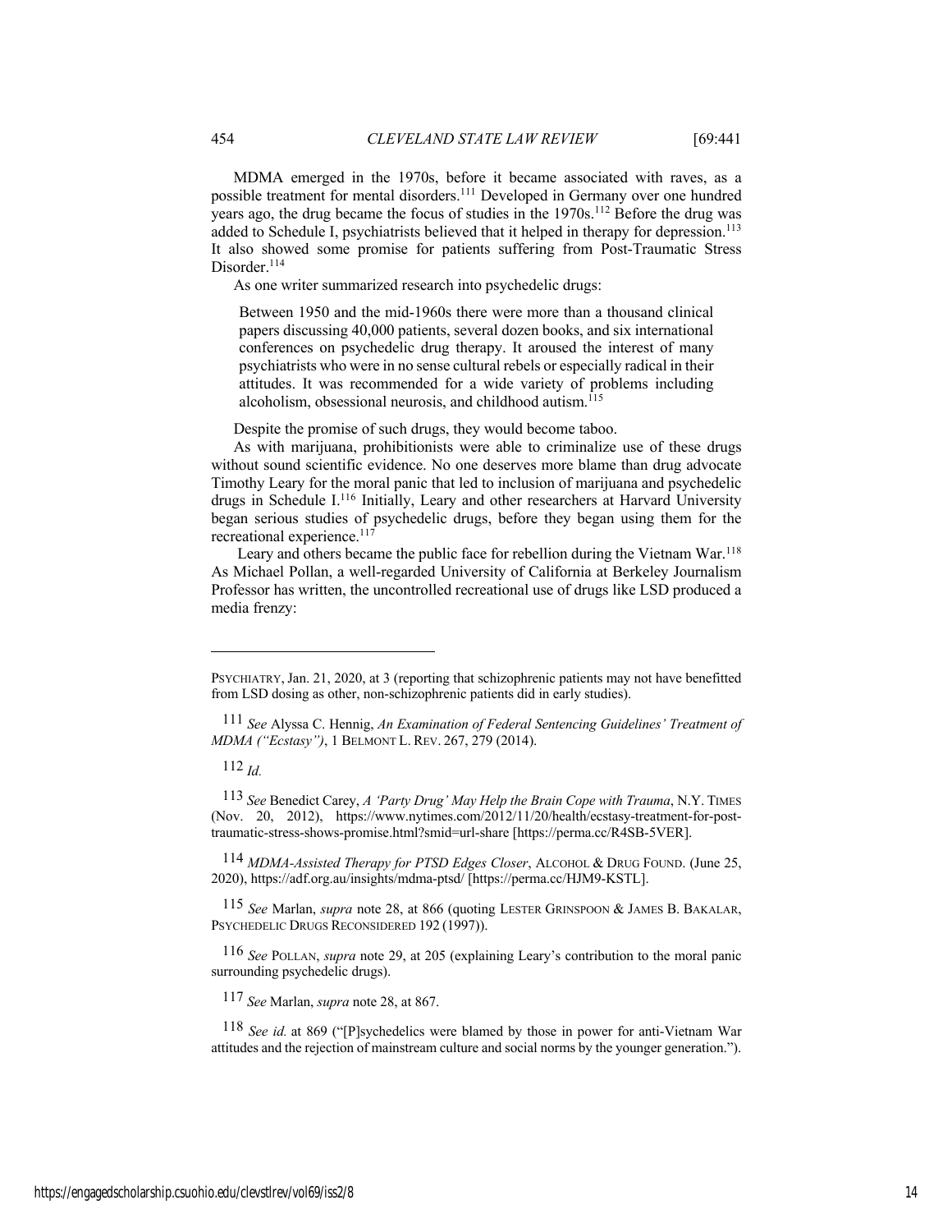MDMA emerged in the 1970s, before it became associated with raves, as a possible treatment for mental disorders.[111] Developed in Germany over one hundred years ago, the drug became the focus of studies in the 1970s.[112] Before the drug was added to Schedule I, psychiatrists believed that it helped in therapy for depression.[113] It also showed some promise for patients suffering from Post-Traumatic Stress Disorder.[114]

As one writer summarized research into psychedelic drugs:

> Between 1950 and the mid-1960s there were more than a thousand clinical papers discussing 40,000 patients, several dozen books, and six international conferences on psychedelic drug therapy. It aroused the interest of many psychiatrists who were in no sense cultural rebels or especially radical in their attitudes. It was recommended for a wide variety of problems including alcoholism, obsessional neurosis, and childhood autism.[115]

Despite the promise of such drugs, they would become taboo.

As with marijuana, prohibitionists were able to criminalize use of these drugs without sound scientific evidence. No one deserves more blame than drug advocate Timothy Leary for the moral panic that led to inclusion of marijuana and psychedelic drugs in Schedule I.[116] Initially, Leary and other researchers at Harvard University began serious studies of psychedelic drugs, before they began using them for the recreational experience.[117]

Leary and others became the public face for rebellion during the Vietnam War.[118] As Michael Pollan, a well-regarded University of California at Berkeley Journalism Professor has written, the uncontrolled recreational use of drugs like LSD produced a media frenzy:

---

PSYCHIATRY, Jan. 21, 2020, at 3 (reporting that schizophrenic patients may not have benefitted from LSD dosing as other, non-schizophrenic patients did in early studies).

111 *See* Alyssa C. Hennig, *An Examination of Federal Sentencing Guidelines' Treatment of MDMA ("Ecstasy")*, 1 BELMONT L. REV. 267, 279 (2014).

112 *Id.*

113 *See* Benedict Carey, *A 'Party Drug' May Help the Brain Cope with Trauma*, N.Y. TIMES (Nov. 20, 2012), https://www.nytimes.com/2012/11/20/health/ecstasy-treatment-for-post-traumatic-stress-shows-promise.html?smid=url-share [https://perma.cc/R4SB-5VER].

114 *MDMA-Assisted Therapy for PTSD Edges Closer*, ALCOHOL & DRUG FOUND. (June 25, 2020), https://adf.org.au/insights/mdma-ptsd/ [https://perma.cc/HJM9-KSTL].

115 *See* Marlan, *supra* note 28, at 866 (quoting LESTER GRINSPOON & JAMES B. BAKALAR, PSYCHEDELIC DRUGS RECONSIDERED 192 (1997)).

116 *See* POLLAN, *supra* note 29, at 205 (explaining Leary's contribution to the moral panic surrounding psychedelic drugs).

117 *See* Marlan, *supra* note 28, at 867.

118 *See id.* at 869 ("[P]sychedelics were blamed by those in power for anti-Vietnam War attitudes and the rejection of mainstream culture and social norms by the younger generation.").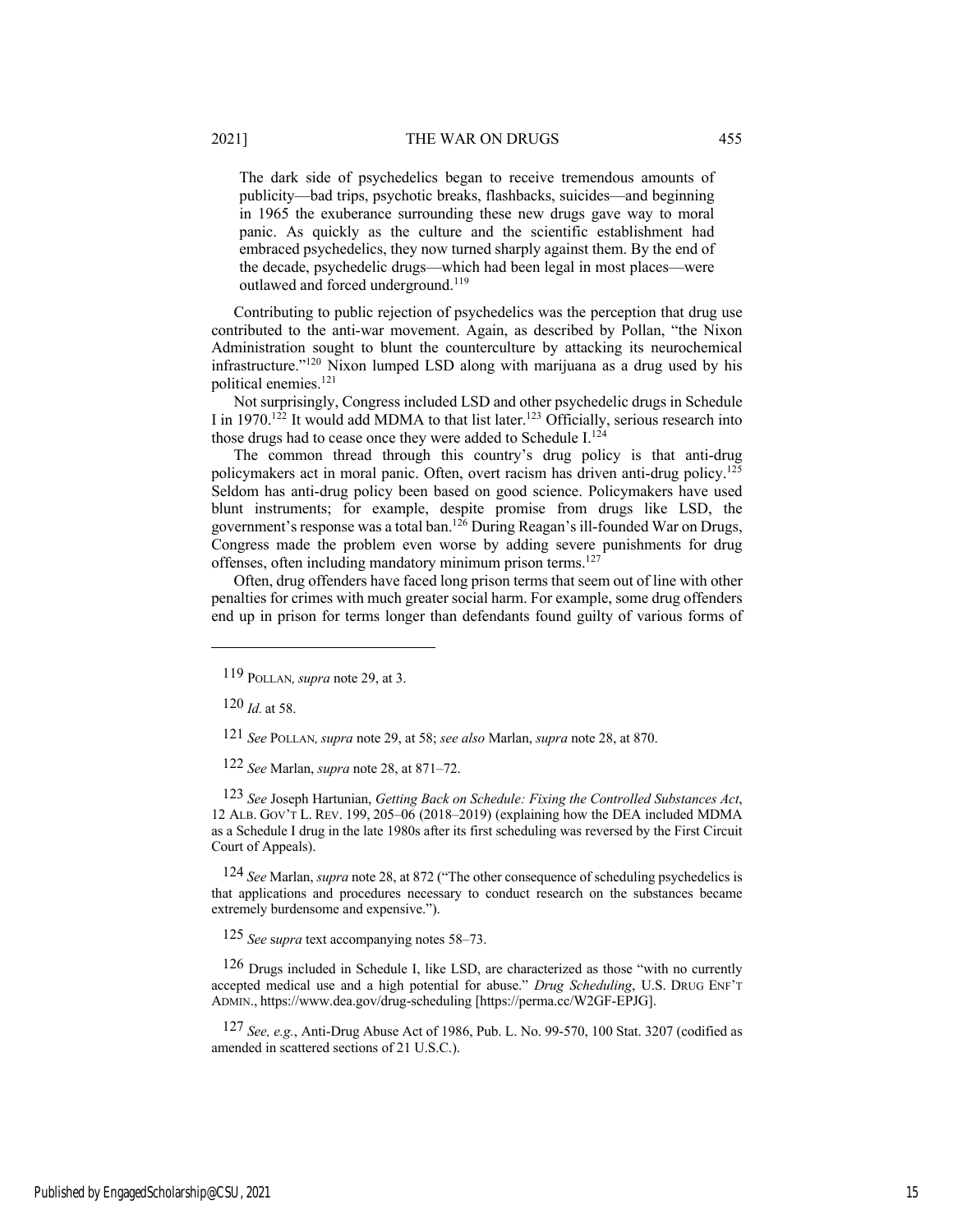> The dark side of psychedelics began to receive tremendous amounts of publicity—bad trips, psychotic breaks, flashbacks, suicides—and beginning in 1965 the exuberance surrounding these new drugs gave way to moral panic. As quickly as the culture and the scientific establishment had embraced psychedelics, they now turned sharply against them. By the end of the decade, psychedelic drugs—which had been legal in most places—were outlawed and forced underground.[119]

Contributing to public rejection of psychedelics was the perception that drug use contributed to the anti-war movement. Again, as described by Pollan, "the Nixon Administration sought to blunt the counterculture by attacking its neurochemical infrastructure."[120] Nixon lumped LSD along with marijuana as a drug used by his political enemies.[121]

Not surprisingly, Congress included LSD and other psychedelic drugs in Schedule I in 1970.[122] It would add MDMA to that list later.[123] Officially, serious research into those drugs had to cease once they were added to Schedule I.[124]

The common thread through this country's drug policy is that anti-drug policymakers act in moral panic. Often, overt racism has driven anti-drug policy.[125] Seldom has anti-drug policy been based on good science. Policymakers have used blunt instruments; for example, despite promise from drugs like LSD, the government's response was a total ban.[126] During Reagan's ill-founded War on Drugs, Congress made the problem even worse by adding severe punishments for drug offenses, often including mandatory minimum prison terms.[127]

Often, drug offenders have faced long prison terms that seem out of line with other penalties for crimes with much greater social harm. For example, some drug offenders end up in prison for terms longer than defendants found guilty of various forms of

---

119 POLLAN, *supra* note 29, at 3.

120 *Id.* at 58.

121 *See* POLLAN, *supra* note 29, at 58; *see also* Marlan, *supra* note 28, at 870.

122 *See* Marlan, *supra* note 28, at 871–72.

123 *See* Joseph Hartunian, *Getting Back on Schedule: Fixing the Controlled Substances Act*, 12 ALB. GOV'T L. REV. 199, 205–06 (2018–2019) (explaining how the DEA included MDMA as a Schedule I drug in the late 1980s after its first scheduling was reversed by the First Circuit Court of Appeals).

124 *See* Marlan, *supra* note 28, at 872 ("The other consequence of scheduling psychedelics is that applications and procedures necessary to conduct research on the substances became extremely burdensome and expensive.").

125 *See* s*upra* text accompanying notes 58–73.

126 Drugs included in Schedule I, like LSD, are characterized as those "with no currently accepted medical use and a high potential for abuse." *Drug Scheduling*, U.S. DRUG ENF'T ADMIN., https://www.dea.gov/drug-scheduling [https://perma.cc/W2GF-EPJG].

127 *See, e.g.*, Anti-Drug Abuse Act of 1986, Pub. L. No. 99-570, 100 Stat. 3207 (codified as amended in scattered sections of 21 U.S.C.).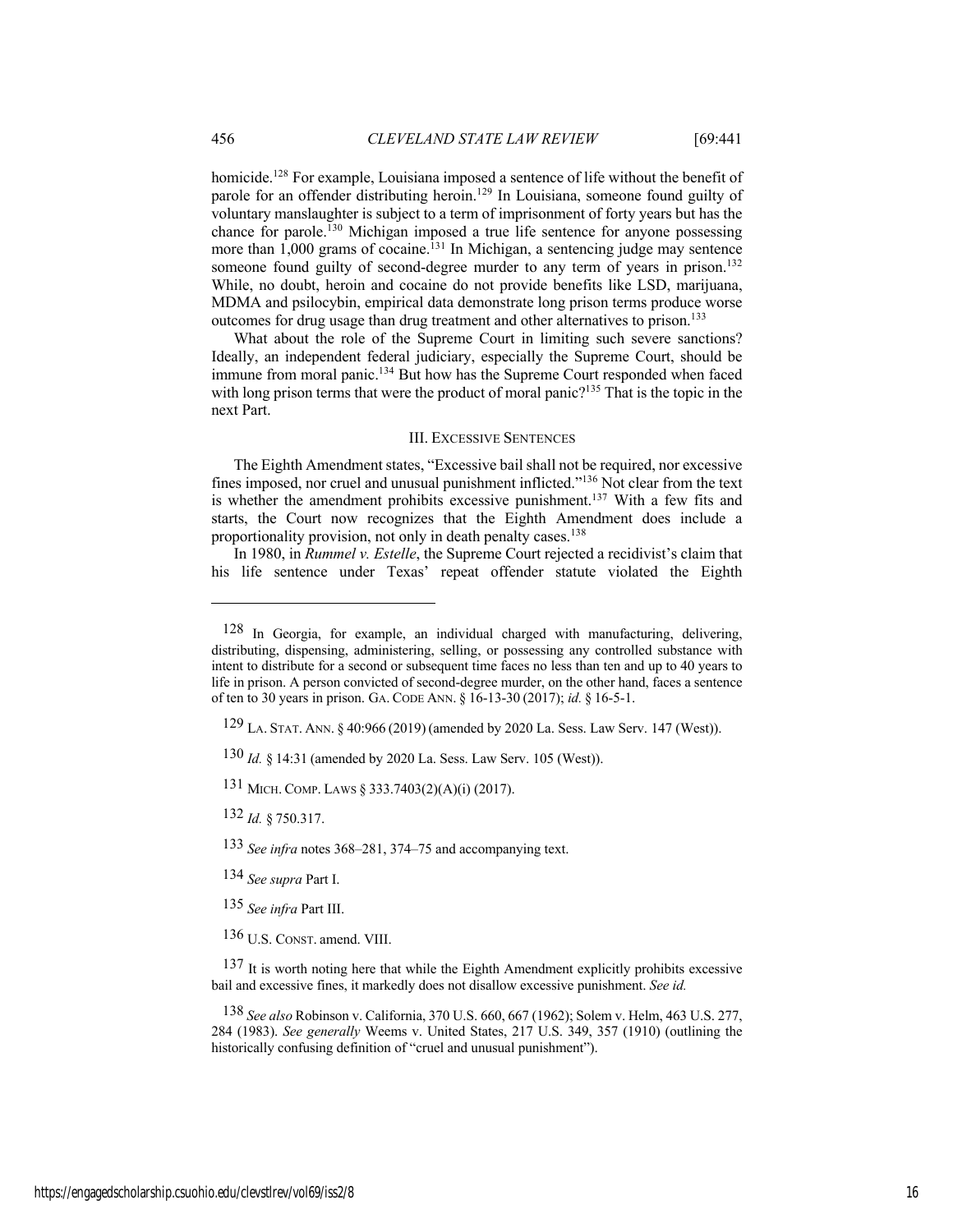homicide.[128] For example, Louisiana imposed a sentence of life without the benefit of parole for an offender distributing heroin.[129] In Louisiana, someone found guilty of voluntary manslaughter is subject to a term of imprisonment of forty years but has the chance for parole.[130] Michigan imposed a true life sentence for anyone possessing more than 1,000 grams of cocaine.[131] In Michigan, a sentencing judge may sentence someone found guilty of second-degree murder to any term of years in prison.[132] While, no doubt, heroin and cocaine do not provide benefits like LSD, marijuana, MDMA and psilocybin, empirical data demonstrate long prison terms produce worse outcomes for drug usage than drug treatment and other alternatives to prison.[133]

What about the role of the Supreme Court in limiting such severe sanctions? Ideally, an independent federal judiciary, especially the Supreme Court, should be immune from moral panic.[134] But how has the Supreme Court responded when faced with long prison terms that were the product of moral panic?[135] That is the topic in the next Part.

## III. EXCESSIVE SENTENCES

The Eighth Amendment states, "Excessive bail shall not be required, nor excessive fines imposed, nor cruel and unusual punishment inflicted."[136] Not clear from the text is whether the amendment prohibits excessive punishment.[137] With a few fits and starts, the Court now recognizes that the Eighth Amendment does include a proportionality provision, not only in death penalty cases.[138]

In 1980, in *Rummel v. Estelle*, the Supreme Court rejected a recidivist's claim that his life sentence under Texas' repeat offender statute violated the Eighth

---

128 In Georgia, for example, an individual charged with manufacturing, delivering, distributing, dispensing, administering, selling, or possessing any controlled substance with intent to distribute for a second or subsequent time faces no less than ten and up to 40 years to life in prison. A person convicted of second-degree murder, on the other hand, faces a sentence of ten to 30 years in prison. GA. CODE ANN. § 16-13-30 (2017); *id.* § 16-5-1.

129 LA. STAT. ANN. § 40:966 (2019) (amended by 2020 La. Sess. Law Serv. 147 (West)).

130 *Id.* § 14:31 (amended by 2020 La. Sess. Law Serv. 105 (West)).

131 MICH. COMP. LAWS § 333.7403(2)(A)(i) (2017).

132 *Id.* § 750.317.

133 *See infra* notes 368–281, 374–75 and accompanying text.

134 *See supra* Part I.

135 *See infra* Part III.

136 U.S. CONST. amend. VIII.

137 It is worth noting here that while the Eighth Amendment explicitly prohibits excessive bail and excessive fines, it markedly does not disallow excessive punishment. *See id.*

138 *See also* Robinson v. California, 370 U.S. 660, 667 (1962); Solem v. Helm, 463 U.S. 277, 284 (1983). *See generally* Weems v. United States, 217 U.S. 349, 357 (1910) (outlining the historically confusing definition of "cruel and unusual punishment").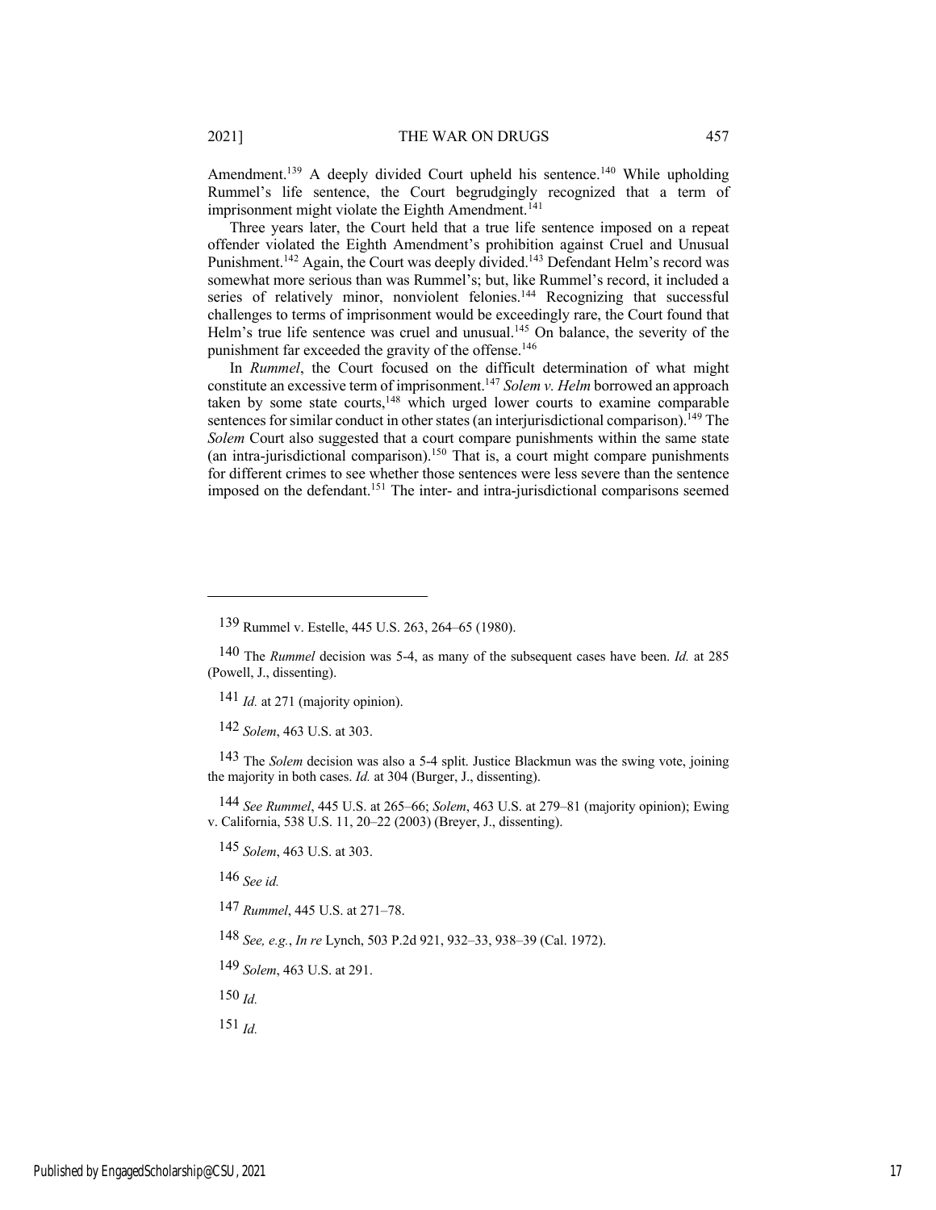Amendment.[139] A deeply divided Court upheld his sentence.[140] While upholding Rummel's life sentence, the Court begrudgingly recognized that a term of imprisonment might violate the Eighth Amendment.[141]

Three years later, the Court held that a true life sentence imposed on a repeat offender violated the Eighth Amendment's prohibition against Cruel and Unusual Punishment.[142] Again, the Court was deeply divided.[143] Defendant Helm's record was somewhat more serious than was Rummel's; but, like Rummel's record, it included a series of relatively minor, nonviolent felonies.[144] Recognizing that successful challenges to terms of imprisonment would be exceedingly rare, the Court found that Helm's true life sentence was cruel and unusual.[145] On balance, the severity of the punishment far exceeded the gravity of the offense.[146]

In *Rummel*, the Court focused on the difficult determination of what might constitute an excessive term of imprisonment.[147] *Solem v. Helm* borrowed an approach taken by some state courts,[148] which urged lower courts to examine comparable sentences for similar conduct in other states (an interjurisdictional comparison).[149] The *Solem* Court also suggested that a court compare punishments within the same state (an intra-jurisdictional comparison).[150] That is, a court might compare punishments for different crimes to see whether those sentences were less severe than the sentence imposed on the defendant.[151] The inter- and intra-jurisdictional comparisons seemed

---

139 Rummel v. Estelle, 445 U.S. 263, 264–65 (1980).

140 The *Rummel* decision was 5-4, as many of the subsequent cases have been. *Id.* at 285 (Powell, J., dissenting).

141 *Id.* at 271 (majority opinion).

142 *Solem*, 463 U.S. at 303.

143 The *Solem* decision was also a 5-4 split. Justice Blackmun was the swing vote, joining the majority in both cases. *Id.* at 304 (Burger, J., dissenting).

144 *See Rummel*, 445 U.S. at 265–66; *Solem*, 463 U.S. at 279–81 (majority opinion); Ewing v. California, 538 U.S. 11, 20–22 (2003) (Breyer, J., dissenting).

145 *Solem*, 463 U.S. at 303.

146 *See id.*

147 *Rummel*, 445 U.S. at 271–78.

148 *See, e.g.*, *In re* Lynch, 503 P.2d 921, 932–33, 938–39 (Cal. 1972).

149 *Solem*, 463 U.S. at 291.

150 *Id.*

151 *Id.*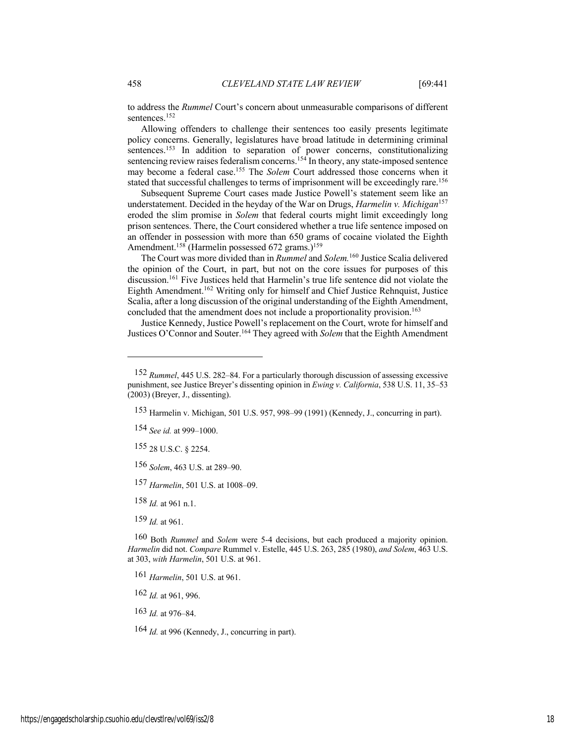to address the *Rummel* Court's concern about unmeasurable comparisons of different sentences.[152]

Allowing offenders to challenge their sentences too easily presents legitimate policy concerns. Generally, legislatures have broad latitude in determining criminal sentences.[153] In addition to separation of power concerns, constitutionalizing sentencing review raises federalism concerns.[154] In theory, any state-imposed sentence may become a federal case.[155] The *Solem* Court addressed those concerns when it stated that successful challenges to terms of imprisonment will be exceedingly rare.[156]

Subsequent Supreme Court cases made Justice Powell's statement seem like an understatement. Decided in the heyday of the War on Drugs, *Harmelin v. Michigan*[157] eroded the slim promise in *Solem* that federal courts might limit exceedingly long prison sentences. There, the Court considered whether a true life sentence imposed on an offender in possession with more than 650 grams of cocaine violated the Eighth Amendment.[158] (Harmelin possessed 672 grams.)[159]

The Court was more divided than in *Rummel* and *Solem.*[160] Justice Scalia delivered the opinion of the Court, in part, but not on the core issues for purposes of this discussion.[161] Five Justices held that Harmelin's true life sentence did not violate the Eighth Amendment.[162] Writing only for himself and Chief Justice Rehnquist, Justice Scalia, after a long discussion of the original understanding of the Eighth Amendment, concluded that the amendment does not include a proportionality provision.[163]

Justice Kennedy, Justice Powell's replacement on the Court, wrote for himself and Justices O'Connor and Souter.[164] They agreed with *Solem* that the Eighth Amendment

---

152 *Rummel*, 445 U.S. 282–84. For a particularly thorough discussion of assessing excessive punishment, see Justice Breyer's dissenting opinion in *Ewing v. California*, 538 U.S. 11, 35–53 (2003) (Breyer, J., dissenting).

153 Harmelin v. Michigan, 501 U.S. 957, 998–99 (1991) (Kennedy, J., concurring in part).

154 *See id.* at 999–1000.

155 28 U.S.C. § 2254.

156 *Solem*, 463 U.S. at 289–90.

157 *Harmelin*, 501 U.S. at 1008–09.

158 *Id.* at 961 n.1.

159 *Id.* at 961.

160 Both *Rummel* and *Solem* were 5-4 decisions, but each produced a majority opinion. *Harmelin* did not. *Compare* Rummel v. Estelle, 445 U.S. 263, 285 (1980), *and Solem*, 463 U.S. at 303, *with Harmelin*, 501 U.S. at 961.

161 *Harmelin*, 501 U.S. at 961.

162 *Id.* at 961, 996.

163 *Id.* at 976–84.

164 *Id.* at 996 (Kennedy, J., concurring in part).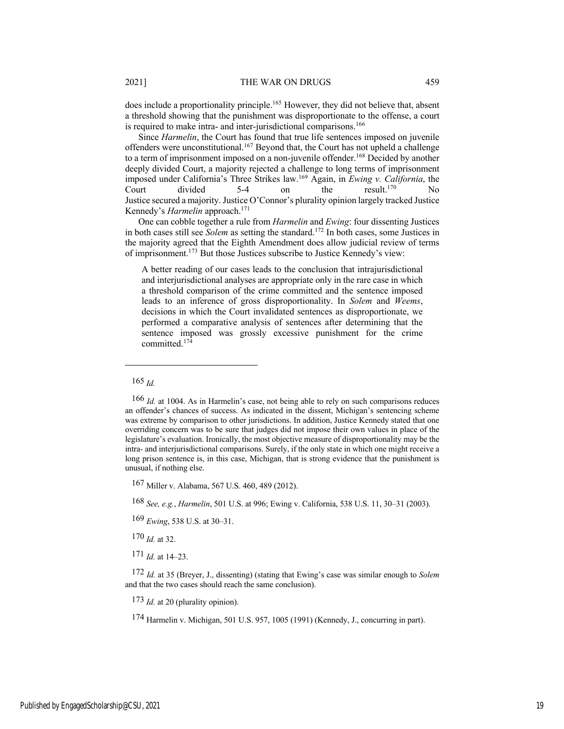does include a proportionality principle.[165] However, they did not believe that, absent a threshold showing that the punishment was disproportionate to the offense, a court is required to make intra- and inter-jurisdictional comparisons.[166]

Since *Harmelin*, the Court has found that true life sentences imposed on juvenile offenders were unconstitutional.[167] Beyond that, the Court has not upheld a challenge to a term of imprisonment imposed on a non-juvenile offender.[168] Decided by another deeply divided Court, a majority rejected a challenge to long terms of imprisonment imposed under California's Three Strikes law.[169] Again, in *Ewing v. California*, the Court divided 5-4 on the result.[170] No Justice secured a majority. Justice O'Connor's plurality opinion largely tracked Justice Kennedy's *Harmelin* approach.[171]

One can cobble together a rule from *Harmelin* and *Ewing*: four dissenting Justices in both cases still see *Solem* as setting the standard.[172] In both cases, some Justices in the majority agreed that the Eighth Amendment does allow judicial review of terms of imprisonment.[173] But those Justices subscribe to Justice Kennedy's view:

> A better reading of our cases leads to the conclusion that intrajurisdictional and interjurisdictional analyses are appropriate only in the rare case in which a threshold comparison of the crime committed and the sentence imposed leads to an inference of gross disproportionality. In *Solem* and *Weems*, decisions in which the Court invalidated sentences as disproportionate, we performed a comparative analysis of sentences after determining that the sentence imposed was grossly excessive punishment for the crime committed.[174]

---

165 *Id.*

166 *Id.* at 1004. As in Harmelin's case, not being able to rely on such comparisons reduces an offender's chances of success. As indicated in the dissent, Michigan's sentencing scheme was extreme by comparison to other jurisdictions. In addition, Justice Kennedy stated that one overriding concern was to be sure that judges did not impose their own values in place of the legislature's evaluation. Ironically, the most objective measure of disproportionality may be the intra- and interjurisdictional comparisons. Surely, if the only state in which one might receive a long prison sentence is, in this case, Michigan, that is strong evidence that the punishment is unusual, if nothing else.

167 Miller v. Alabama, 567 U.S. 460, 489 (2012).

168 *See, e.g.*, *Harmelin*, 501 U.S. at 996; Ewing v. California, 538 U.S. 11, 30–31 (2003).

169 *Ewing*, 538 U.S. at 30–31.

170 *Id.* at 32.

171 *Id.* at 14–23.

172 *Id.* at 35 (Breyer, J., dissenting) (stating that Ewing's case was similar enough to *Solem* and that the two cases should reach the same conclusion).

173 *Id.* at 20 (plurality opinion).

174 Harmelin v. Michigan, 501 U.S. 957, 1005 (1991) (Kennedy, J., concurring in part).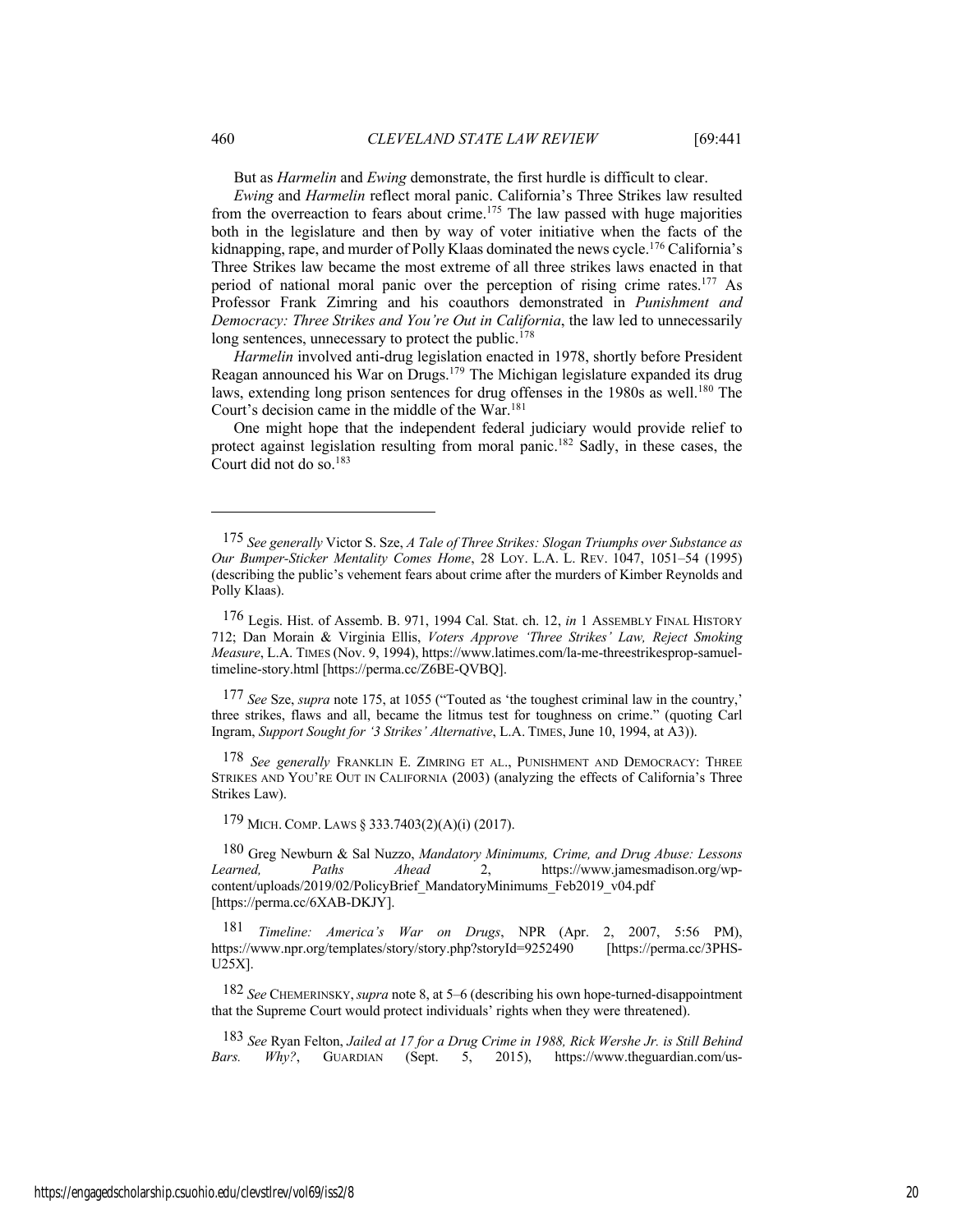But as *Harmelin* and *Ewing* demonstrate, the first hurdle is difficult to clear.

*Ewing* and *Harmelin* reflect moral panic. California's Three Strikes law resulted from the overreaction to fears about crime.[175] The law passed with huge majorities both in the legislature and then by way of voter initiative when the facts of the kidnapping, rape, and murder of Polly Klaas dominated the news cycle.[176] California's Three Strikes law became the most extreme of all three strikes laws enacted in that period of national moral panic over the perception of rising crime rates.[177] As Professor Frank Zimring and his coauthors demonstrated in *Punishment and Democracy: Three Strikes and You're Out in California*, the law led to unnecessarily long sentences, unnecessary to protect the public.[178]

*Harmelin* involved anti-drug legislation enacted in 1978, shortly before President Reagan announced his War on Drugs.[179] The Michigan legislature expanded its drug laws, extending long prison sentences for drug offenses in the 1980s as well.[180] The Court's decision came in the middle of the War.[181]

One might hope that the independent federal judiciary would provide relief to protect against legislation resulting from moral panic.[182] Sadly, in these cases, the Court did not do so.[183]

---

175 *See generally* Victor S. Sze, *A Tale of Three Strikes: Slogan Triumphs over Substance as Our Bumper-Sticker Mentality Comes Home*, 28 LOY. L.A. L. REV. 1047, 1051–54 (1995) (describing the public's vehement fears about crime after the murders of Kimber Reynolds and Polly Klaas).

176 Legis. Hist. of Assemb. B. 971, 1994 Cal. Stat. ch. 12, *in* 1 ASSEMBLY FINAL HISTORY 712; Dan Morain & Virginia Ellis, *Voters Approve 'Three Strikes' Law, Reject Smoking Measure*, L.A. TIMES (Nov. 9, 1994), https://www.latimes.com/la-me-threestrikesprop-samuel-timeline-story.html [https://perma.cc/Z6BE-QVBQ].

177 *See* Sze, *supra* note 175, at 1055 ("Touted as 'the toughest criminal law in the country,' three strikes, flaws and all, became the litmus test for toughness on crime." (quoting Carl Ingram, *Support Sought for '3 Strikes' Alternative*, L.A. TIMES, June 10, 1994, at A3)).

178 *See generally* FRANKLIN E. ZIMRING ET AL., PUNISHMENT AND DEMOCRACY: THREE STRIKES AND YOU'RE OUT IN CALIFORNIA (2003) (analyzing the effects of California's Three Strikes Law).

179 MICH. COMP. LAWS § 333.7403(2)(A)(i) (2017).

180 Greg Newburn & Sal Nuzzo, *Mandatory Minimums, Crime, and Drug Abuse: Lessons Learned, Paths Ahead* 2, https://www.jamesmadison.org/wp-content/uploads/2019/02/PolicyBrief_MandatoryMinimums_Feb2019_v04.pdf [https://perma.cc/6XAB-DKJY].

181 *Timeline: America's War on Drugs*, NPR (Apr. 2, 2007, 5:56 PM), https://www.npr.org/templates/story/story.php?storyId=9252490 [https://perma.cc/3PHS-U25X].

182 *See* CHEMERINSKY, *supra* note 8, at 5–6 (describing his own hope-turned-disappointment that the Supreme Court would protect individuals' rights when they were threatened).

183 *See* Ryan Felton, *Jailed at 17 for a Drug Crime in 1988, Rick Wershe Jr. is Still Behind Bars. Why?*, GUARDIAN (Sept. 5, 2015), https://www.theguardian.com/us-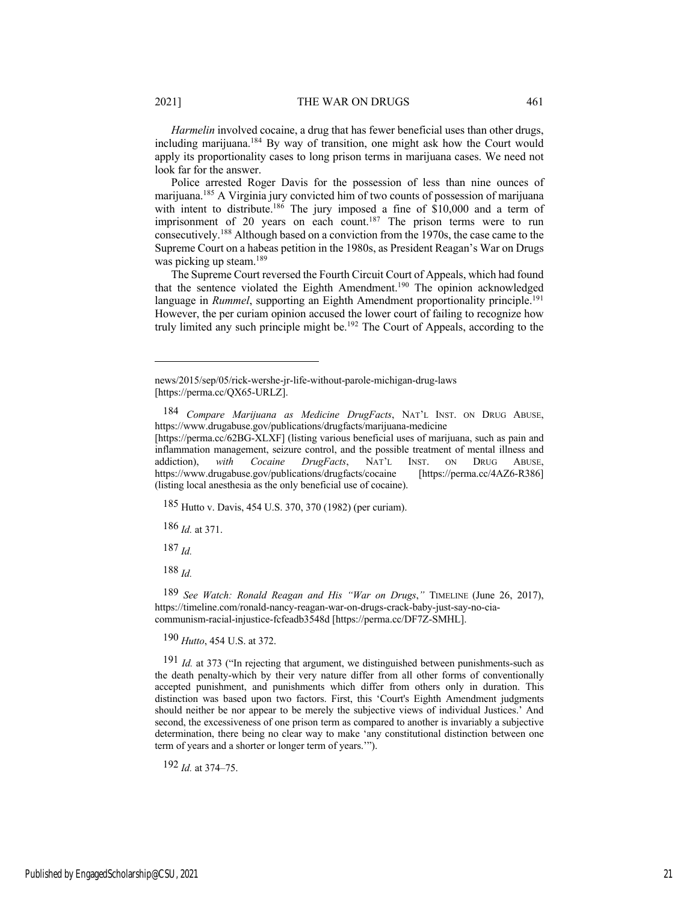*Harmelin* involved cocaine, a drug that has fewer beneficial uses than other drugs, including marijuana.[184] By way of transition, one might ask how the Court would apply its proportionality cases to long prison terms in marijuana cases. We need not look far for the answer.

Police arrested Roger Davis for the possession of less than nine ounces of marijuana.[185] A Virginia jury convicted him of two counts of possession of marijuana with intent to distribute.[186] The jury imposed a fine of $10,000 and a term of imprisonment of 20 years on each count.[187] The prison terms were to run consecutively.[188] Although based on a conviction from the 1970s, the case came to the Supreme Court on a habeas petition in the 1980s, as President Reagan's War on Drugs was picking up steam.[189]

The Supreme Court reversed the Fourth Circuit Court of Appeals, which had found that the sentence violated the Eighth Amendment.[190] The opinion acknowledged language in *Rummel*, supporting an Eighth Amendment proportionality principle.[191] However, the per curiam opinion accused the lower court of failing to recognize how truly limited any such principle might be.[192] The Court of Appeals, according to the

---

news/2015/sep/05/rick-wershe-jr-life-without-parole-michigan-drug-laws [https://perma.cc/QX65-URLZ].

184 *Compare Marijuana as Medicine DrugFacts*, NAT'L INST. ON DRUG ABUSE, https://www.drugabuse.gov/publications/drugfacts/marijuana-medicine [https://perma.cc/62BG-XLXF] (listing various beneficial uses of marijuana, such as pain and inflammation management, seizure control, and the possible treatment of mental illness and addiction), *with Cocaine DrugFacts*, NAT'L INST. ON DRUG ABUSE, https://www.drugabuse.gov/publications/drugfacts/cocaine [https://perma.cc/4AZ6-R386] (listing local anesthesia as the only beneficial use of cocaine).

185 Hutto v. Davis, 454 U.S. 370, 370 (1982) (per curiam).

186 *Id.* at 371.

187 *Id.*

188 *Id.*

189 *See Watch: Ronald Reagan and His "War on Drugs*,*"* TIMELINE (June 26, 2017), https://timeline.com/ronald-nancy-reagan-war-on-drugs-crack-baby-just-say-no-cia-communism-racial-injustice-fcfeadb3548d [https://perma.cc/DF7Z-SMHL].

190 *Hutto*, 454 U.S. at 372.

191 *Id.* at 373 ("In rejecting that argument, we distinguished between punishments-such as the death penalty-which by their very nature differ from all other forms of conventionally accepted punishment, and punishments which differ from others only in duration. This distinction was based upon two factors. First, this 'Court's Eighth Amendment judgments should neither be nor appear to be merely the subjective views of individual Justices.' And second, the excessiveness of one prison term as compared to another is invariably a subjective determination, there being no clear way to make 'any constitutional distinction between one term of years and a shorter or longer term of years.'").

192 *Id.* at 374–75.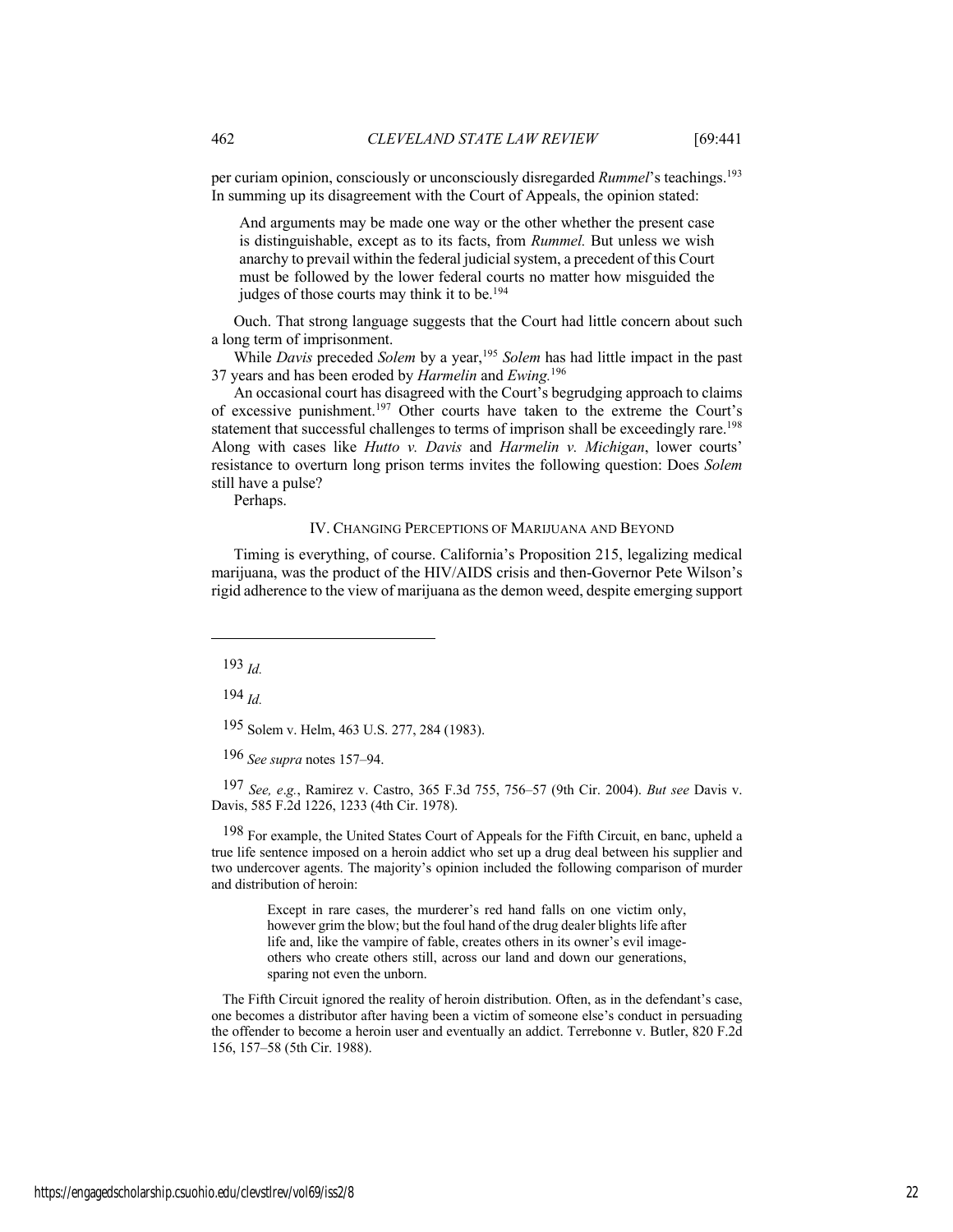per curiam opinion, consciously or unconsciously disregarded *Rummel*'s teachings.[193] In summing up its disagreement with the Court of Appeals, the opinion stated:

> And arguments may be made one way or the other whether the present case is distinguishable, except as to its facts, from *Rummel.* But unless we wish anarchy to prevail within the federal judicial system, a precedent of this Court must be followed by the lower federal courts no matter how misguided the judges of those courts may think it to be.[194]

Ouch. That strong language suggests that the Court had little concern about such a long term of imprisonment.

While *Davis* preceded *Solem* by a year,[195] *Solem* has had little impact in the past 37 years and has been eroded by *Harmelin* and *Ewing.*[196]

An occasional court has disagreed with the Court's begrudging approach to claims of excessive punishment.[197] Other courts have taken to the extreme the Court's statement that successful challenges to terms of imprison shall be exceedingly rare.[198] Along with cases like *Hutto v. Davis* and *Harmelin v. Michigan*, lower courts' resistance to overturn long prison terms invites the following question: Does *Solem* still have a pulse?

Perhaps.

## IV. CHANGING PERCEPTIONS OF MARIJUANA AND BEYOND

Timing is everything, of course. California's Proposition 215, legalizing medical marijuana, was the product of the HIV/AIDS crisis and then-Governor Pete Wilson's rigid adherence to the view of marijuana as the demon weed, despite emerging support

---

193 *Id.*

194 *Id.*

195 Solem v. Helm, 463 U.S. 277, 284 (1983).

196 *See supra* notes 157–94.

197 *See, e.g.*, Ramirez v. Castro, 365 F.3d 755, 756–57 (9th Cir. 2004). *But see* Davis v. Davis, 585 F.2d 1226, 1233 (4th Cir. 1978).

198 For example, the United States Court of Appeals for the Fifth Circuit, en banc, upheld a true life sentence imposed on a heroin addict who set up a drug deal between his supplier and two undercover agents. The majority's opinion included the following comparison of murder and distribution of heroin:

> Except in rare cases, the murderer's red hand falls on one victim only, however grim the blow; but the foul hand of the drug dealer blights life after life and, like the vampire of fable, creates others in its owner's evil image-others who create others still, across our land and down our generations, sparing not even the unborn.

The Fifth Circuit ignored the reality of heroin distribution. Often, as in the defendant's case, one becomes a distributor after having been a victim of someone else's conduct in persuading the offender to become a heroin user and eventually an addict. Terrebonne v. Butler, 820 F.2d 156, 157–58 (5th Cir. 1988).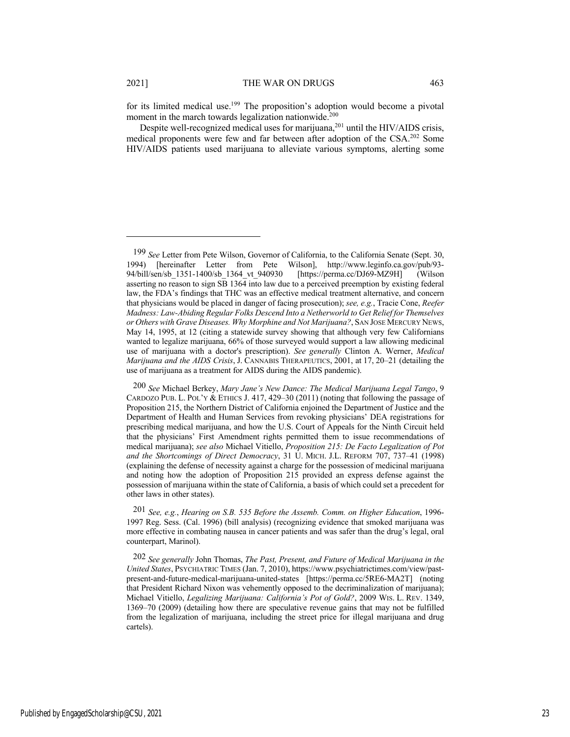for its limited medical use.[199] The proposition's adoption would become a pivotal moment in the march towards legalization nationwide.[200]

Despite well-recognized medical uses for marijuana,[201] until the HIV/AIDS crisis, medical proponents were few and far between after adoption of the CSA.[202] Some HIV/AIDS patients used marijuana to alleviate various symptoms, alerting some

---

199 *See* Letter from Pete Wilson, Governor of California, to the California Senate (Sept. 30, 1994) [hereinafter Letter from Pete Wilson], http://www.leginfo.ca.gov/pub/93-94/bill/sen/sb_1351-1400/sb_1364_vt_940930 [https://perma.cc/DJ69-MZ9H] (Wilson asserting no reason to sign SB 1364 into law due to a perceived preemption by existing federal law, the FDA's findings that THC was an effective medical treatment alternative, and concern that physicians would be placed in danger of facing prosecution); *see, e.g.*, Tracie Cone, *Reefer Madness: Law-Abiding Regular Folks Descend Into a Netherworld to Get Relief for Themselves or Others with Grave Diseases. Why Morphine and Not Marijuana?*, SAN JOSE MERCURY NEWS, May 14, 1995, at 12 (citing a statewide survey showing that although very few Californians wanted to legalize marijuana, 66% of those surveyed would support a law allowing medicinal use of marijuana with a doctor's prescription). *See generally* Clinton A. Werner, *Medical Marijuana and the AIDS Crisis*, J. CANNABIS THERAPEUTICS, 2001, at 17, 20–21 (detailing the use of marijuana as a treatment for AIDS during the AIDS pandemic).

200 *See* Michael Berkey, *Mary Jane's New Dance: The Medical Marijuana Legal Tango*, 9 CARDOZO PUB. L. POL'Y & ETHICS J. 417, 429–30 (2011) (noting that following the passage of Proposition 215, the Northern District of California enjoined the Department of Justice and the Department of Health and Human Services from revoking physicians' DEA registrations for prescribing medical marijuana, and how the U.S. Court of Appeals for the Ninth Circuit held that the physicians' First Amendment rights permitted them to issue recommendations of medical marijuana); *see also* Michael Vitiello, *Proposition 215: De Facto Legalization of Pot and the Shortcomings of Direct Democracy*, 31 U. MICH. J.L. REFORM 707, 737–41 (1998) (explaining the defense of necessity against a charge for the possession of medicinal marijuana and noting how the adoption of Proposition 215 provided an express defense against the possession of marijuana within the state of California, a basis of which could set a precedent for other laws in other states).

201 *See, e.g.*, *Hearing on S.B. 535 Before the Assemb. Comm. on Higher Education*, 1996-1997 Reg. Sess. (Cal. 1996) (bill analysis) (recognizing evidence that smoked marijuana was more effective in combating nausea in cancer patients and was safer than the drug's legal, oral counterpart, Marinol).

202 *See generally* John Thomas, *The Past, Present, and Future of Medical Marijuana in the United States*, PSYCHIATRIC TIMES (Jan. 7, 2010), https://www.psychiatrictimes.com/view/past-present-and-future-medical-marijuana-united-states [https://perma.cc/5RE6-MA2T] (noting that President Richard Nixon was vehemently opposed to the decriminalization of marijuana); Michael Vitiello, *Legalizing Marijuana: California's Pot of Gold?*, 2009 WIS. L. REV. 1349, 1369–70 (2009) (detailing how there are speculative revenue gains that may not be fulfilled from the legalization of marijuana, including the street price for illegal marijuana and drug cartels).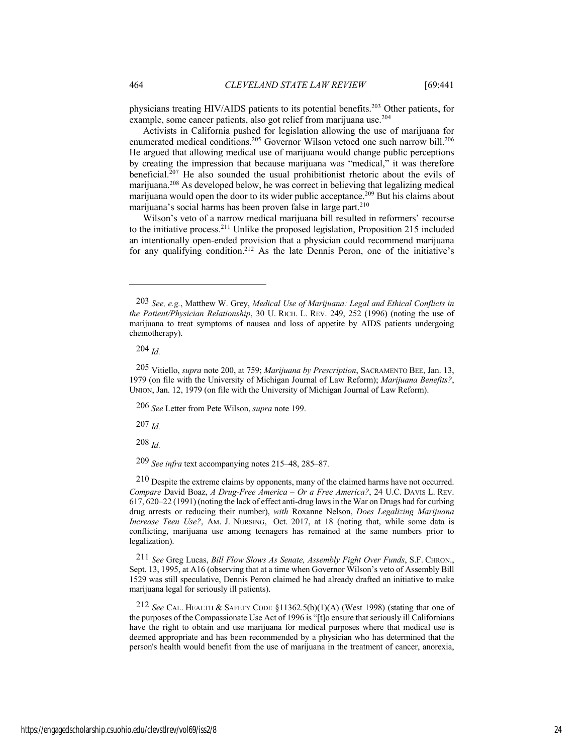physicians treating HIV/AIDS patients to its potential benefits.[203] Other patients, for example, some cancer patients, also got relief from marijuana use.[204]

Activists in California pushed for legislation allowing the use of marijuana for enumerated medical conditions.[205] Governor Wilson vetoed one such narrow bill.[206] He argued that allowing medical use of marijuana would change public perceptions by creating the impression that because marijuana was "medical," it was therefore beneficial.[207] He also sounded the usual prohibitionist rhetoric about the evils of marijuana.[208] As developed below, he was correct in believing that legalizing medical marijuana would open the door to its wider public acceptance.[209] But his claims about marijuana's social harms has been proven false in large part.[210]

Wilson's veto of a narrow medical marijuana bill resulted in reformers' recourse to the initiative process.[211] Unlike the proposed legislation, Proposition 215 included an intentionally open-ended provision that a physician could recommend marijuana for any qualifying condition.[212] As the late Dennis Peron, one of the initiative's

---

203 *See, e.g.*, Matthew W. Grey, *Medical Use of Marijuana: Legal and Ethical Conflicts in the Patient/Physician Relationship*, 30 U. RICH. L. REV. 249, 252 (1996) (noting the use of marijuana to treat symptoms of nausea and loss of appetite by AIDS patients undergoing chemotherapy).

204 *Id.*

205 Vitiello, *supra* note 200, at 759; *Marijuana by Prescription*, SACRAMENTO BEE, Jan. 13, 1979 (on file with the University of Michigan Journal of Law Reform); *Marijuana Benefits?*, UNION, Jan. 12, 1979 (on file with the University of Michigan Journal of Law Reform).

206 *See* Letter from Pete Wilson, *supra* note 199.

207 *Id.*

208 *Id.*

209 *See infra* text accompanying notes 215–48, 285–87.

210 Despite the extreme claims by opponents, many of the claimed harms have not occurred. *Compare* David Boaz, *A Drug-Free America – Or a Free America?*, 24 U.C. DAVIS L. REV. 617, 620–22 (1991) (noting the lack of effect anti-drug laws in the War on Drugs had for curbing drug arrests or reducing their number), *with* Roxanne Nelson, *Does Legalizing Marijuana Increase Teen Use?*, AM. J. NURSING, Oct. 2017, at 18 (noting that, while some data is conflicting, marijuana use among teenagers has remained at the same numbers prior to legalization).

211 *See* Greg Lucas, *Bill Flow Slows As Senate, Assembly Fight Over Funds*, S.F. CHRON., Sept. 13, 1995, at A16 (observing that at a time when Governor Wilson's veto of Assembly Bill 1529 was still speculative, Dennis Peron claimed he had already drafted an initiative to make marijuana legal for seriously ill patients).

212 *See* CAL. HEALTH & SAFETY CODE §11362.5(b)(1)(A) (West 1998) (stating that one of the purposes of the Compassionate Use Act of 1996 is "[t]o ensure that seriously ill Californians have the right to obtain and use marijuana for medical purposes where that medical use is deemed appropriate and has been recommended by a physician who has determined that the person's health would benefit from the use of marijuana in the treatment of cancer, anorexia,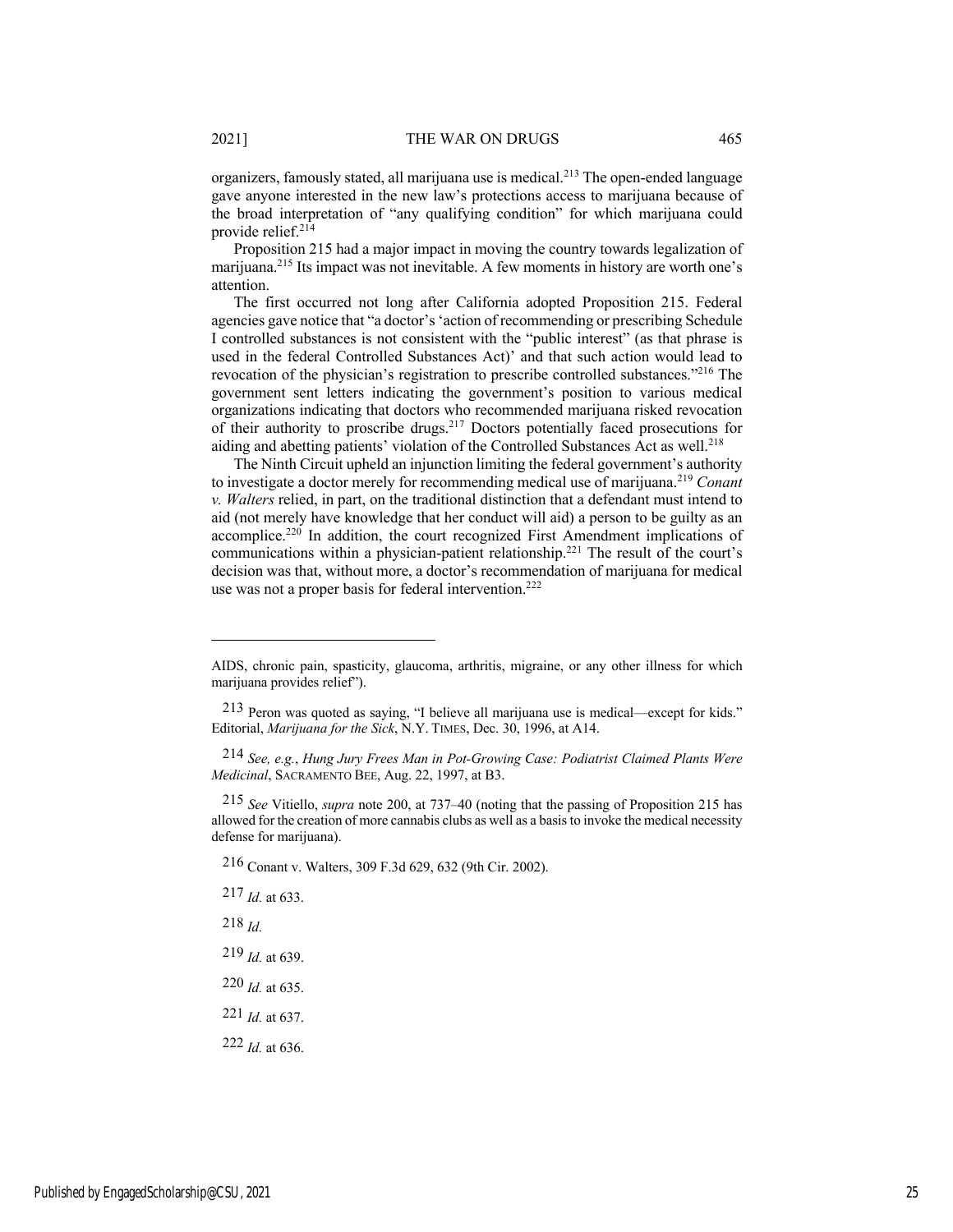organizers, famously stated, all marijuana use is medical.[213] The open-ended language gave anyone interested in the new law's protections access to marijuana because of the broad interpretation of "any qualifying condition" for which marijuana could provide relief.[214]

Proposition 215 had a major impact in moving the country towards legalization of marijuana.[215] Its impact was not inevitable. A few moments in history are worth one's attention.

The first occurred not long after California adopted Proposition 215. Federal agencies gave notice that "a doctor's 'action of recommending or prescribing Schedule I controlled substances is not consistent with the "public interest" (as that phrase is used in the federal Controlled Substances Act)' and that such action would lead to revocation of the physician's registration to prescribe controlled substances."[216] The government sent letters indicating the government's position to various medical organizations indicating that doctors who recommended marijuana risked revocation of their authority to proscribe drugs.[217] Doctors potentially faced prosecutions for aiding and abetting patients' violation of the Controlled Substances Act as well.[218]

The Ninth Circuit upheld an injunction limiting the federal government's authority to investigate a doctor merely for recommending medical use of marijuana.[219] *Conant v. Walters* relied, in part, on the traditional distinction that a defendant must intend to aid (not merely have knowledge that her conduct will aid) a person to be guilty as an accomplice.[220] In addition, the court recognized First Amendment implications of communications within a physician-patient relationship.[221] The result of the court's decision was that, without more, a doctor's recommendation of marijuana for medical use was not a proper basis for federal intervention.[222]

---

AIDS, chronic pain, spasticity, glaucoma, arthritis, migraine, or any other illness for which marijuana provides relief").

213 Peron was quoted as saying, "I believe all marijuana use is medical—except for kids." Editorial, *Marijuana for the Sick*, N.Y. TIMES, Dec. 30, 1996, at A14.

214 *See, e.g.*, *Hung Jury Frees Man in Pot-Growing Case: Podiatrist Claimed Plants Were Medicinal*, SACRAMENTO BEE, Aug. 22, 1997, at B3.

215 *See* Vitiello, *supra* note 200, at 737–40 (noting that the passing of Proposition 215 has allowed for the creation of more cannabis clubs as well as a basis to invoke the medical necessity defense for marijuana).

216 Conant v. Walters, 309 F.3d 629, 632 (9th Cir. 2002).

217 *Id.* at 633.

218 *Id.*

219 *Id.* at 639.

220 *Id.* at 635.

221 *Id.* at 637.

222 *Id.* at 636.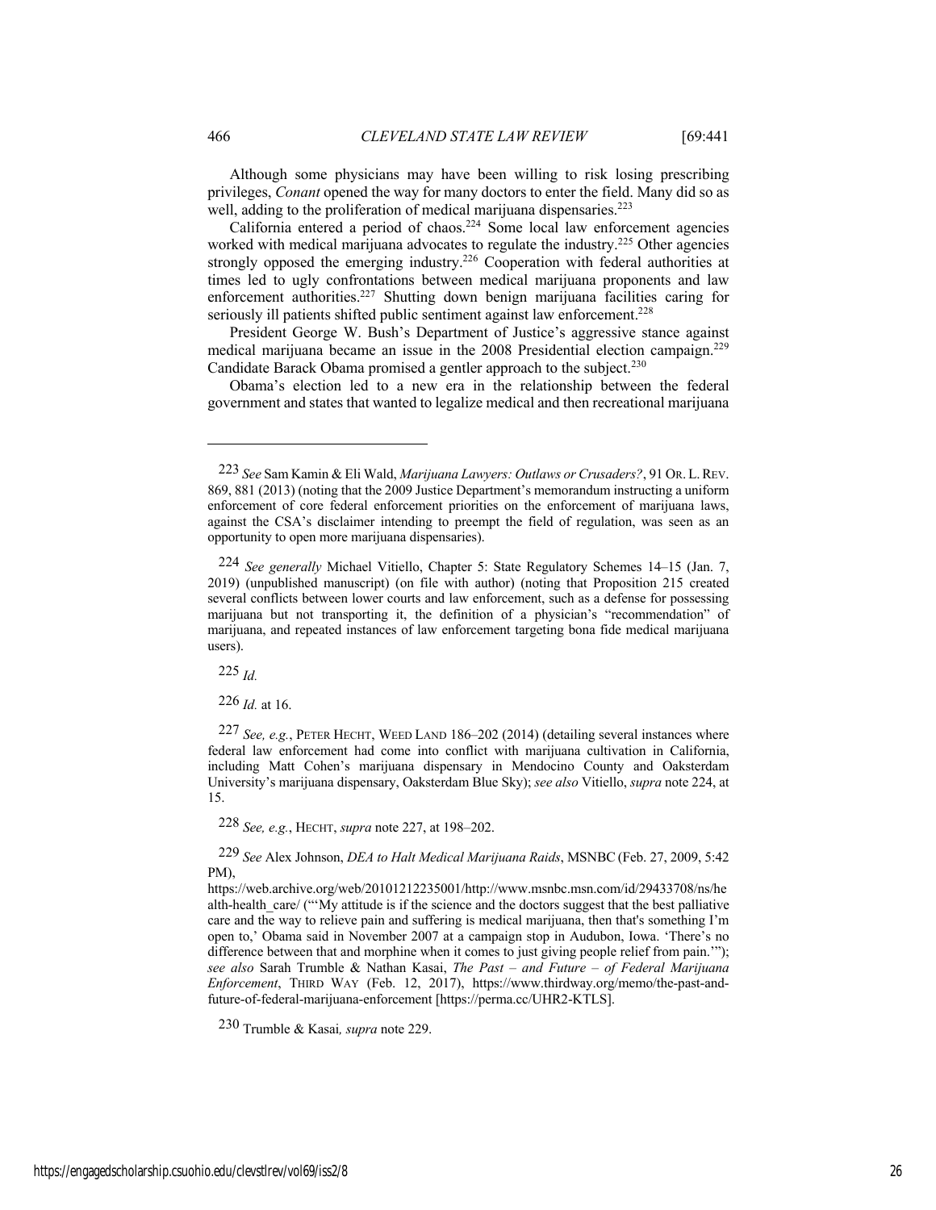Although some physicians may have been willing to risk losing prescribing privileges, *Conant* opened the way for many doctors to enter the field. Many did so as well, adding to the proliferation of medical marijuana dispensaries.[223]

California entered a period of chaos.[224] Some local law enforcement agencies worked with medical marijuana advocates to regulate the industry.[225] Other agencies strongly opposed the emerging industry.[226] Cooperation with federal authorities at times led to ugly confrontations between medical marijuana proponents and law enforcement authorities.[227] Shutting down benign marijuana facilities caring for seriously ill patients shifted public sentiment against law enforcement.[228]

President George W. Bush's Department of Justice's aggressive stance against medical marijuana became an issue in the 2008 Presidential election campaign.[229] Candidate Barack Obama promised a gentler approach to the subject.[230]

Obama's election led to a new era in the relationship between the federal government and states that wanted to legalize medical and then recreational marijuana

---

223 *See* Sam Kamin & Eli Wald, *Marijuana Lawyers: Outlaws or Crusaders?*, 91 OR. L. REV. 869, 881 (2013) (noting that the 2009 Justice Department's memorandum instructing a uniform enforcement of core federal enforcement priorities on the enforcement of marijuana laws, against the CSA's disclaimer intending to preempt the field of regulation, was seen as an opportunity to open more marijuana dispensaries).

224 *See generally* Michael Vitiello, Chapter 5: State Regulatory Schemes 14–15 (Jan. 7, 2019) (unpublished manuscript) (on file with author) (noting that Proposition 215 created several conflicts between lower courts and law enforcement, such as a defense for possessing marijuana but not transporting it, the definition of a physician's "recommendation" of marijuana, and repeated instances of law enforcement targeting bona fide medical marijuana users).

225 *Id.*

226 *Id.* at 16.

227 *See, e.g.*, PETER HECHT, WEED LAND 186–202 (2014) (detailing several instances where federal law enforcement had come into conflict with marijuana cultivation in California, including Matt Cohen's marijuana dispensary in Mendocino County and Oaksterdam University's marijuana dispensary, Oaksterdam Blue Sky); *see also* Vitiello, *supra* note 224, at 15.

228 *See, e.g.*, HECHT, *supra* note 227, at 198–202.

229 *See* Alex Johnson, *DEA to Halt Medical Marijuana Raids*, MSNBC (Feb. 27, 2009, 5:42 PM), https://web.archive.org/web/20101212235001/http://www.msnbc.msn.com/id/29433708/ns/health-health_care/ ("'My attitude is if the science and the doctors suggest that the best palliative care and the way to relieve pain and suffering is medical marijuana, then that's something I'm open to,' Obama said in November 2007 at a campaign stop in Audubon, Iowa. 'There's no difference between that and morphine when it comes to just giving people relief from pain.'"); *see also* Sarah Trumble & Nathan Kasai, *The Past – and Future – of Federal Marijuana Enforcement*, THIRD WAY (Feb. 12, 2017), https://www.thirdway.org/memo/the-past-and-future-of-federal-marijuana-enforcement [https://perma.cc/UHR2-KTLS].

230 Trumble & Kasai*, supra* note 229.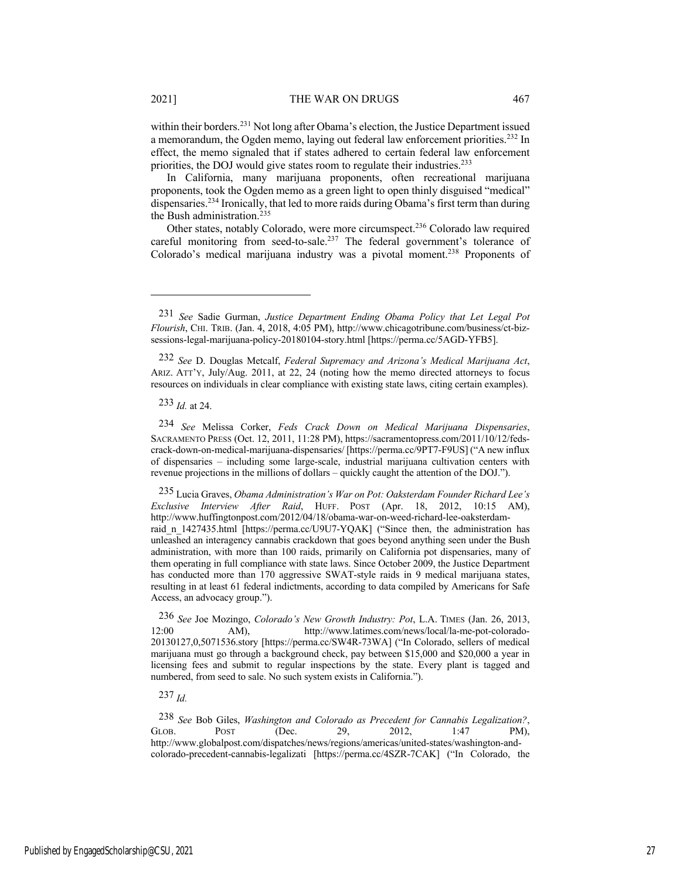within their borders.[231] Not long after Obama's election, the Justice Department issued a memorandum, the Ogden memo, laying out federal law enforcement priorities.[232] In effect, the memo signaled that if states adhered to certain federal law enforcement priorities, the DOJ would give states room to regulate their industries.[233]

In California, many marijuana proponents, often recreational marijuana proponents, took the Ogden memo as a green light to open thinly disguised "medical" dispensaries.[234] Ironically, that led to more raids during Obama's first term than during the Bush administration.[235]

Other states, notably Colorado, were more circumspect.[236] Colorado law required careful monitoring from seed-to-sale.[237] The federal government's tolerance of Colorado's medical marijuana industry was a pivotal moment.[238] Proponents of

---

[231] *See* Sadie Gurman, *Justice Department Ending Obama Policy that Let Legal Pot Flourish*, CHI. TRIB. (Jan. 4, 2018, 4:05 PM), http://www.chicagotribune.com/business/ct-biz-sessions-legal-marijuana-policy-20180104-story.html [https://perma.cc/5AGD-YFB5].

[232] *See* D. Douglas Metcalf, *Federal Supremacy and Arizona's Medical Marijuana Act*, ARIZ. ATT'Y, July/Aug. 2011, at 22, 24 (noting how the memo directed attorneys to focus resources on individuals in clear compliance with existing state laws, citing certain examples).

[233] *Id.* at 24.

[234] *See* Melissa Corker, *Feds Crack Down on Medical Marijuana Dispensaries*, SACRAMENTO PRESS (Oct. 12, 2011, 11:28 PM), https://sacramentopress.com/2011/10/12/feds-crack-down-on-medical-marijuana-dispensaries/ [https://perma.cc/9PT7-F9US] ("A new influx of dispensaries – including some large-scale, industrial marijuana cultivation centers with revenue projections in the millions of dollars – quickly caught the attention of the DOJ.").

[235] Lucia Graves, *Obama Administration's War on Pot: Oaksterdam Founder Richard Lee's Exclusive Interview After Raid*, HUFF. POST (Apr. 18, 2012, 10:15 AM), http://www.huffingtonpost.com/2012/04/18/obama-war-on-weed-richard-lee-oaksterdam-raid_n_1427435.html [https://perma.cc/U9U7-YQAK] ("Since then, the administration has unleashed an interagency cannabis crackdown that goes beyond anything seen under the Bush administration, with more than 100 raids, primarily on California pot dispensaries, many of them operating in full compliance with state laws. Since October 2009, the Justice Department has conducted more than 170 aggressive SWAT-style raids in 9 medical marijuana states, resulting in at least 61 federal indictments, according to data compiled by Americans for Safe Access, an advocacy group.").

[236] *See* Joe Mozingo, *Colorado's New Growth Industry: Pot*, L.A. TIMES (Jan. 26, 2013, 12:00 AM), http://www.latimes.com/news/local/la-me-pot-colorado-20130127,0,5071536.story [https://perma.cc/SW4R-73WA] ("In Colorado, sellers of medical marijuana must go through a background check, pay between $15,000 and $20,000 a year in licensing fees and submit to regular inspections by the state. Every plant is tagged and numbered, from seed to sale. No such system exists in California.").

[237] *Id.*

[238] *See* Bob Giles, *Washington and Colorado as Precedent for Cannabis Legalization?*, GLOB. POST (Dec. 29, 2012, 1:47 PM), http://www.globalpost.com/dispatches/news/regions/americas/united-states/washington-and-colorado-precedent-cannabis-legalizati [https://perma.cc/4SZR-7CAK] ("In Colorado, the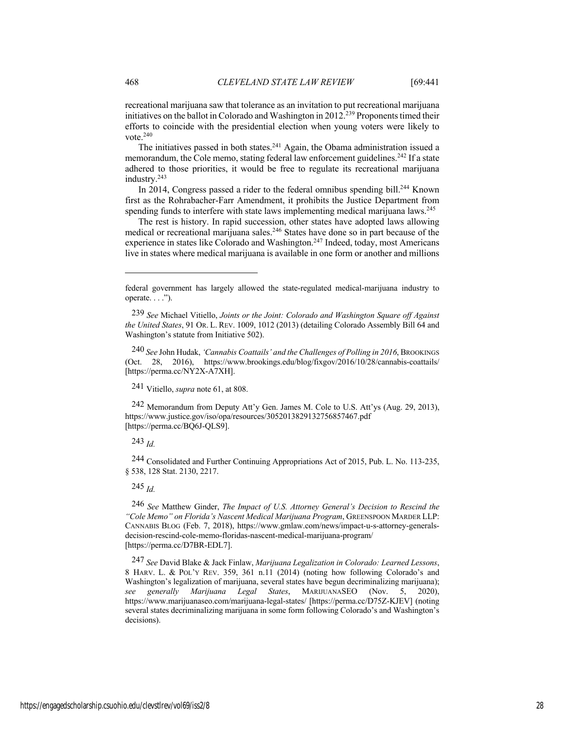recreational marijuana saw that tolerance as an invitation to put recreational marijuana initiatives on the ballot in Colorado and Washington in 2012.[239] Proponents timed their efforts to coincide with the presidential election when young voters were likely to vote.[240]

The initiatives passed in both states.[241] Again, the Obama administration issued a memorandum, the Cole memo, stating federal law enforcement guidelines.[242] If a state adhered to those priorities, it would be free to regulate its recreational marijuana industry.[243]

In 2014, Congress passed a rider to the federal omnibus spending bill.[244] Known first as the Rohrabacher-Farr Amendment, it prohibits the Justice Department from spending funds to interfere with state laws implementing medical marijuana laws.[245]

The rest is history. In rapid succession, other states have adopted laws allowing medical or recreational marijuana sales.[246] States have done so in part because of the experience in states like Colorado and Washington.[247] Indeed, today, most Americans live in states where medical marijuana is available in one form or another and millions

---

federal government has largely allowed the state-regulated medical-marijuana industry to operate. . . .").

239 *See* Michael Vitiello, *Joints or the Joint: Colorado and Washington Square off Against the United States*, 91 OR. L. REV. 1009, 1012 (2013) (detailing Colorado Assembly Bill 64 and Washington's statute from Initiative 502).

240 *See* John Hudak, *'Cannabis Coattails' and the Challenges of Polling in 2016*, BROOKINGS (Oct. 28, 2016), https://www.brookings.edu/blog/fixgov/2016/10/28/cannabis-coattails/ [https://perma.cc/NY2X-A7XH].

241 Vitiello, *supra* note 61, at 808.

242 Memorandum from Deputy Att'y Gen. James M. Cole to U.S. Att'ys (Aug. 29, 2013), https://www.justice.gov/iso/opa/resources/3052013829132756857467.pdf [https://perma.cc/BQ6J-QLS9].

243 *Id.*

244 Consolidated and Further Continuing Appropriations Act of 2015, Pub. L. No. 113-235, § 538, 128 Stat. 2130, 2217.

245 *Id.*

246 *See* Matthew Ginder, *The Impact of U.S. Attorney General's Decision to Rescind the "Cole Memo" on Florida's Nascent Medical Marijuana Program*, GREENSPOON MARDER LLP: CANNABIS BLOG (Feb. 7, 2018), https://www.gmlaw.com/news/impact-u-s-attorney-generals-decision-rescind-cole-memo-floridas-nascent-medical-marijuana-program/ [https://perma.cc/D7BR-EDL7].

247 *See* David Blake & Jack Finlaw, *Marijuana Legalization in Colorado: Learned Lessons*, 8 HARV. L. & POL'Y REV. 359, 361 n.11 (2014) (noting how following Colorado's and Washington's legalization of marijuana, several states have begun decriminalizing marijuana); *see generally Marijuana Legal States*, MARIJUANASEO (Nov. 5, 2020), https://www.marijuanaseo.com/marijuana-legal-states/ [https://perma.cc/D75Z-KJEV] (noting several states decriminalizing marijuana in some form following Colorado's and Washington's decisions).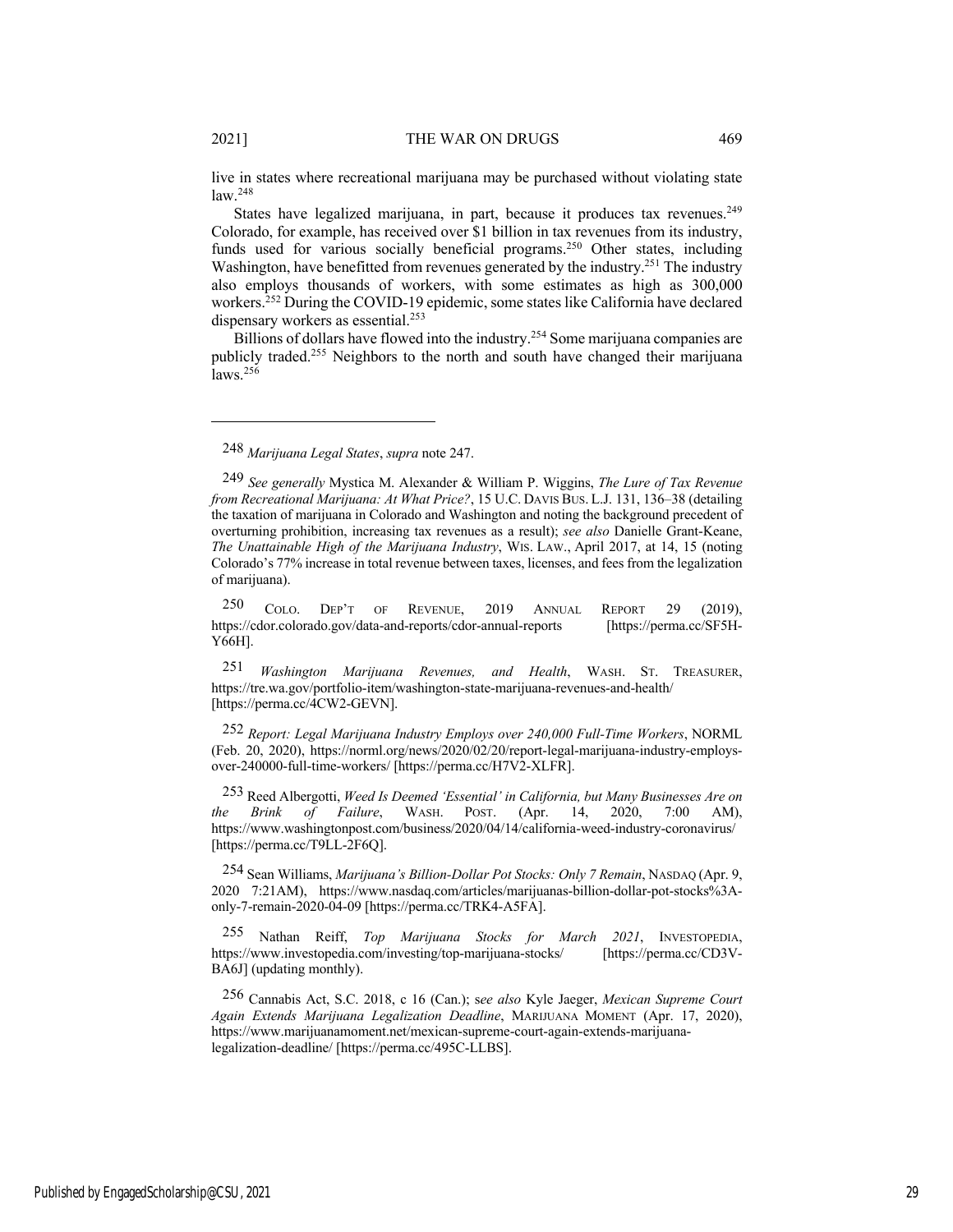live in states where recreational marijuana may be purchased without violating state law.[248]

States have legalized marijuana, in part, because it produces tax revenues.[249] Colorado, for example, has received over $1 billion in tax revenues from its industry, funds used for various socially beneficial programs.[250] Other states, including Washington, have benefitted from revenues generated by the industry.[251] The industry also employs thousands of workers, with some estimates as high as 300,000 workers.[252] During the COVID-19 epidemic, some states like California have declared dispensary workers as essential.[253]

Billions of dollars have flowed into the industry.[254] Some marijuana companies are publicly traded.[255] Neighbors to the north and south have changed their marijuana laws.[256]

---

248 *Marijuana Legal States*, *supra* note 247.

249 *See generally* Mystica M. Alexander & William P. Wiggins, *The Lure of Tax Revenue from Recreational Marijuana: At What Price?*, 15 U.C. DAVIS BUS. L.J. 131, 136–38 (detailing the taxation of marijuana in Colorado and Washington and noting the background precedent of overturning prohibition, increasing tax revenues as a result); *see also* Danielle Grant-Keane, *The Unattainable High of the Marijuana Industry*, WIS. LAW., April 2017, at 14, 15 (noting Colorado's 77% increase in total revenue between taxes, licenses, and fees from the legalization of marijuana).

250 COLO. DEP'T OF REVENUE, 2019 ANNUAL REPORT 29 (2019), https://cdor.colorado.gov/data-and-reports/cdor-annual-reports [https://perma.cc/SF5H-Y66H].

251 *Washington Marijuana Revenues, and Health*, WASH. ST. TREASURER, https://tre.wa.gov/portfolio-item/washington-state-marijuana-revenues-and-health/ [https://perma.cc/4CW2-GEVN].

252 *Report: Legal Marijuana Industry Employs over 240,000 Full-Time Workers*, NORML (Feb. 20, 2020), https://norml.org/news/2020/02/20/report-legal-marijuana-industry-employs-over-240000-full-time-workers/ [https://perma.cc/H7V2-XLFR].

253 Reed Albergotti, *Weed Is Deemed 'Essential' in California, but Many Businesses Are on the Brink of Failure*, WASH. POST. (Apr. 14, 2020, 7:00 AM), https://www.washingtonpost.com/business/2020/04/14/california-weed-industry-coronavirus/ [https://perma.cc/T9LL-2F6Q].

254 Sean Williams, *Marijuana's Billion-Dollar Pot Stocks: Only 7 Remain*, NASDAQ (Apr. 9, 2020 7:21AM), https://www.nasdaq.com/articles/marijuanas-billion-dollar-pot-stocks%3A-only-7-remain-2020-04-09 [https://perma.cc/TRK4-A5FA].

255 Nathan Reiff, *Top Marijuana Stocks for March 2021*, INVESTOPEDIA, https://www.investopedia.com/investing/top-marijuana-stocks/ [https://perma.cc/CD3V-BA6J] (updating monthly).

256 Cannabis Act, S.C. 2018, c 16 (Can.); *see also* Kyle Jaeger, *Mexican Supreme Court Again Extends Marijuana Legalization Deadline*, MARIJUANA MOMENT (Apr. 17, 2020), https://www.marijuanamoment.net/mexican-supreme-court-again-extends-marijuana-legalization-deadline/ [https://perma.cc/495C-LLBS].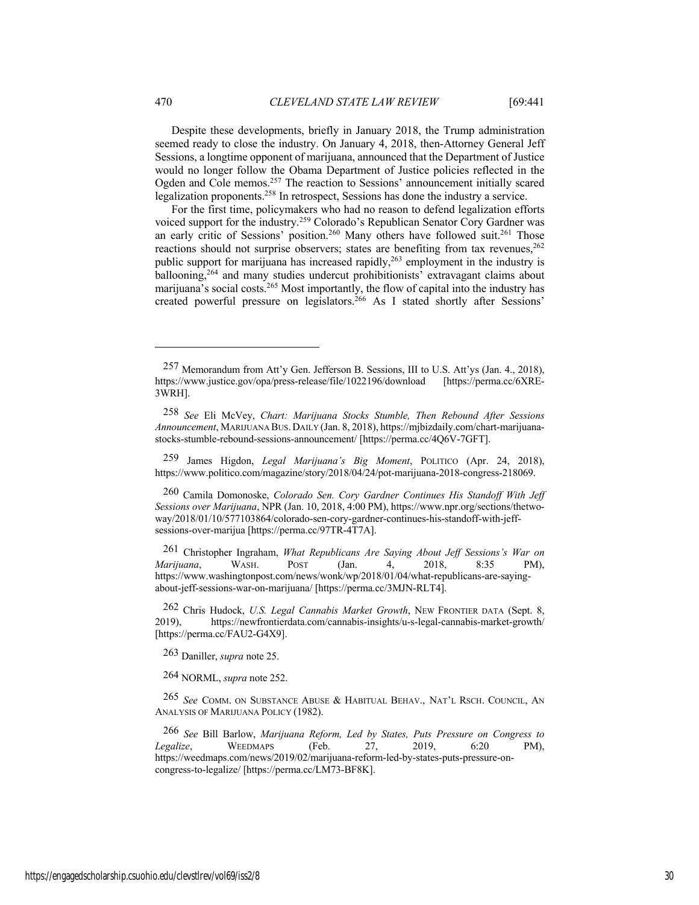Despite these developments, briefly in January 2018, the Trump administration seemed ready to close the industry. On January 4, 2018, then-Attorney General Jeff Sessions, a longtime opponent of marijuana, announced that the Department of Justice would no longer follow the Obama Department of Justice policies reflected in the Ogden and Cole memos.[257] The reaction to Sessions' announcement initially scared legalization proponents.[258] In retrospect, Sessions has done the industry a service.

For the first time, policymakers who had no reason to defend legalization efforts voiced support for the industry.[259] Colorado's Republican Senator Cory Gardner was an early critic of Sessions' position.[260] Many others have followed suit.[261] Those reactions should not surprise observers; states are benefiting from tax revenues,[262] public support for marijuana has increased rapidly,[263] employment in the industry is ballooning,[264] and many studies undercut prohibitionists' extravagant claims about marijuana's social costs.[265] Most importantly, the flow of capital into the industry has created powerful pressure on legislators.[266] As I stated shortly after Sessions'

---

257 Memorandum from Att'y Gen. Jefferson B. Sessions, III to U.S. Att'ys (Jan. 4., 2018), https://www.justice.gov/opa/press-release/file/1022196/download [https://perma.cc/6XRE-3WRH].

258 *See* Eli McVey, *Chart: Marijuana Stocks Stumble, Then Rebound After Sessions Announcement*, MARIJUANA BUS. DAILY (Jan. 8, 2018), https://mjbizdaily.com/chart-marijuana-stocks-stumble-rebound-sessions-announcement/ [https://perma.cc/4Q6V-7GFT].

259 James Higdon, *Legal Marijuana's Big Moment*, POLITICO (Apr. 24, 2018), https://www.politico.com/magazine/story/2018/04/24/pot-marijuana-2018-congress-218069.

260 Camila Domonoske, *Colorado Sen. Cory Gardner Continues His Standoff With Jeff Sessions over Marijuana*, NPR (Jan. 10, 2018, 4:00 PM), https://www.npr.org/sections/thetwo-way/2018/01/10/577103864/colorado-sen-cory-gardner-continues-his-standoff-with-jeff-sessions-over-marijua [https://perma.cc/97TR-4T7A].

261 Christopher Ingraham, *What Republicans Are Saying About Jeff Sessions's War on Marijuana*, WASH. POST (Jan. 4, 2018, 8:35 PM), https://www.washingtonpost.com/news/wonk/wp/2018/01/04/what-republicans-are-saying-about-jeff-sessions-war-on-marijuana/ [https://perma.cc/3MJN-RLT4].

262 Chris Hudock, *U.S. Legal Cannabis Market Growth*, NEW FRONTIER DATA (Sept. 8, 2019), https://newfrontierdata.com/cannabis-insights/u-s-legal-cannabis-market-growth/ [https://perma.cc/FAU2-G4X9].

263 Daniller, *supra* note 25.

264 NORML, *supra* note 252.

265 *See* COMM. ON SUBSTANCE ABUSE & HABITUAL BEHAV., NAT'L RSCH. COUNCIL, AN ANALYSIS OF MARIJUANA POLICY (1982).

266 *See* Bill Barlow, *Marijuana Reform, Led by States, Puts Pressure on Congress to Legalize*, WEEDMAPS (Feb. 27, 2019, 6:20 PM), https://weedmaps.com/news/2019/02/marijuana-reform-led-by-states-puts-pressure-on-congress-to-legalize/ [https://perma.cc/LM73-BF8K].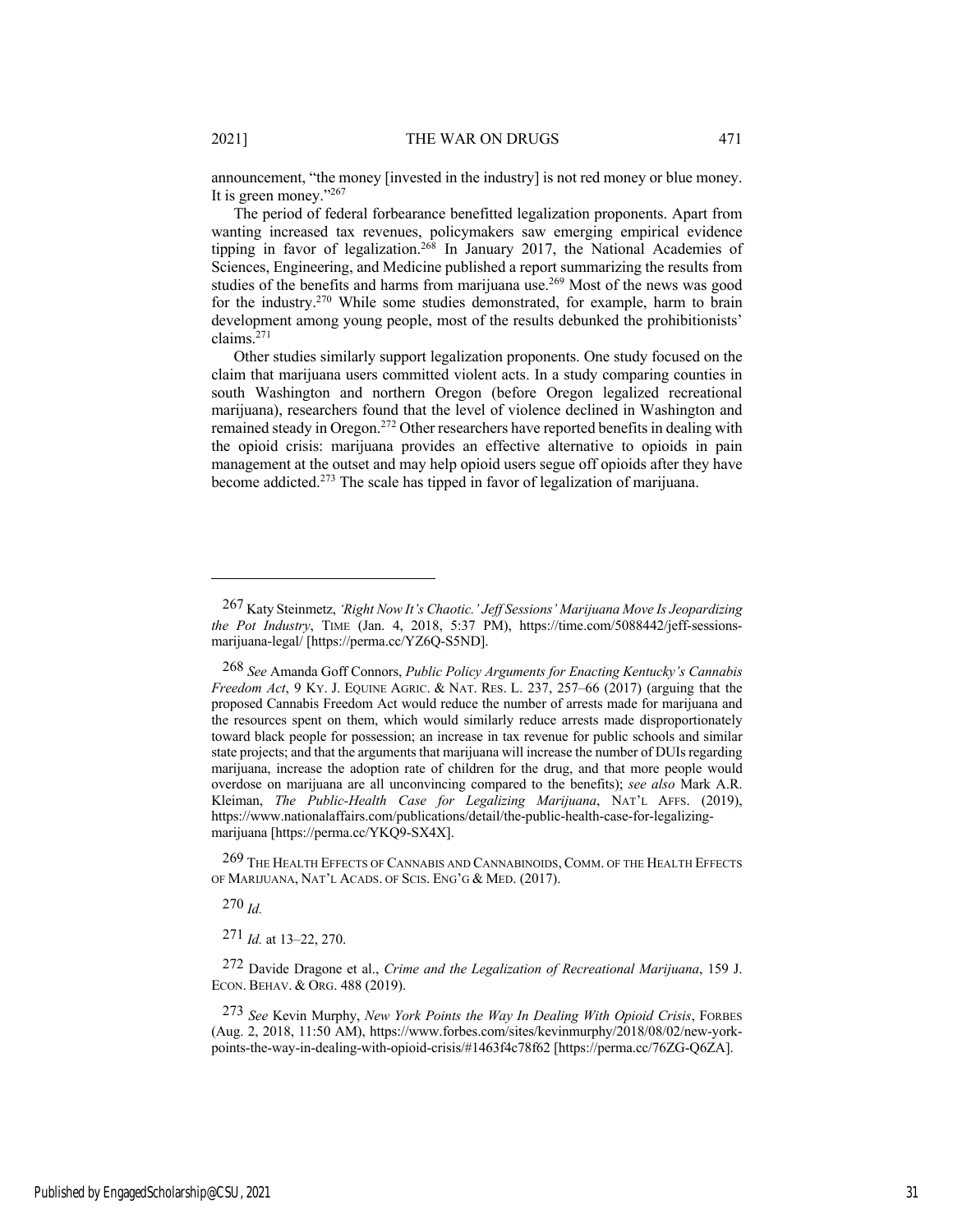announcement, "the money [invested in the industry] is not red money or blue money. It is green money."[267]

The period of federal forbearance benefitted legalization proponents. Apart from wanting increased tax revenues, policymakers saw emerging empirical evidence tipping in favor of legalization.[268] In January 2017, the National Academies of Sciences, Engineering, and Medicine published a report summarizing the results from studies of the benefits and harms from marijuana use.[269] Most of the news was good for the industry.[270] While some studies demonstrated, for example, harm to brain development among young people, most of the results debunked the prohibitionists' claims.[271]

Other studies similarly support legalization proponents. One study focused on the claim that marijuana users committed violent acts. In a study comparing counties in south Washington and northern Oregon (before Oregon legalized recreational marijuana), researchers found that the level of violence declined in Washington and remained steady in Oregon.[272] Other researchers have reported benefits in dealing with the opioid crisis: marijuana provides an effective alternative to opioids in pain management at the outset and may help opioid users segue off opioids after they have become addicted.[273] The scale has tipped in favor of legalization of marijuana.

---

[267] Katy Steinmetz, *'Right Now It's Chaotic.' Jeff Sessions' Marijuana Move Is Jeopardizing the Pot Industry*, TIME (Jan. 4, 2018, 5:37 PM), https://time.com/5088442/jeff-sessions-marijuana-legal/ [https://perma.cc/YZ6Q-S5ND].

[268] *See* Amanda Goff Connors, *Public Policy Arguments for Enacting Kentucky's Cannabis Freedom Act*, 9 KY. J. EQUINE AGRIC. & NAT. RES. L. 237, 257–66 (2017) (arguing that the proposed Cannabis Freedom Act would reduce the number of arrests made for marijuana and the resources spent on them, which would similarly reduce arrests made disproportionately toward black people for possession; an increase in tax revenue for public schools and similar state projects; and that the arguments that marijuana will increase the number of DUIs regarding marijuana, increase the adoption rate of children for the drug, and that more people would overdose on marijuana are all unconvincing compared to the benefits); *see also* Mark A.R. Kleiman, *The Public-Health Case for Legalizing Marijuana*, NAT'L AFFS. (2019), https://www.nationalaffairs.com/publications/detail/the-public-health-case-for-legalizing-marijuana [https://perma.cc/YKQ9-SX4X].

[269] THE HEALTH EFFECTS OF CANNABIS AND CANNABINOIDS, COMM. OF THE HEALTH EFFECTS OF MARIJUANA, NAT'L ACADS. OF SCIS. ENG'G & MED. (2017).

[270] *Id.*

[271] *Id.* at 13–22, 270.

[272] Davide Dragone et al., *Crime and the Legalization of Recreational Marijuana*, 159 J. ECON. BEHAV. & ORG. 488 (2019).

[273] *See* Kevin Murphy, *New York Points the Way In Dealing With Opioid Crisis*, FORBES (Aug. 2, 2018, 11:50 AM), https://www.forbes.com/sites/kevinmurphy/2018/08/02/new-york-points-the-way-in-dealing-with-opioid-crisis/#1463f4c78f62 [https://perma.cc/76ZG-Q6ZA].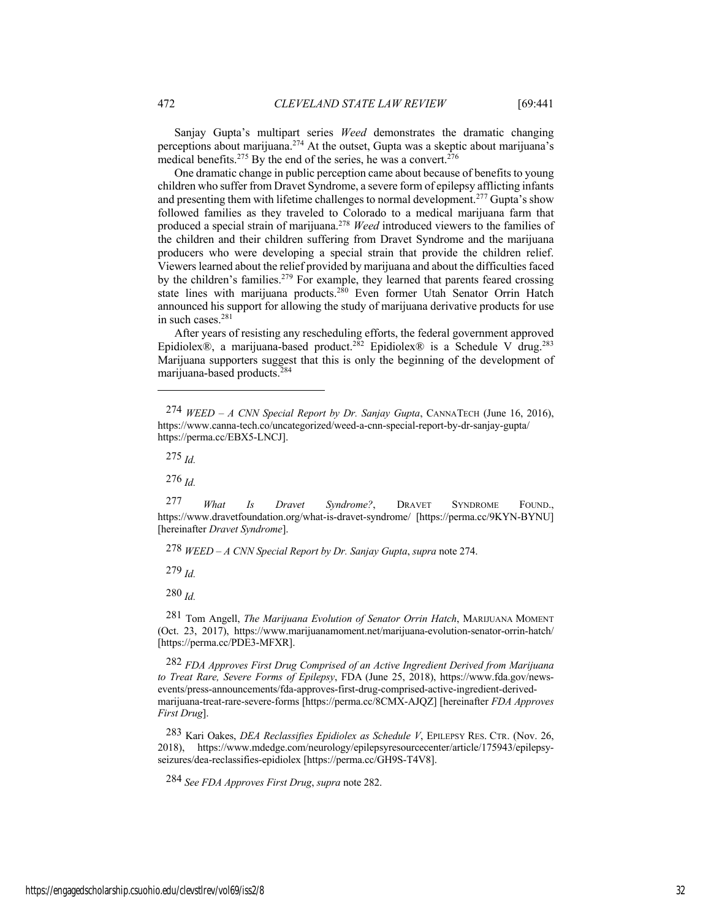Sanjay Gupta's multipart series *Weed* demonstrates the dramatic changing perceptions about marijuana.[274] At the outset, Gupta was a skeptic about marijuana's medical benefits.[275] By the end of the series, he was a convert.[276]

One dramatic change in public perception came about because of benefits to young children who suffer from Dravet Syndrome, a severe form of epilepsy afflicting infants and presenting them with lifetime challenges to normal development.[277] Gupta's show followed families as they traveled to Colorado to a medical marijuana farm that produced a special strain of marijuana.[278] *Weed* introduced viewers to the families of the children and their children suffering from Dravet Syndrome and the marijuana producers who were developing a special strain that provide the children relief. Viewers learned about the relief provided by marijuana and about the difficulties faced by the children's families.[279] For example, they learned that parents feared crossing state lines with marijuana products.[280] Even former Utah Senator Orrin Hatch announced his support for allowing the study of marijuana derivative products for use in such cases.[281]

After years of resisting any rescheduling efforts, the federal government approved Epidiolex®, a marijuana-based product.[282] Epidiolex® is a Schedule V drug.[283] Marijuana supporters suggest that this is only the beginning of the development of marijuana-based products.[284]

---

274 *WEED – A CNN Special Report by Dr. Sanjay Gupta*, CANNATECH (June 16, 2016), https://www.canna-tech.co/uncategorized/weed-a-cnn-special-report-by-dr-sanjay-gupta/ https://perma.cc/EBX5-LNCJ].

275 *Id.*

276 *Id.*

277 *What Is Dravet Syndrome?*, DRAVET SYNDROME FOUND., https://www.dravetfoundation.org/what-is-dravet-syndrome/ [https://perma.cc/9KYN-BYNU] [hereinafter *Dravet Syndrome*].

278 *WEED – A CNN Special Report by Dr. Sanjay Gupta*, *supra* note 274.

279 *Id.*

280 *Id.*

281 Tom Angell, *The Marijuana Evolution of Senator Orrin Hatch*, MARIJUANA MOMENT (Oct. 23, 2017), https://www.marijuanamoment.net/marijuana-evolution-senator-orrin-hatch/ [https://perma.cc/PDE3-MFXR].

282 *FDA Approves First Drug Comprised of an Active Ingredient Derived from Marijuana to Treat Rare, Severe Forms of Epilepsy*, FDA (June 25, 2018), https://www.fda.gov/news-events/press-announcements/fda-approves-first-drug-comprised-active-ingredient-derived-marijuana-treat-rare-severe-forms [https://perma.cc/8CMX-AJQZ] [hereinafter *FDA Approves First Drug*].

283 Kari Oakes, *DEA Reclassifies Epidiolex as Schedule V*, EPILEPSY RES. CTR. (Nov. 26, 2018), https://www.mdedge.com/neurology/epilepsyresourcecenter/article/175943/epilepsy-seizures/dea-reclassifies-epidiolex [https://perma.cc/GH9S-T4V8].

284 *See FDA Approves First Drug*, *supra* note 282.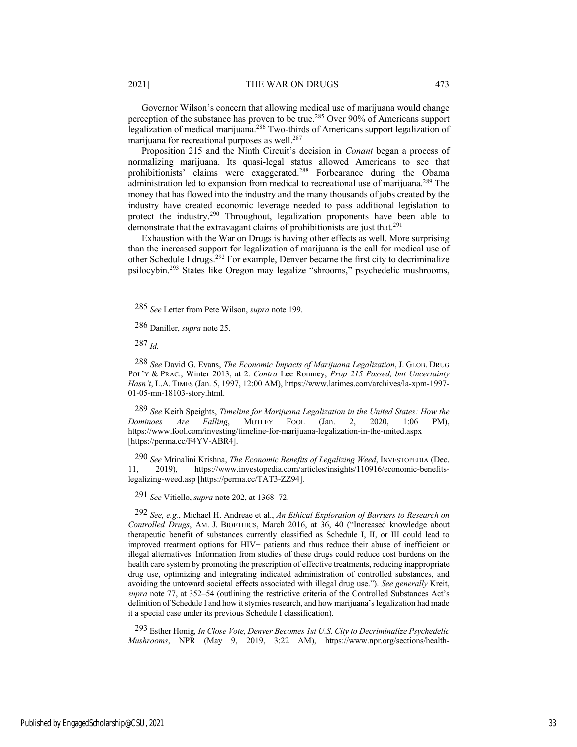Governor Wilson's concern that allowing medical use of marijuana would change perception of the substance has proven to be true.[285] Over 90% of Americans support legalization of medical marijuana.[286] Two-thirds of Americans support legalization of marijuana for recreational purposes as well.[287]

Proposition 215 and the Ninth Circuit's decision in *Conant* began a process of normalizing marijuana. Its quasi-legal status allowed Americans to see that prohibitionists' claims were exaggerated.[288] Forbearance during the Obama administration led to expansion from medical to recreational use of marijuana.[289] The money that has flowed into the industry and the many thousands of jobs created by the industry have created economic leverage needed to pass additional legislation to protect the industry.[290] Throughout, legalization proponents have been able to demonstrate that the extravagant claims of prohibitionists are just that.[291]

Exhaustion with the War on Drugs is having other effects as well. More surprising than the increased support for legalization of marijuana is the call for medical use of other Schedule I drugs.[292] For example, Denver became the first city to decriminalize psilocybin.[293] States like Oregon may legalize "shrooms," psychedelic mushrooms,

---

285 *See* Letter from Pete Wilson, *supra* note 199.

286 Daniller, *supra* note 25.

287 *Id.*

288 *See* David G. Evans, *The Economic Impacts of Marijuana Legalization*, J. GLOB. DRUG POL'Y & PRAC., Winter 2013, at 2. *Contra* Lee Romney, *Prop 215 Passed, but Uncertainty Hasn't*, L.A. TIMES (Jan. 5, 1997, 12:00 AM), https://www.latimes.com/archives/la-xpm-1997-01-05-mn-18103-story.html.

289 *See* Keith Speights, *Timeline for Marijuana Legalization in the United States: How the Dominoes Are Falling*, MOTLEY FOOL (Jan. 2, 2020, 1:06 PM), https://www.fool.com/investing/timeline-for-marijuana-legalization-in-the-united.aspx [https://perma.cc/F4YV-ABR4].

290 *See* Mrinalini Krishna, *The Economic Benefits of Legalizing Weed*, INVESTOPEDIA (Dec. 11, 2019), https://www.investopedia.com/articles/insights/110916/economic-benefits-legalizing-weed.asp [https://perma.cc/TAT3-ZZ94].

291 *See* Vitiello, *supra* note 202, at 1368–72.

292 *See, e.g.*, Michael H. Andreae et al., *An Ethical Exploration of Barriers to Research on Controlled Drugs*, AM. J. BIOETHICS, March 2016, at 36, 40 ("Increased knowledge about therapeutic benefit of substances currently classified as Schedule I, II, or III could lead to improved treatment options for HIV+ patients and thus reduce their abuse of inefficient or illegal alternatives. Information from studies of these drugs could reduce cost burdens on the health care system by promoting the prescription of effective treatments, reducing inappropriate drug use, optimizing and integrating indicated administration of controlled substances, and avoiding the untoward societal effects associated with illegal drug use."). *See generally* Kreit, *supra* note 77, at 352–54 (outlining the restrictive criteria of the Controlled Substances Act's definition of Schedule I and how it stymies research, and how marijuana's legalization had made it a special case under its previous Schedule I classification).

293 Esther Honig*, In Close Vote, Denver Becomes 1st U.S. City to Decriminalize Psychedelic Mushrooms*, NPR (May 9, 2019, 3:22 AM), https://www.npr.org/sections/health-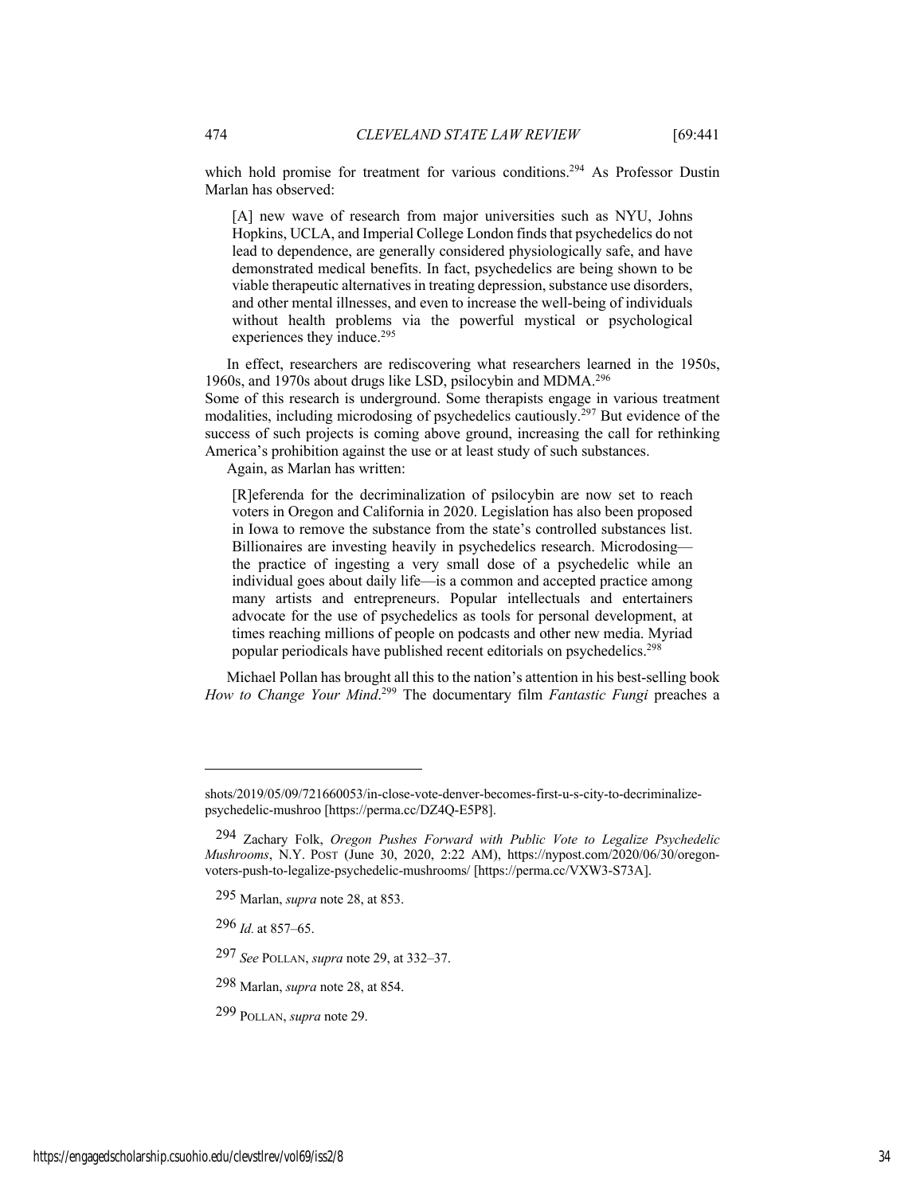which hold promise for treatment for various conditions.[294] As Professor Dustin Marlan has observed:

> [A] new wave of research from major universities such as NYU, Johns Hopkins, UCLA, and Imperial College London finds that psychedelics do not lead to dependence, are generally considered physiologically safe, and have demonstrated medical benefits. In fact, psychedelics are being shown to be viable therapeutic alternatives in treating depression, substance use disorders, and other mental illnesses, and even to increase the well-being of individuals without health problems via the powerful mystical or psychological experiences they induce.[295]

In effect, researchers are rediscovering what researchers learned in the 1950s, 1960s, and 1970s about drugs like LSD, psilocybin and MDMA.[296] Some of this research is underground. Some therapists engage in various treatment modalities, including microdosing of psychedelics cautiously.[297] But evidence of the success of such projects is coming above ground, increasing the call for rethinking America's prohibition against the use or at least study of such substances.

Again, as Marlan has written:

> [R]eferenda for the decriminalization of psilocybin are now set to reach voters in Oregon and California in 2020. Legislation has also been proposed in Iowa to remove the substance from the state's controlled substances list. Billionaires are investing heavily in psychedelics research. Microdosing—the practice of ingesting a very small dose of a psychedelic while an individual goes about daily life—is a common and accepted practice among many artists and entrepreneurs. Popular intellectuals and entertainers advocate for the use of psychedelics as tools for personal development, at times reaching millions of people on podcasts and other new media. Myriad popular periodicals have published recent editorials on psychedelics.[298]

Michael Pollan has brought all this to the nation's attention in his best-selling book *How to Change Your Mind*.[299] The documentary film *Fantastic Fungi* preaches a

---

shots/2019/05/09/721660053/in-close-vote-denver-becomes-first-u-s-city-to-decriminalize-psychedelic-mushroo [https://perma.cc/DZ4Q-E5P8].

294 Zachary Folk, *Oregon Pushes Forward with Public Vote to Legalize Psychedelic Mushrooms*, N.Y. POST (June 30, 2020, 2:22 AM), https://nypost.com/2020/06/30/oregon-voters-push-to-legalize-psychedelic-mushrooms/ [https://perma.cc/VXW3-S73A].

295 Marlan, *supra* note 28, at 853.

296 *Id.* at 857–65.

297 *See* POLLAN, *supra* note 29, at 332–37.

298 Marlan, *supra* note 28, at 854.

299 POLLAN, *supra* note 29.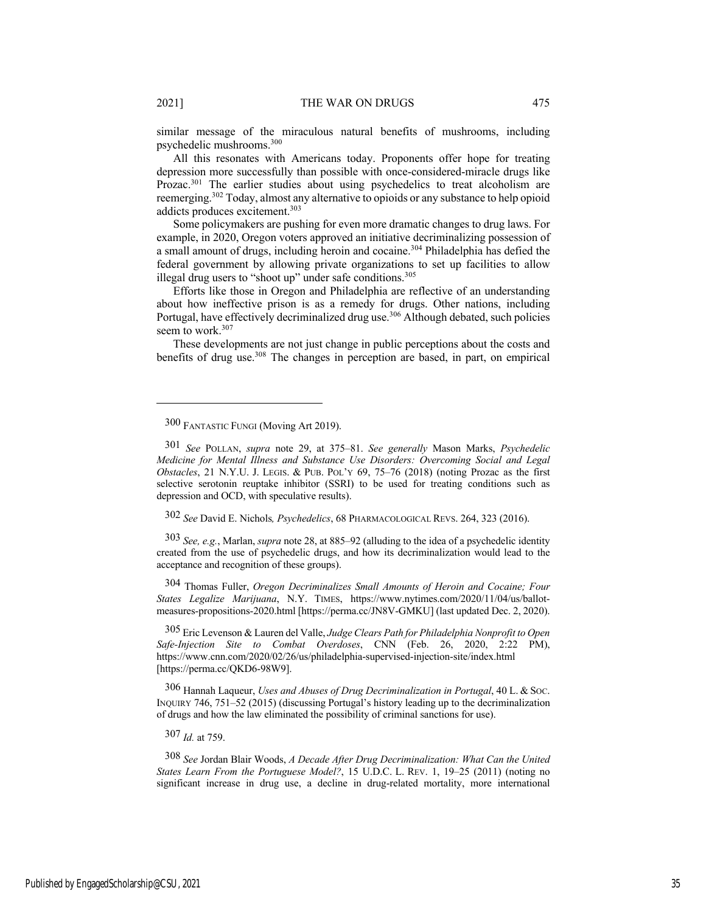similar message of the miraculous natural benefits of mushrooms, including psychedelic mushrooms.[300]

All this resonates with Americans today. Proponents offer hope for treating depression more successfully than possible with once-considered-miracle drugs like Prozac.[301] The earlier studies about using psychedelics to treat alcoholism are reemerging.[302] Today, almost any alternative to opioids or any substance to help opioid addicts produces excitement.[303]

Some policymakers are pushing for even more dramatic changes to drug laws. For example, in 2020, Oregon voters approved an initiative decriminalizing possession of a small amount of drugs, including heroin and cocaine.[304] Philadelphia has defied the federal government by allowing private organizations to set up facilities to allow illegal drug users to "shoot up" under safe conditions.[305]

Efforts like those in Oregon and Philadelphia are reflective of an understanding about how ineffective prison is as a remedy for drugs. Other nations, including Portugal, have effectively decriminalized drug use.[306] Although debated, such policies seem to work.[307]

These developments are not just change in public perceptions about the costs and benefits of drug use.[308] The changes in perception are based, in part, on empirical

---

300 FANTASTIC FUNGI (Moving Art 2019).

301 *See* POLLAN, *supra* note 29, at 375–81. *See generally* Mason Marks, *Psychedelic Medicine for Mental Illness and Substance Use Disorders: Overcoming Social and Legal Obstacles*, 21 N.Y.U. J. LEGIS. & PUB. POL'Y 69, 75–76 (2018) (noting Prozac as the first selective serotonin reuptake inhibitor (SSRI) to be used for treating conditions such as depression and OCD, with speculative results).

302 *See* David E. Nichols*, Psychedelics*, 68 PHARMACOLOGICAL REVS. 264, 323 (2016).

303 *See, e.g.*, Marlan, *supra* note 28, at 885–92 (alluding to the idea of a psychedelic identity created from the use of psychedelic drugs, and how its decriminalization would lead to the acceptance and recognition of these groups).

304 Thomas Fuller, *Oregon Decriminalizes Small Amounts of Heroin and Cocaine; Four States Legalize Marijuana*, N.Y. TIMES, https://www.nytimes.com/2020/11/04/us/ballot-measures-propositions-2020.html [https://perma.cc/JN8V-GMKU] (last updated Dec. 2, 2020).

305 Eric Levenson & Lauren del Valle, *Judge Clears Path for Philadelphia Nonprofit to Open Safe-Injection Site to Combat Overdoses*, CNN (Feb. 26, 2020, 2:22 PM), https://www.cnn.com/2020/02/26/us/philadelphia-supervised-injection-site/index.html [https://perma.cc/QKD6-98W9].

306 Hannah Laqueur, *Uses and Abuses of Drug Decriminalization in Portugal*, 40 L. & SOC. INQUIRY 746, 751–52 (2015) (discussing Portugal's history leading up to the decriminalization of drugs and how the law eliminated the possibility of criminal sanctions for use).

307 *Id.* at 759.

308 *See* Jordan Blair Woods, *A Decade After Drug Decriminalization: What Can the United States Learn From the Portuguese Model?*, 15 U.D.C. L. REV. 1, 19–25 (2011) (noting no significant increase in drug use, a decline in drug-related mortality, more international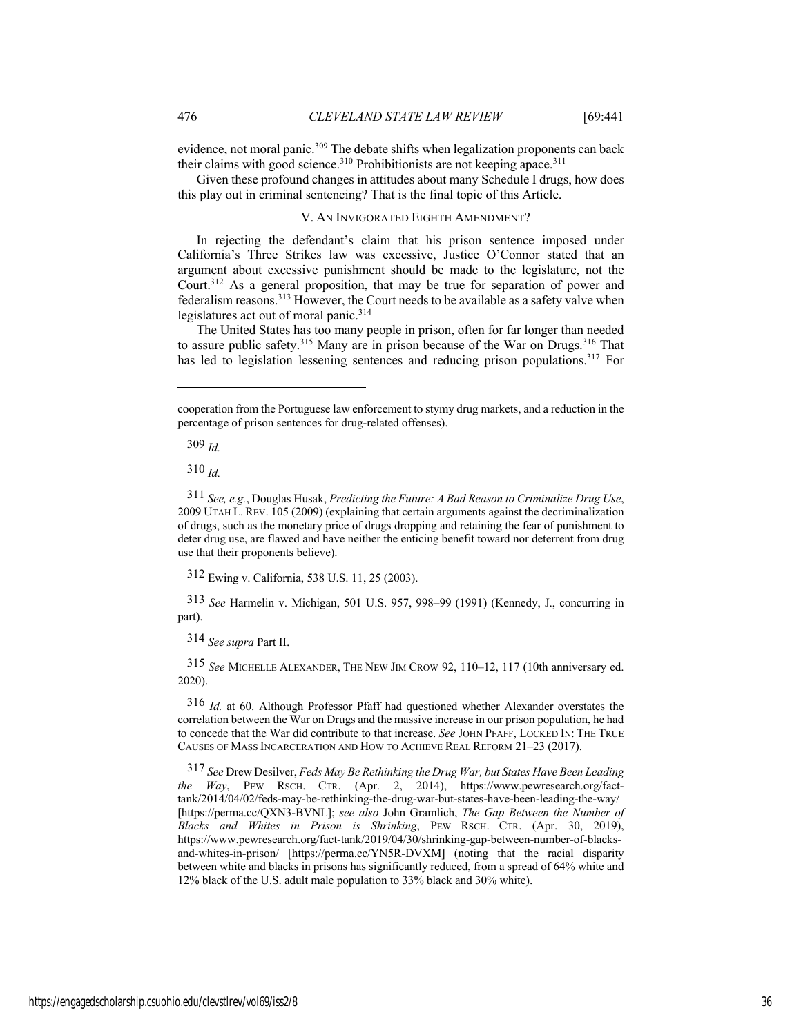evidence, not moral panic.[309] The debate shifts when legalization proponents can back their claims with good science.[310] Prohibitionists are not keeping apace.[311]

Given these profound changes in attitudes about many Schedule I drugs, how does this play out in criminal sentencing? That is the final topic of this Article.

## V. AN INVIGORATED EIGHTH AMENDMENT?

In rejecting the defendant's claim that his prison sentence imposed under California's Three Strikes law was excessive, Justice O'Connor stated that an argument about excessive punishment should be made to the legislature, not the Court.[312] As a general proposition, that may be true for separation of power and federalism reasons.[313] However, the Court needs to be available as a safety valve when legislatures act out of moral panic.[314]

The United States has too many people in prison, often for far longer than needed to assure public safety.[315] Many are in prison because of the War on Drugs.[316] That has led to legislation lessening sentences and reducing prison populations.[317] For

---

cooperation from the Portuguese law enforcement to stymy drug markets, and a reduction in the percentage of prison sentences for drug-related offenses).

309 *Id.*

310 *Id.*

311 *See, e.g.*, Douglas Husak, *Predicting the Future: A Bad Reason to Criminalize Drug Use*, 2009 UTAH L. REV. 105 (2009) (explaining that certain arguments against the decriminalization of drugs, such as the monetary price of drugs dropping and retaining the fear of punishment to deter drug use, are flawed and have neither the enticing benefit toward nor deterrent from drug use that their proponents believe).

312 Ewing v. California, 538 U.S. 11, 25 (2003).

313 *See* Harmelin v. Michigan, 501 U.S. 957, 998–99 (1991) (Kennedy, J., concurring in part).

314 *See supra* Part II.

315 *See* MICHELLE ALEXANDER, THE NEW JIM CROW 92, 110–12, 117 (10th anniversary ed. 2020).

316 *Id.* at 60. Although Professor Pfaff had questioned whether Alexander overstates the correlation between the War on Drugs and the massive increase in our prison population, he had to concede that the War did contribute to that increase. *See* JOHN PFAFF, LOCKED IN: THE TRUE CAUSES OF MASS INCARCERATION AND HOW TO ACHIEVE REAL REFORM 21–23 (2017).

317 *See* Drew Desilver, *Feds May Be Rethinking the Drug War, but States Have Been Leading the Way*, PEW RSCH. CTR. (Apr. 2, 2014), https://www.pewresearch.org/fact-tank/2014/04/02/feds-may-be-rethinking-the-drug-war-but-states-have-been-leading-the-way/ [https://perma.cc/QXN3-BVNL]; *see also* John Gramlich, *The Gap Between the Number of Blacks and Whites in Prison is Shrinking*, PEW RSCH. CTR. (Apr. 30, 2019), https://www.pewresearch.org/fact-tank/2019/04/30/shrinking-gap-between-number-of-blacks-and-whites-in-prison/ [https://perma.cc/YN5R-DVXM] (noting that the racial disparity between white and blacks in prisons has significantly reduced, from a spread of 64% white and 12% black of the U.S. adult male population to 33% black and 30% white).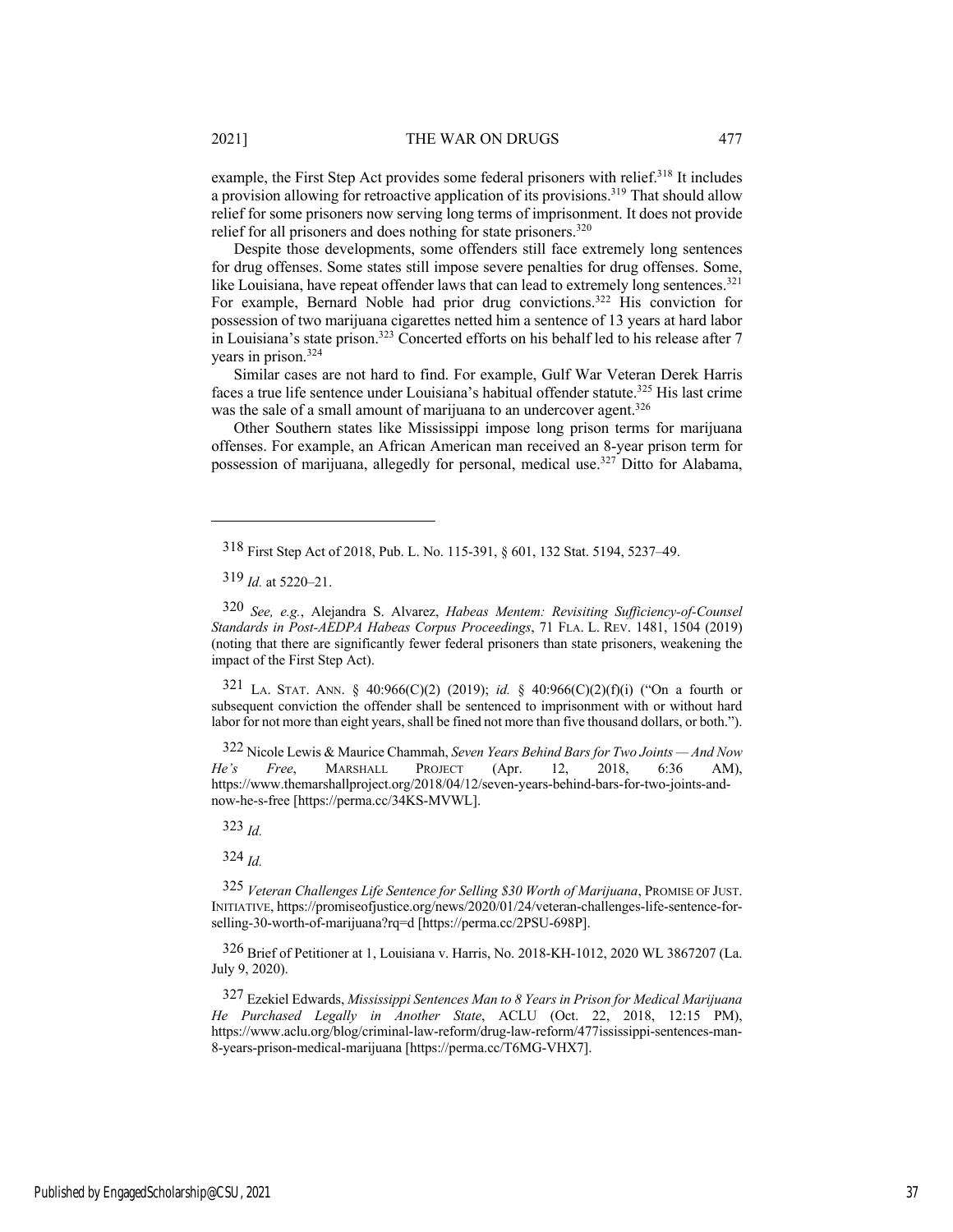example, the First Step Act provides some federal prisoners with relief.[318] It includes a provision allowing for retroactive application of its provisions.[319] That should allow relief for some prisoners now serving long terms of imprisonment. It does not provide relief for all prisoners and does nothing for state prisoners.[320]

Despite those developments, some offenders still face extremely long sentences for drug offenses. Some states still impose severe penalties for drug offenses. Some, like Louisiana, have repeat offender laws that can lead to extremely long sentences.[321] For example, Bernard Noble had prior drug convictions.[322] His conviction for possession of two marijuana cigarettes netted him a sentence of 13 years at hard labor in Louisiana's state prison.[323] Concerted efforts on his behalf led to his release after 7 years in prison.[324]

Similar cases are not hard to find. For example, Gulf War Veteran Derek Harris faces a true life sentence under Louisiana's habitual offender statute.[325] His last crime was the sale of a small amount of marijuana to an undercover agent.[326]

Other Southern states like Mississippi impose long prison terms for marijuana offenses. For example, an African American man received an 8-year prison term for possession of marijuana, allegedly for personal, medical use.[327] Ditto for Alabama,

---

318 First Step Act of 2018, Pub. L. No. 115-391, § 601, 132 Stat. 5194, 5237–49.

319 *Id.* at 5220–21.

320 *See, e.g.*, Alejandra S. Alvarez, *Habeas Mentem: Revisiting Sufficiency-of-Counsel Standards in Post-AEDPA Habeas Corpus Proceedings*, 71 FLA. L. REV. 1481, 1504 (2019) (noting that there are significantly fewer federal prisoners than state prisoners, weakening the impact of the First Step Act).

321 LA. STAT. ANN. § 40:966(C)(2) (2019); *id.* § 40:966(C)(2)(f)(i) ("On a fourth or subsequent conviction the offender shall be sentenced to imprisonment with or without hard labor for not more than eight years, shall be fined not more than five thousand dollars, or both.").

322 Nicole Lewis & Maurice Chammah, *Seven Years Behind Bars for Two Joints — And Now He's Free*, MARSHALL PROJECT (Apr. 12, 2018, 6:36 AM), https://www.themarshallproject.org/2018/04/12/seven-years-behind-bars-for-two-joints-and-now-he-s-free [https://perma.cc/34KS-MVWL].

323 *Id.*

324 *Id.*

325 *Veteran Challenges Life Sentence for Selling $30 Worth of Marijuana*, PROMISE OF JUST. INITIATIVE, https://promiseofjustice.org/news/2020/01/24/veteran-challenges-life-sentence-for-selling-30-worth-of-marijuana?rq=d [https://perma.cc/2PSU-698P].

326 Brief of Petitioner at 1, Louisiana v. Harris, No. 2018-KH-1012, 2020 WL 3867207 (La. July 9, 2020).

327 Ezekiel Edwards, *Mississippi Sentences Man to 8 Years in Prison for Medical Marijuana He Purchased Legally in Another State*, ACLU (Oct. 22, 2018, 12:15 PM), https://www.aclu.org/blog/criminal-law-reform/drug-law-reform/477ississippi-sentences-man-8-years-prison-medical-marijuana [https://perma.cc/T6MG-VHX7].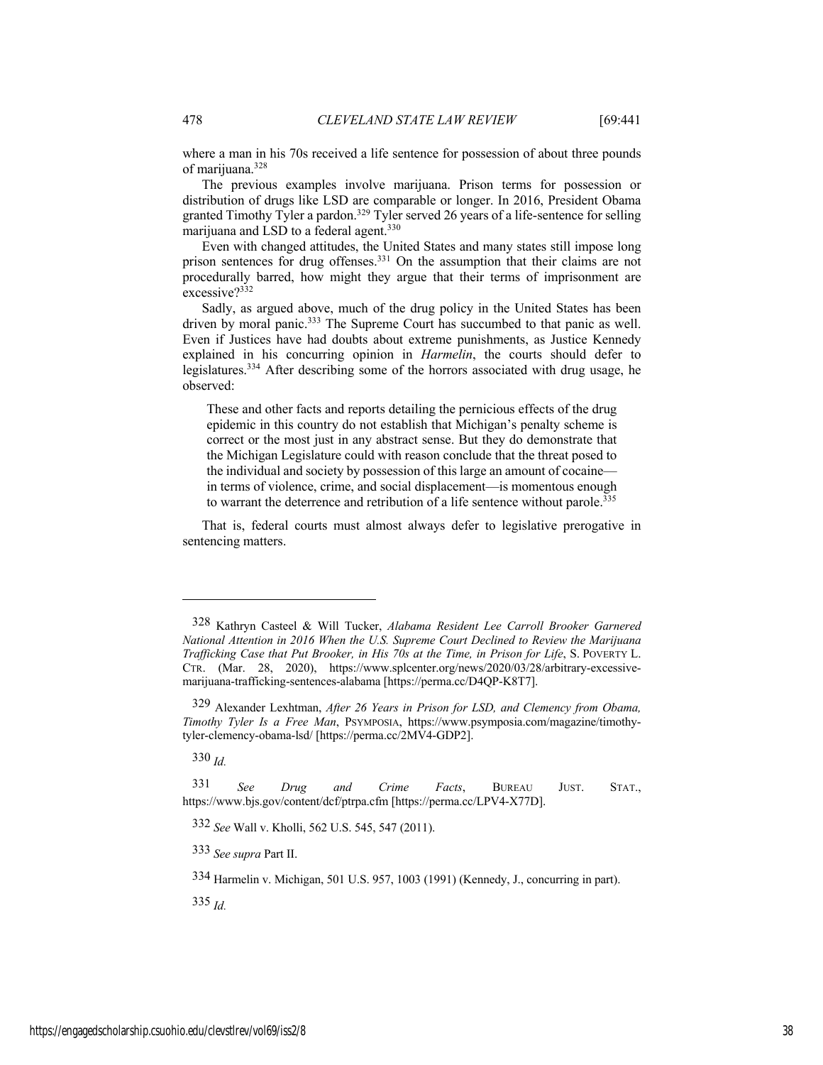where a man in his 70s received a life sentence for possession of about three pounds of marijuana.[328]

The previous examples involve marijuana. Prison terms for possession or distribution of drugs like LSD are comparable or longer. In 2016, President Obama granted Timothy Tyler a pardon.[329] Tyler served 26 years of a life-sentence for selling marijuana and LSD to a federal agent.[330]

Even with changed attitudes, the United States and many states still impose long prison sentences for drug offenses.[331] On the assumption that their claims are not procedurally barred, how might they argue that their terms of imprisonment are excessive?[332]

Sadly, as argued above, much of the drug policy in the United States has been driven by moral panic.[333] The Supreme Court has succumbed to that panic as well. Even if Justices have had doubts about extreme punishments, as Justice Kennedy explained in his concurring opinion in *Harmelin*, the courts should defer to legislatures.[334] After describing some of the horrors associated with drug usage, he observed:

> These and other facts and reports detailing the pernicious effects of the drug epidemic in this country do not establish that Michigan's penalty scheme is correct or the most just in any abstract sense. But they do demonstrate that the Michigan Legislature could with reason conclude that the threat posed to the individual and society by possession of this large an amount of cocaine—in terms of violence, crime, and social displacement—is momentous enough to warrant the deterrence and retribution of a life sentence without parole.[335]

That is, federal courts must almost always defer to legislative prerogative in sentencing matters.

---

328 Kathryn Casteel & Will Tucker, *Alabama Resident Lee Carroll Brooker Garnered National Attention in 2016 When the U.S. Supreme Court Declined to Review the Marijuana Trafficking Case that Put Brooker, in His 70s at the Time, in Prison for Life*, S. POVERTY L. CTR. (Mar. 28, 2020), https://www.splcenter.org/news/2020/03/28/arbitrary-excessive-marijuana-trafficking-sentences-alabama [https://perma.cc/D4QP-K8T7].

329 Alexander Lexhtman, *After 26 Years in Prison for LSD, and Clemency from Obama, Timothy Tyler Is a Free Man*, PSYMPOSIA, https://www.psymposia.com/magazine/timothy-tyler-clemency-obama-lsd/ [https://perma.cc/2MV4-GDP2].

330 *Id.*

331 *See Drug and Crime Facts*, BUREAU JUST. STAT., https://www.bjs.gov/content/dcf/ptrpa.cfm [https://perma.cc/LPV4-X77D].

332 *See* Wall v. Kholli, 562 U.S. 545, 547 (2011).

333 *See supra* Part II.

334 Harmelin v. Michigan, 501 U.S. 957, 1003 (1991) (Kennedy, J., concurring in part).

335 *Id.*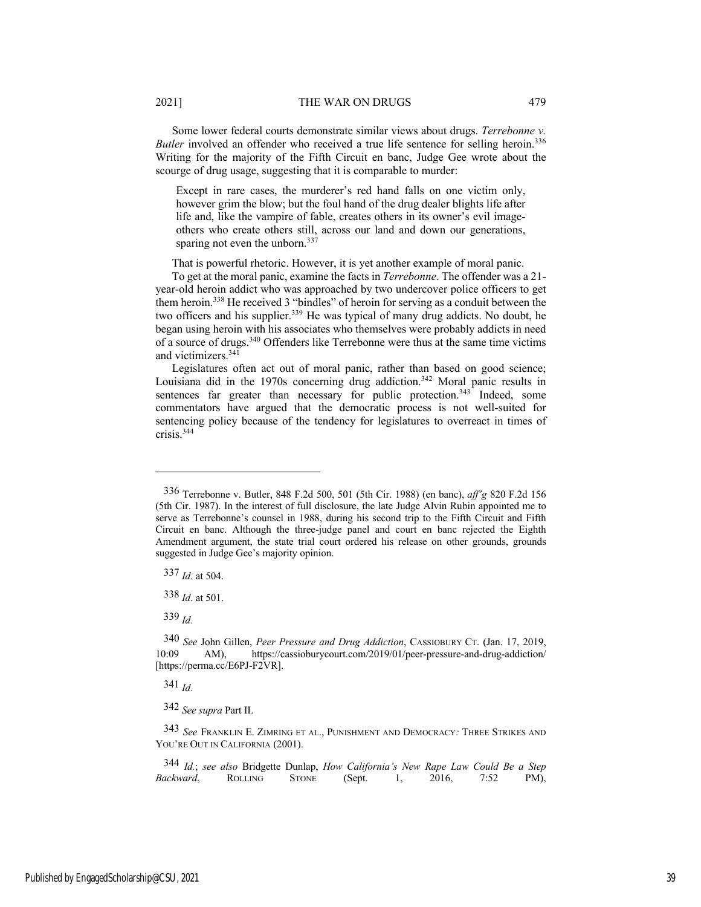Some lower federal courts demonstrate similar views about drugs. *Terrebonne v. Butler* involved an offender who received a true life sentence for selling heroin.[336] Writing for the majority of the Fifth Circuit en banc, Judge Gee wrote about the scourge of drug usage, suggesting that it is comparable to murder:

> Except in rare cases, the murderer's red hand falls on one victim only, however grim the blow; but the foul hand of the drug dealer blights life after life and, like the vampire of fable, creates others in its owner's evil image-others who create others still, across our land and down our generations, sparing not even the unborn.[337]

That is powerful rhetoric. However, it is yet another example of moral panic.

To get at the moral panic, examine the facts in *Terrebonne*. The offender was a 21-year-old heroin addict who was approached by two undercover police officers to get them heroin.[338] He received 3 "bindles" of heroin for serving as a conduit between the two officers and his supplier.[339] He was typical of many drug addicts. No doubt, he began using heroin with his associates who themselves were probably addicts in need of a source of drugs.[340] Offenders like Terrebonne were thus at the same time victims and victimizers.[341]

Legislatures often act out of moral panic, rather than based on good science; Louisiana did in the 1970s concerning drug addiction.[342] Moral panic results in sentences far greater than necessary for public protection.[343] Indeed, some commentators have argued that the democratic process is not well-suited for sentencing policy because of the tendency for legislatures to overreact in times of crisis.[344]

---

336 Terrebonne v. Butler, 848 F.2d 500, 501 (5th Cir. 1988) (en banc), *aff'g* 820 F.2d 156 (5th Cir. 1987). In the interest of full disclosure, the late Judge Alvin Rubin appointed me to serve as Terrebonne's counsel in 1988, during his second trip to the Fifth Circuit and Fifth Circuit en banc. Although the three-judge panel and court en banc rejected the Eighth Amendment argument, the state trial court ordered his release on other grounds, grounds suggested in Judge Gee's majority opinion.

337 *Id.* at 504.

338 *Id.* at 501.

339 *Id.*

340 *See* John Gillen, *Peer Pressure and Drug Addiction*, CASSIOBURY CT. (Jan. 17, 2019, 10:09 AM), https://cassioburycourt.com/2019/01/peer-pressure-and-drug-addiction/ [https://perma.cc/E6PJ-F2VR].

341 *Id.*

342 *See supra* Part II.

343 *See* FRANKLIN E. ZIMRING ET AL., PUNISHMENT AND DEMOCRACY: THREE STRIKES AND YOU'RE OUT IN CALIFORNIA (2001).

344 *Id.*; *see also* Bridgette Dunlap, *How California's New Rape Law Could Be a Step Backward*, ROLLING STONE (Sept. 1, 2016, 7:52 PM),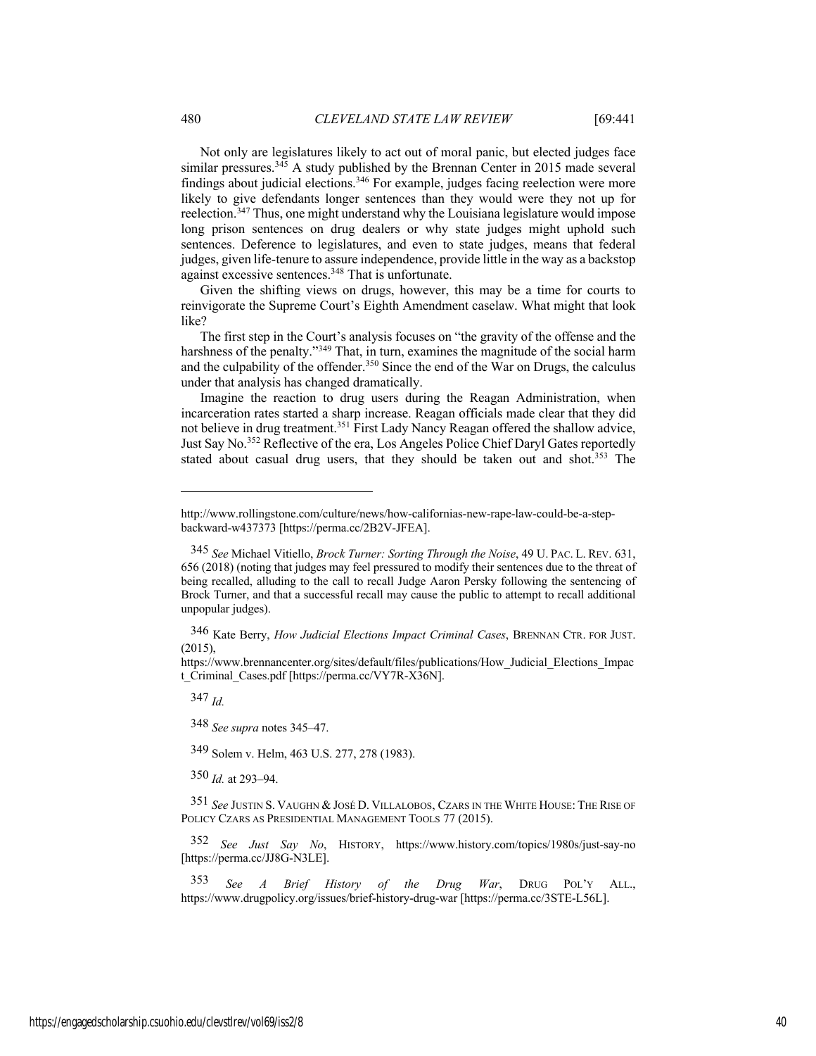Not only are legislatures likely to act out of moral panic, but elected judges face similar pressures.[345] A study published by the Brennan Center in 2015 made several findings about judicial elections.[346] For example, judges facing reelection were more likely to give defendants longer sentences than they would were they not up for reelection.[347] Thus, one might understand why the Louisiana legislature would impose long prison sentences on drug dealers or why state judges might uphold such sentences. Deference to legislatures, and even to state judges, means that federal judges, given life-tenure to assure independence, provide little in the way as a backstop against excessive sentences.[348] That is unfortunate.

Given the shifting views on drugs, however, this may be a time for courts to reinvigorate the Supreme Court's Eighth Amendment caselaw. What might that look like?

The first step in the Court's analysis focuses on "the gravity of the offense and the harshness of the penalty."[349] That, in turn, examines the magnitude of the social harm and the culpability of the offender.[350] Since the end of the War on Drugs, the calculus under that analysis has changed dramatically.

Imagine the reaction to drug users during the Reagan Administration, when incarceration rates started a sharp increase. Reagan officials made clear that they did not believe in drug treatment.[351] First Lady Nancy Reagan offered the shallow advice, Just Say No.[352] Reflective of the era, Los Angeles Police Chief Daryl Gates reportedly stated about casual drug users, that they should be taken out and shot.[353] The

---

http://www.rollingstone.com/culture/news/how-californias-new-rape-law-could-be-a-step-backward-w437373 [https://perma.cc/2B2V-JFEA].

[345] *See* Michael Vitiello, *Brock Turner: Sorting Through the Noise*, 49 U. PAC. L. REV. 631, 656 (2018) (noting that judges may feel pressured to modify their sentences due to the threat of being recalled, alluding to the call to recall Judge Aaron Persky following the sentencing of Brock Turner, and that a successful recall may cause the public to attempt to recall additional unpopular judges).

[346] Kate Berry, *How Judicial Elections Impact Criminal Cases*, BRENNAN CTR. FOR JUST. (2015), https://www.brennancenter.org/sites/default/files/publications/How_Judicial_Elections_Impact_Criminal_Cases.pdf [https://perma.cc/VY7R-X36N].

[347] *Id.*

[348] *See supra* notes 345–47.

[349] Solem v. Helm, 463 U.S. 277, 278 (1983).

[350] *Id.* at 293–94.

[351] *See* JUSTIN S. VAUGHN & JOSÉ D. VILLALOBOS, CZARS IN THE WHITE HOUSE: THE RISE OF POLICY CZARS AS PRESIDENTIAL MANAGEMENT TOOLS 77 (2015).

[352] *See Just Say No*, HISTORY, https://www.history.com/topics/1980s/just-say-no [https://perma.cc/JJ8G-N3LE].

[353] *See A Brief History of the Drug War*, DRUG POL'Y ALL., https://www.drugpolicy.org/issues/brief-history-drug-war [https://perma.cc/3STE-L56L].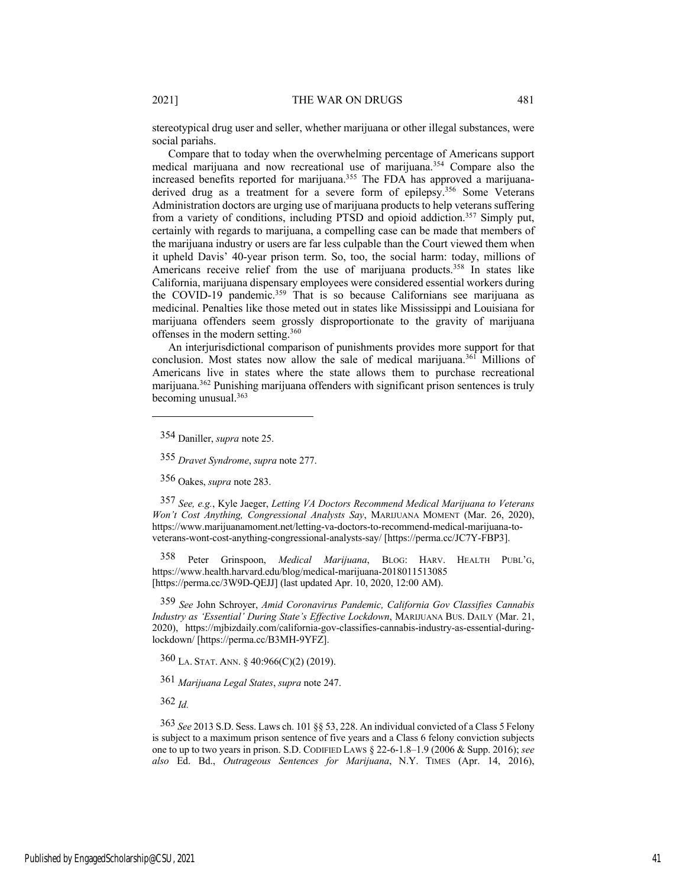stereotypical drug user and seller, whether marijuana or other illegal substances, were social pariahs.

Compare that to today when the overwhelming percentage of Americans support medical marijuana and now recreational use of marijuana.[354] Compare also the increased benefits reported for marijuana.[355] The FDA has approved a marijuana-derived drug as a treatment for a severe form of epilepsy.[356] Some Veterans Administration doctors are urging use of marijuana products to help veterans suffering from a variety of conditions, including PTSD and opioid addiction.[357] Simply put, certainly with regards to marijuana, a compelling case can be made that members of the marijuana industry or users are far less culpable than the Court viewed them when it upheld Davis' 40-year prison term. So, too, the social harm: today, millions of Americans receive relief from the use of marijuana products.[358] In states like California, marijuana dispensary employees were considered essential workers during the COVID-19 pandemic.[359] That is so because Californians see marijuana as medicinal. Penalties like those meted out in states like Mississippi and Louisiana for marijuana offenders seem grossly disproportionate to the gravity of marijuana offenses in the modern setting.[360]

An interjurisdictional comparison of punishments provides more support for that conclusion. Most states now allow the sale of medical marijuana.[361] Millions of Americans live in states where the state allows them to purchase recreational marijuana.[362] Punishing marijuana offenders with significant prison sentences is truly becoming unusual.[363]

---

354 Daniller, *supra* note 25.

355 *Dravet Syndrome*, *supra* note 277.

356 Oakes, *supra* note 283.

357 *See, e.g.*, Kyle Jaeger, *Letting VA Doctors Recommend Medical Marijuana to Veterans Won't Cost Anything, Congressional Analysts Say*, MARIJUANA MOMENT (Mar. 26, 2020), https://www.marijuanamoment.net/letting-va-doctors-to-recommend-medical-marijuana-to-veterans-wont-cost-anything-congressional-analysts-say/ [https://perma.cc/JC7Y-FBP3].

358 Peter Grinspoon, *Medical Marijuana*, BLOG: HARV. HEALTH PUBL'G, https://www.health.harvard.edu/blog/medical-marijuana-2018011513085 [https://perma.cc/3W9D-QEJJ] (last updated Apr. 10, 2020, 12:00 AM).

359 *See* John Schroyer, *Amid Coronavirus Pandemic, California Gov Classifies Cannabis Industry as 'Essential' During State's Effective Lockdown*, MARIJUANA BUS. DAILY (Mar. 21, 2020), https://mjbizdaily.com/california-gov-classifies-cannabis-industry-as-essential-during-lockdown/ [https://perma.cc/B3MH-9YFZ].

360 LA. STAT. ANN. § 40:966(C)(2) (2019).

361 *Marijuana Legal States*, *supra* note 247.

362 *Id.*

363 *See* 2013 S.D. Sess. Laws ch. 101 §§ 53, 228. An individual convicted of a Class 5 Felony is subject to a maximum prison sentence of five years and a Class 6 felony conviction subjects one to up to two years in prison. S.D. CODIFIED LAWS § 22-6-1.8–1.9 (2006 & Supp. 2016); *see also* Ed. Bd., *Outrageous Sentences for Marijuana*, N.Y. TIMES (Apr. 14, 2016),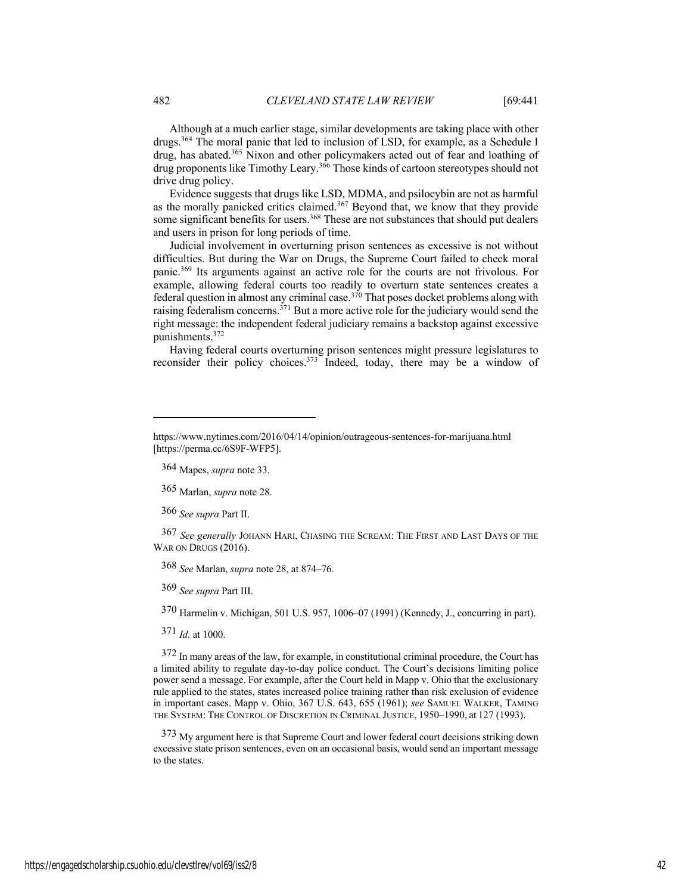Although at a much earlier stage, similar developments are taking place with other drugs.[364] The moral panic that led to inclusion of LSD, for example, as a Schedule I drug, has abated.[365] Nixon and other policymakers acted out of fear and loathing of drug proponents like Timothy Leary.[366] Those kinds of cartoon stereotypes should not drive drug policy.

Evidence suggests that drugs like LSD, MDMA, and psilocybin are not as harmful as the morally panicked critics claimed.[367] Beyond that, we know that they provide some significant benefits for users.[368] These are not substances that should put dealers and users in prison for long periods of time.

Judicial involvement in overturning prison sentences as excessive is not without difficulties. But during the War on Drugs, the Supreme Court failed to check moral panic.[369] Its arguments against an active role for the courts are not frivolous. For example, allowing federal courts too readily to overturn state sentences creates a federal question in almost any criminal case.[370] That poses docket problems along with raising federalism concerns.[371] But a more active role for the judiciary would send the right message: the independent federal judiciary remains a backstop against excessive punishments.[372]

Having federal courts overturning prison sentences might pressure legislatures to reconsider their policy choices.[373] Indeed, today, there may be a window of

---

https://www.nytimes.com/2016/04/14/opinion/outrageous-sentences-for-marijuana.html [https://perma.cc/6S9F-WFP5].

364 Mapes, *supra* note 33.

365 Marlan, *supra* note 28.

366 *See supra* Part II.

367 *See generally* JOHANN HARI, CHASING THE SCREAM: THE FIRST AND LAST DAYS OF THE WAR ON DRUGS (2016).

368 *See* Marlan, *supra* note 28, at 874–76.

369 *See supra* Part III.

370 Harmelin v. Michigan, 501 U.S. 957, 1006–07 (1991) (Kennedy, J., concurring in part).

371 *Id.* at 1000.

372 In many areas of the law, for example, in constitutional criminal procedure, the Court has a limited ability to regulate day-to-day police conduct. The Court's decisions limiting police power send a message. For example, after the Court held in Mapp v. Ohio that the exclusionary rule applied to the states, states increased police training rather than risk exclusion of evidence in important cases. Mapp v. Ohio, 367 U.S. 643, 655 (1961); *see* SAMUEL WALKER, TAMING THE SYSTEM: THE CONTROL OF DISCRETION IN CRIMINAL JUSTICE, 1950–1990, at 127 (1993).

373 My argument here is that Supreme Court and lower federal court decisions striking down excessive state prison sentences, even on an occasional basis, would send an important message to the states.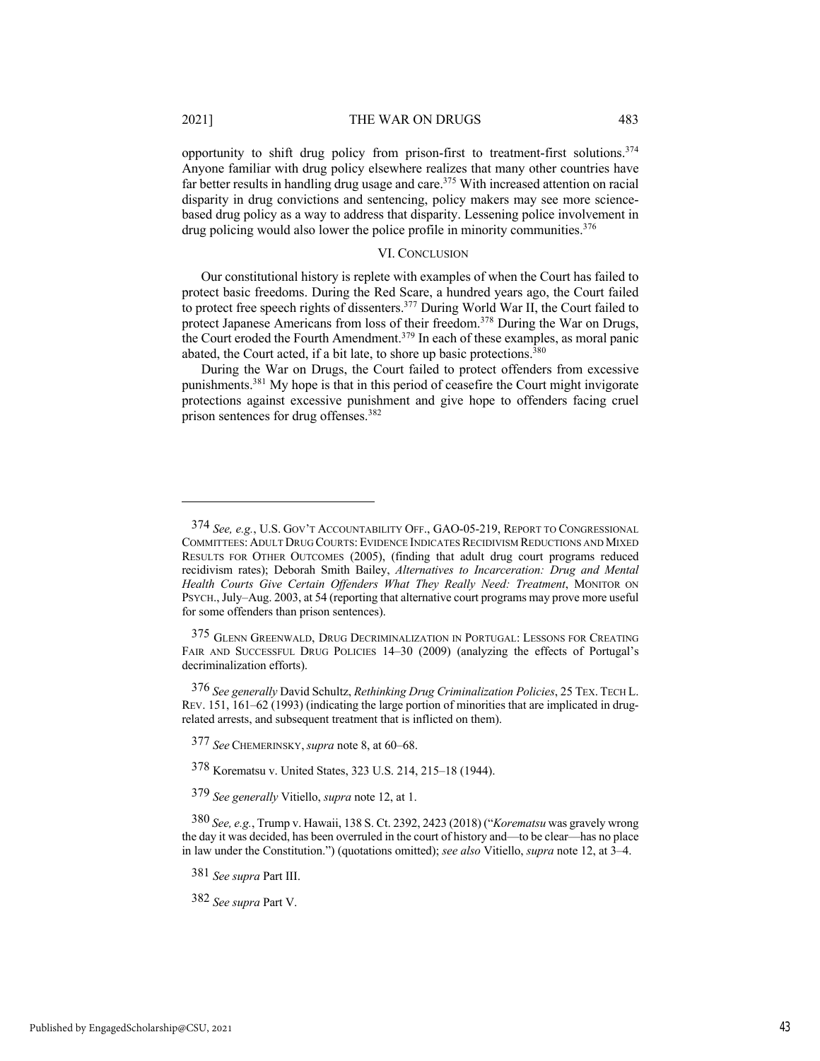opportunity to shift drug policy from prison-first to treatment-first solutions.[374] Anyone familiar with drug policy elsewhere realizes that many other countries have far better results in handling drug usage and care.[375] With increased attention on racial disparity in drug convictions and sentencing, policy makers may see more science-based drug policy as a way to address that disparity. Lessening police involvement in drug policing would also lower the police profile in minority communities.[376]

## VI. Conclusion

Our constitutional history is replete with examples of when the Court has failed to protect basic freedoms. During the Red Scare, a hundred years ago, the Court failed to protect free speech rights of dissenters.[377] During World War II, the Court failed to protect Japanese Americans from loss of their freedom.[378] During the War on Drugs, the Court eroded the Fourth Amendment.[379] In each of these examples, as moral panic abated, the Court acted, if a bit late, to shore up basic protections.[380]

During the War on Drugs, the Court failed to protect offenders from excessive punishments.[381] My hope is that in this period of ceasefire the Court might invigorate protections against excessive punishment and give hope to offenders facing cruel prison sentences for drug offenses.[382]

---

374 *See, e.g.*, U.S. Gov't Accountability Off., GAO-05-219, Report to Congressional Committees: Adult Drug Courts: Evidence Indicates Recidivism Reductions and Mixed Results for Other Outcomes (2005), (finding that adult drug court programs reduced recidivism rates); Deborah Smith Bailey, *Alternatives to Incarceration: Drug and Mental Health Courts Give Certain Offenders What They Really Need: Treatment*, Monitor on Psych., July–Aug. 2003, at 54 (reporting that alternative court programs may prove more useful for some offenders than prison sentences).

375 Glenn Greenwald, Drug Decriminalization in Portugal: Lessons for Creating Fair and Successful Drug Policies 14–30 (2009) (analyzing the effects of Portugal's decriminalization efforts).

376 *See generally* David Schultz, *Rethinking Drug Criminalization Policies*, 25 Tex. Tech L. Rev. 151, 161–62 (1993) (indicating the large portion of minorities that are implicated in drug-related arrests, and subsequent treatment that is inflicted on them).

377 *See* Chemerinsky, *supra* note 8, at 60–68.

378 Korematsu v. United States, 323 U.S. 214, 215–18 (1944).

379 *See generally* Vitiello, *supra* note 12, at 1.

380 *See, e.g.*, Trump v. Hawaii, 138 S. Ct. 2392, 2423 (2018) ("*Korematsu* was gravely wrong the day it was decided, has been overruled in the court of history and—to be clear—has no place in law under the Constitution.") (quotations omitted); *see also* Vitiello, *supra* note 12, at 3–4.

381 *See supra* Part III.

382 *See supra* Part V.